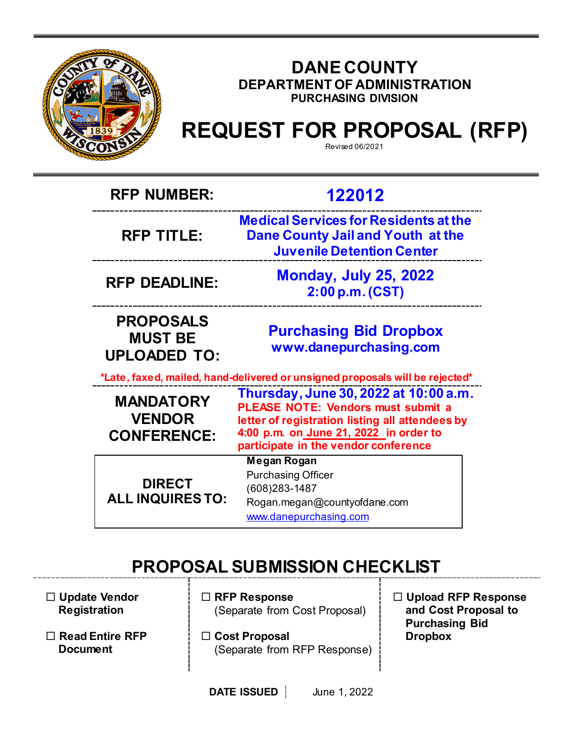# DANE COUNTY
## DEPARTMENT OF ADMINISTRATION
### PURCHASING DIVISION

# REQUEST FOR PROPOSAL (RFP)

Revised 06/2021

| | |
|---|---|
| **RFP NUMBER:** | **122012** |
| **RFP TITLE:** | **Medical Services for Residents at the Dane County Jail and Youth at the Juvenile Detention Center** |
| **RFP DEADLINE:** | **Monday, July 25, 2022 2:00 p.m. (CST)** |
| **PROPOSALS MUST BE UPLOADED TO:** | **Purchasing Bid Dropbox www.danepurchasing.com** |

***Late, faxed, mailed, hand-delivered or unsigned proposals will be rejected***

| | |
|---|---|
| **MANDATORY VENDOR CONFERENCE:** | **Thursday, June 30, 2022 at 10:00 a.m.** **PLEASE NOTE: Vendors must submit a letter of registration listing all attendees by 4:00 p.m. on June 21, 2022 in order to participate in the vendor conference** |
| **DIRECT ALL INQUIRES TO:** | **Megan Rogan** Purchasing Officer (608)283-1487 Rogan.megan@countyofdane.com www.danepurchasing.com |

## PROPOSAL SUBMISSION CHECKLIST

- ☐ **Update Vendor Registration**
- ☐ **Read Entire RFP Document**
- ☐ **RFP Response** (Separate from Cost Proposal)
- ☐ **Cost Proposal** (Separate from RFP Response)
- ☐ **Upload RFP Response and Cost Proposal to Purchasing Bid Dropbox**

**DATE ISSUED** June 1, 2022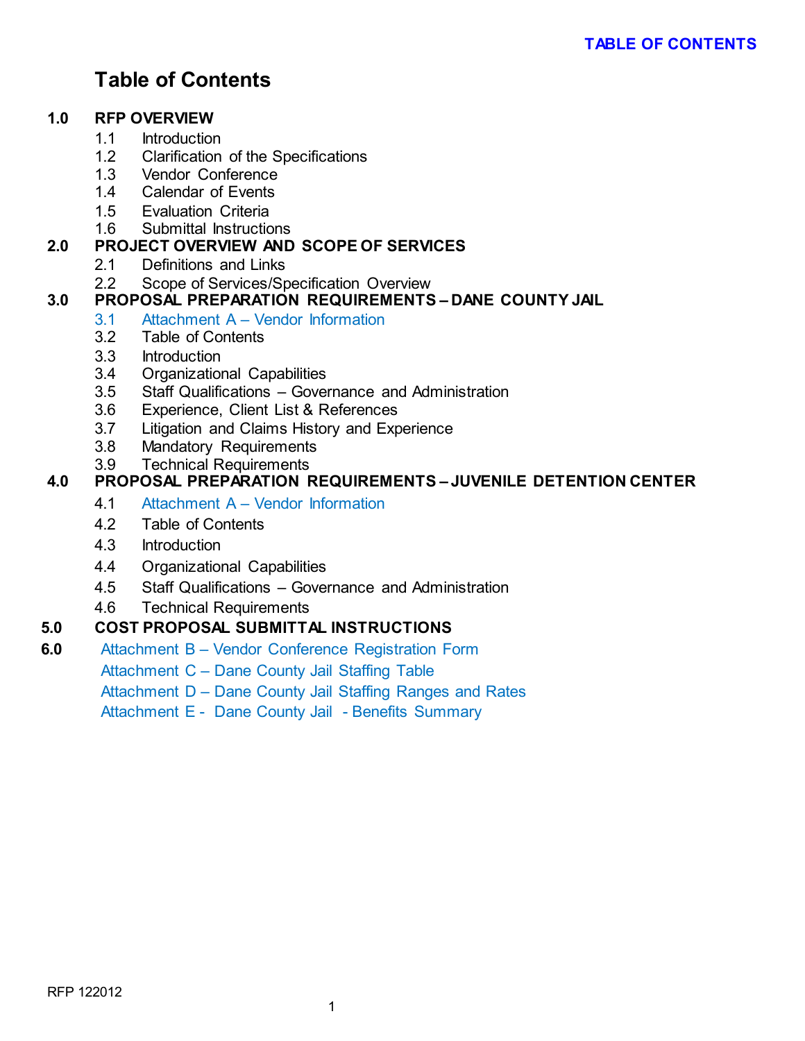# Table of Contents

**1.0 RFP OVERVIEW**
- 1.1 Introduction
- 1.2 Clarification of the Specifications
- 1.3 Vendor Conference
- 1.4 Calendar of Events
- 1.5 Evaluation Criteria
- 1.6 Submittal Instructions

**2.0 PROJECT OVERVIEW AND SCOPE OF SERVICES**
- 2.1 Definitions and Links
- 2.2 Scope of Services/Specification Overview

**3.0 PROPOSAL PREPARATION REQUIREMENTS – DANE COUNTY JAIL**
- 3.1 Attachment A – Vendor Information
- 3.2 Table of Contents
- 3.3 Introduction
- 3.4 Organizational Capabilities
- 3.5 Staff Qualifications – Governance and Administration
- 3.6 Experience, Client List & References
- 3.7 Litigation and Claims History and Experience
- 3.8 Mandatory Requirements
- 3.9 Technical Requirements

**4.0 PROPOSAL PREPARATION REQUIREMENTS – JUVENILE DETENTION CENTER**
- 4.1 Attachment A – Vendor Information
- 4.2 Table of Contents
- 4.3 Introduction
- 4.4 Organizational Capabilities
- 4.5 Staff Qualifications – Governance and Administration
- 4.6 Technical Requirements

**5.0 COST PROPOSAL SUBMITTAL INSTRUCTIONS**

**6.0** Attachment B – Vendor Conference Registration Form
- Attachment C – Dane County Jail Staffing Table
- Attachment D – Dane County Jail Staffing Ranges and Rates
- Attachment E - Dane County Jail - Benefits Summary

RFP 122012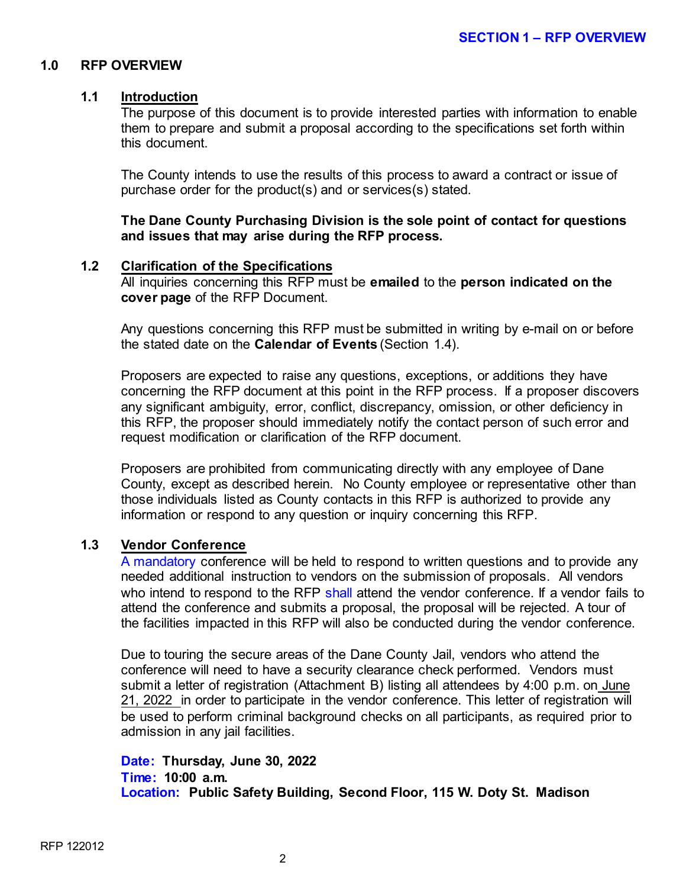## SECTION 1 – RFP OVERVIEW

# 1.0 RFP OVERVIEW

## 1.1 Introduction

The purpose of this document is to provide interested parties with information to enable them to prepare and submit a proposal according to the specifications set forth within this document.

The County intends to use the results of this process to award a contract or issue of purchase order for the product(s) and or services(s) stated.

**The Dane County Purchasing Division is the sole point of contact for questions and issues that may arise during the RFP process.**

## 1.2 Clarification of the Specifications

All inquiries concerning this RFP must be **emailed** to the **person indicated on the cover page** of the RFP Document.

Any questions concerning this RFP must be submitted in writing by e-mail on or before the stated date on the **Calendar of Events** (Section 1.4).

Proposers are expected to raise any questions, exceptions, or additions they have concerning the RFP document at this point in the RFP process. If a proposer discovers any significant ambiguity, error, conflict, discrepancy, omission, or other deficiency in this RFP, the proposer should immediately notify the contact person of such error and request modification or clarification of the RFP document.

Proposers are prohibited from communicating directly with any employee of Dane County, except as described herein. No County employee or representative other than those individuals listed as County contacts in this RFP is authorized to provide any information or respond to any question or inquiry concerning this RFP.

## 1.3 Vendor Conference

A mandatory conference will be held to respond to written questions and to provide any needed additional instruction to vendors on the submission of proposals. All vendors who intend to respond to the RFP shall attend the vendor conference. If a vendor fails to attend the conference and submits a proposal, the proposal will be rejected. A tour of the facilities impacted in this RFP will also be conducted during the vendor conference.

Due to touring the secure areas of the Dane County Jail, vendors who attend the conference will need to have a security clearance check performed. Vendors must submit a letter of registration (Attachment B) listing all attendees by 4:00 p.m. on June 21, 2022 in order to participate in the vendor conference. This letter of registration will be used to perform criminal background checks on all participants, as required prior to admission in any jail facilities.

**Date: Thursday, June 30, 2022**
**Time: 10:00 a.m.**
**Location: Public Safety Building, Second Floor, 115 W. Doty St. Madison**

RFP 122012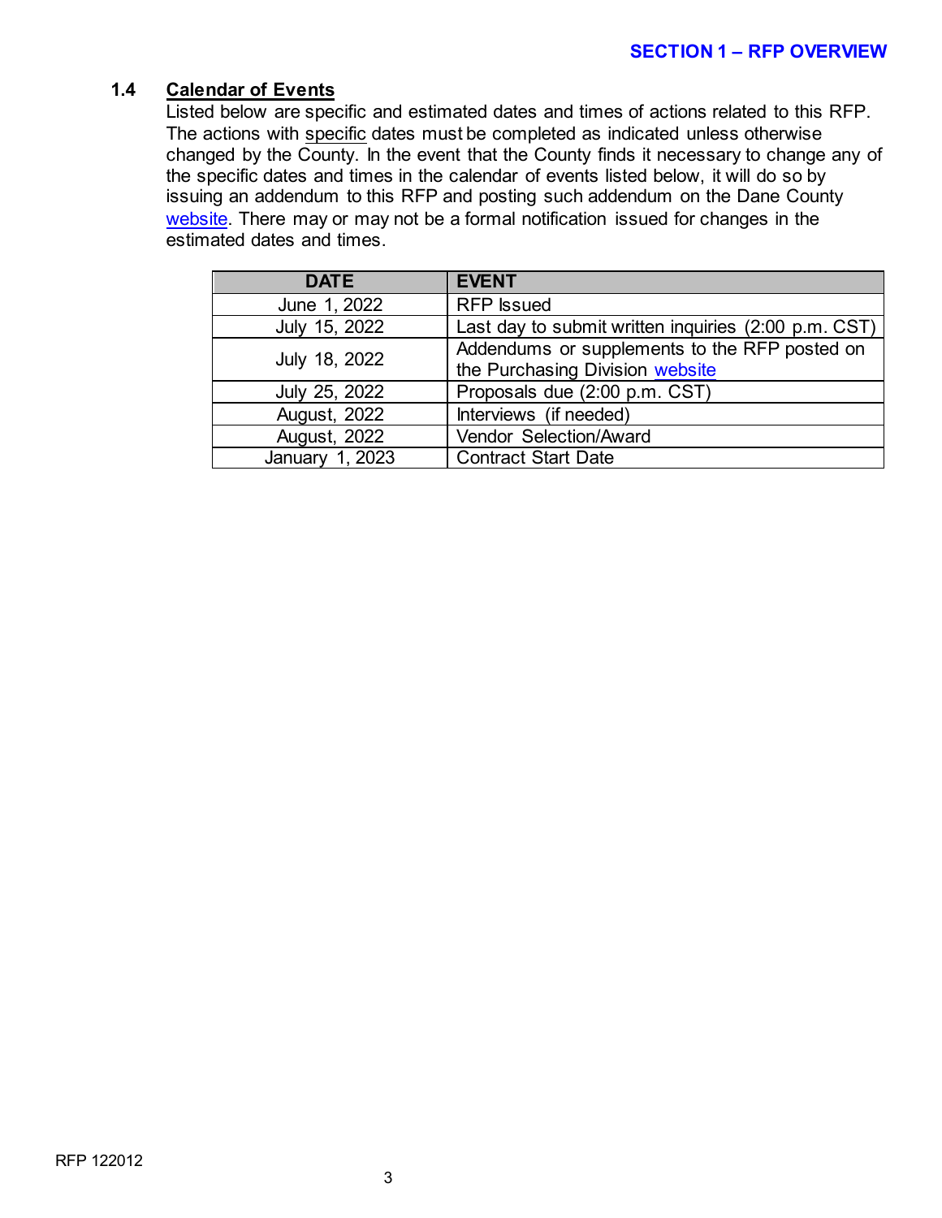## 1.4 Calendar of Events

Listed below are specific and estimated dates and times of actions related to this RFP. The actions with specific dates must be completed as indicated unless otherwise changed by the County. In the event that the County finds it necessary to change any of the specific dates and times in the calendar of events listed below, it will do so by issuing an addendum to this RFP and posting such addendum on the Dane County website. There may or may not be a formal notification issued for changes in the estimated dates and times.

| DATE | EVENT |
|---|---|
| June 1, 2022 | RFP Issued |
| July 15, 2022 | Last day to submit written inquiries (2:00 p.m. CST) |
| July 18, 2022 | Addendums or supplements to the RFP posted on the Purchasing Division website |
| July 25, 2022 | Proposals due (2:00 p.m. CST) |
| August, 2022 | Interviews (if needed) |
| August, 2022 | Vendor Selection/Award |
| January 1, 2023 | Contract Start Date |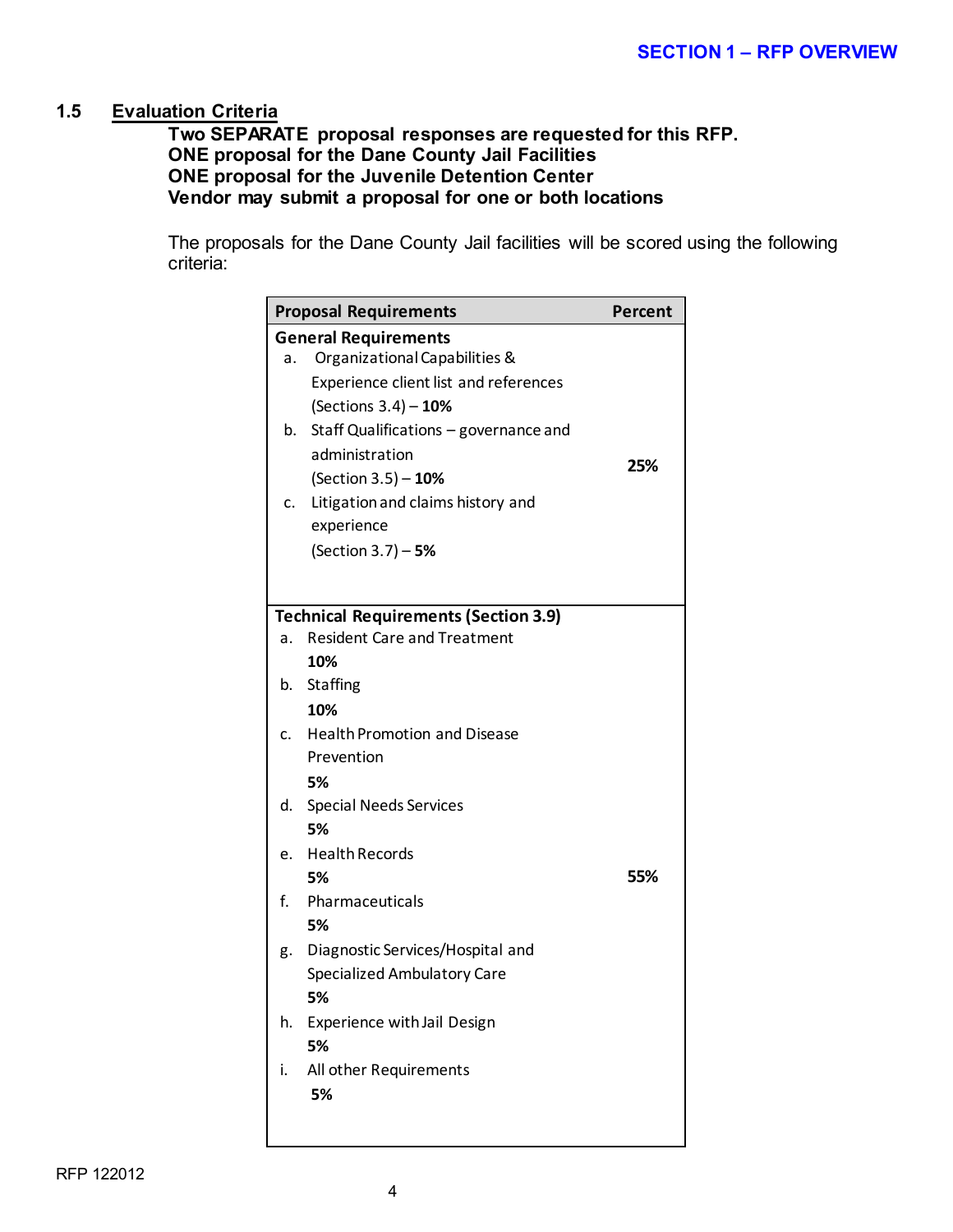### 1.5 Evaluation Criteria

**Two SEPARATE proposal responses are requested for this RFP.**
**ONE proposal for the Dane County Jail Facilities**
**ONE proposal for the Juvenile Detention Center**
**Vendor may submit a proposal for one or both locations**

The proposals for the Dane County Jail facilities will be scored using the following criteria:

| Proposal Requirements | Percent |
|---|---|
| **General Requirements**<br>a. Organizational Capabilities & Experience client list and references (Sections 3.4) – **10%**<br>b. Staff Qualifications – governance and administration (Section 3.5) – **10%**<br>c. Litigation and claims history and experience (Section 3.7) – **5%** | **25%** |
| **Technical Requirements (Section 3.9)**<br>a. Resident Care and Treatment **10%**<br>b. Staffing **10%**<br>c. Health Promotion and Disease Prevention **5%**<br>d. Special Needs Services **5%**<br>e. Health Records **5%**<br>f. Pharmaceuticals **5%**<br>g. Diagnostic Services/Hospital and Specialized Ambulatory Care **5%**<br>h. Experience with Jail Design **5%**<br>i. All other Requirements **5%** | **55%** |

RFP 122012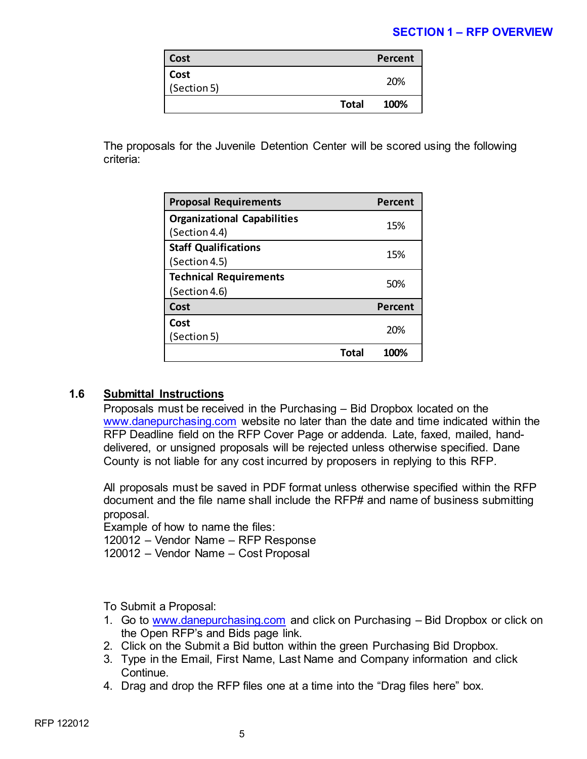| Cost | Percent |
|---|---|
| **Cost** (Section 5) | 20% |
| **Total** | **100%** |

The proposals for the Juvenile Detention Center will be scored using the following criteria:

| Proposal Requirements | Percent |
|---|---|
| **Organizational Capabilities** (Section 4.4) | 15% |
| **Staff Qualifications** (Section 4.5) | 15% |
| **Technical Requirements** (Section 4.6) | 50% |
| **Cost** | **Percent** |
| **Cost** (Section 5) | 20% |
| **Total** | **100%** |

### 1.6 Submittal Instructions

Proposals must be received in the Purchasing – Bid Dropbox located on the www.danepurchasing.com website no later than the date and time indicated within the RFP Deadline field on the RFP Cover Page or addenda. Late, faxed, mailed, hand-delivered, or unsigned proposals will be rejected unless otherwise specified. Dane County is not liable for any cost incurred by proposers in replying to this RFP.

All proposals must be saved in PDF format unless otherwise specified within the RFP document and the file name shall include the RFP# and name of business submitting proposal.
Example of how to name the files:
120012 – Vendor Name – RFP Response
120012 – Vendor Name – Cost Proposal

To Submit a Proposal:

1. Go to www.danepurchasing.com and click on Purchasing – Bid Dropbox or click on the Open RFP's and Bids page link.
2. Click on the Submit a Bid button within the green Purchasing Bid Dropbox.
3. Type in the Email, First Name, Last Name and Company information and click Continue.
4. Drag and drop the RFP files one at a time into the "Drag files here" box.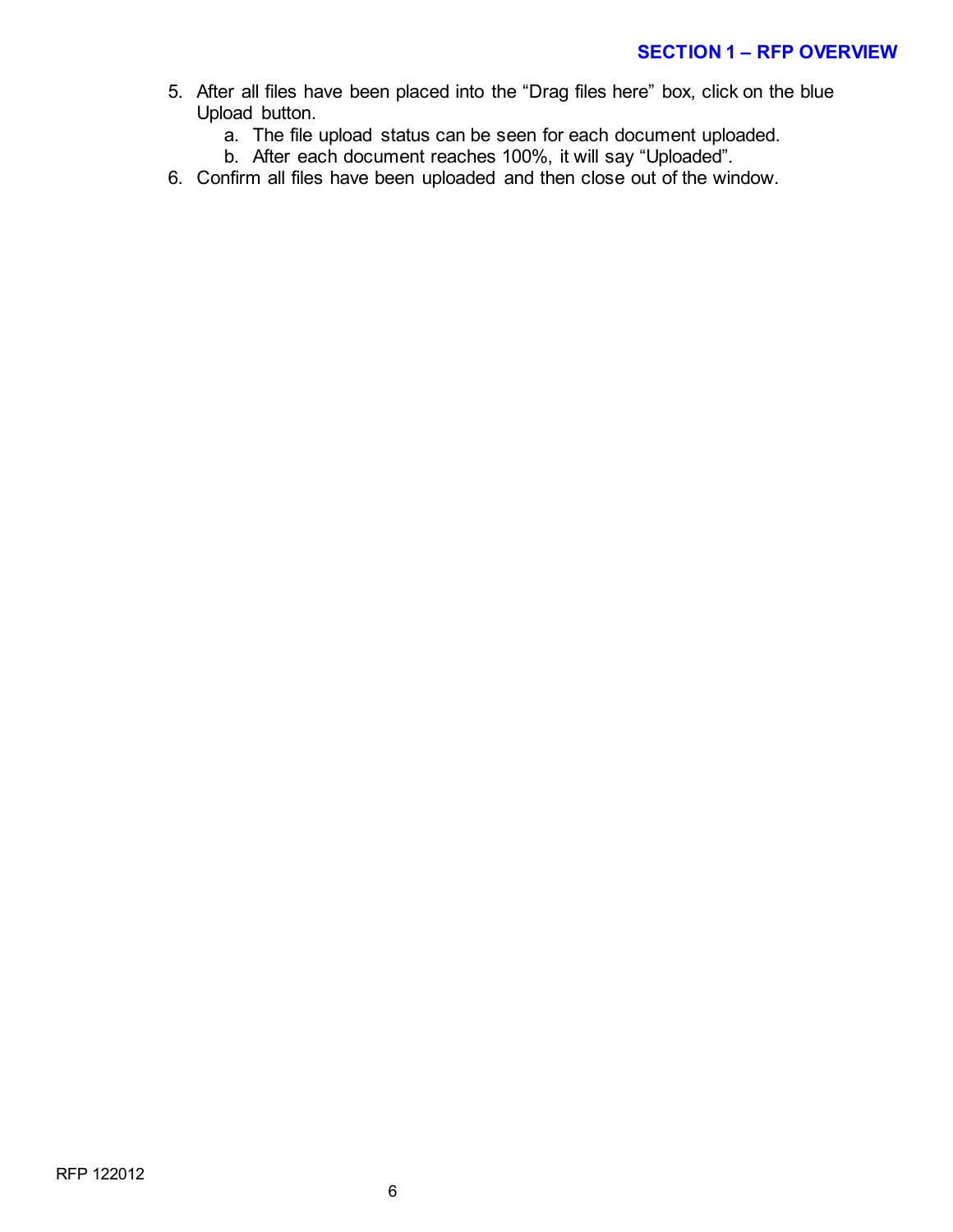5. After all files have been placed into the “Drag files here” box, click on the blue Upload button.
    a. The file upload status can be seen for each document uploaded.
    b. After each document reaches 100%, it will say “Uploaded”.
6. Confirm all files have been uploaded and then close out of the window.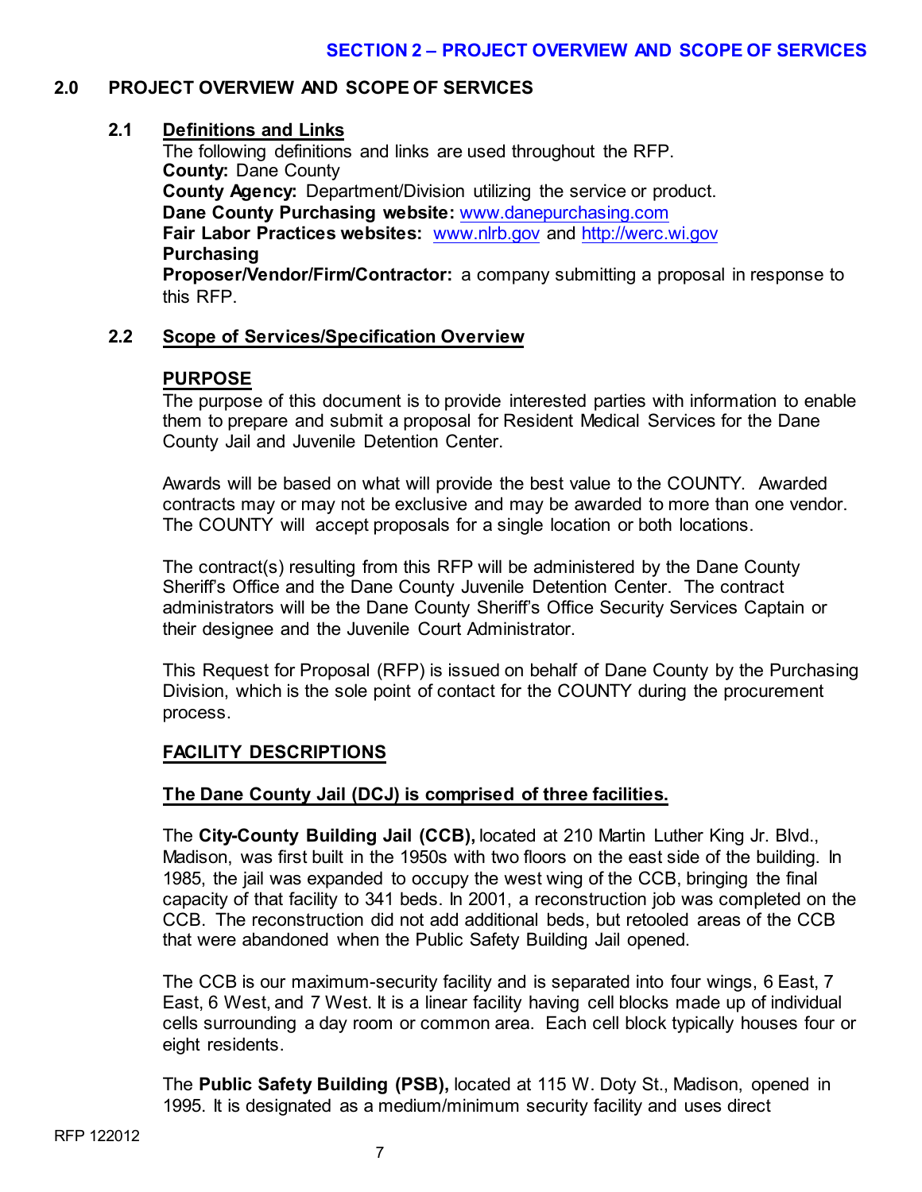## 2.0 PROJECT OVERVIEW AND SCOPE OF SERVICES

### 2.1 Definitions and Links

The following definitions and links are used throughout the RFP.
**County:** Dane County
**County Agency:** Department/Division utilizing the service or product.
**Dane County Purchasing website:** www.danepurchasing.com
**Fair Labor Practices websites:** www.nlrb.gov and http://werc.wi.gov
**Purchasing**
**Proposer/Vendor/Firm/Contractor:** a company submitting a proposal in response to this RFP.

### 2.2 Scope of Services/Specification Overview

**PURPOSE**

The purpose of this document is to provide interested parties with information to enable them to prepare and submit a proposal for Resident Medical Services for the Dane County Jail and Juvenile Detention Center.

Awards will be based on what will provide the best value to the COUNTY. Awarded contracts may or may not be exclusive and may be awarded to more than one vendor. The COUNTY will accept proposals for a single location or both locations.

The contract(s) resulting from this RFP will be administered by the Dane County Sheriff's Office and the Dane County Juvenile Detention Center. The contract administrators will be the Dane County Sheriff's Office Security Services Captain or their designee and the Juvenile Court Administrator.

This Request for Proposal (RFP) is issued on behalf of Dane County by the Purchasing Division, which is the sole point of contact for the COUNTY during the procurement process.

**FACILITY DESCRIPTIONS**

**The Dane County Jail (DCJ) is comprised of three facilities.**

The **City-County Building Jail (CCB),** located at 210 Martin Luther King Jr. Blvd., Madison, was first built in the 1950s with two floors on the east side of the building. In 1985, the jail was expanded to occupy the west wing of the CCB, bringing the final capacity of that facility to 341 beds. In 2001, a reconstruction job was completed on the CCB. The reconstruction did not add additional beds, but retooled areas of the CCB that were abandoned when the Public Safety Building Jail opened.

The CCB is our maximum-security facility and is separated into four wings, 6 East, 7 East, 6 West, and 7 West. It is a linear facility having cell blocks made up of individual cells surrounding a day room or common area. Each cell block typically houses four or eight residents.

The **Public Safety Building (PSB),** located at 115 W. Doty St., Madison, opened in 1995. It is designated as a medium/minimum security facility and uses direct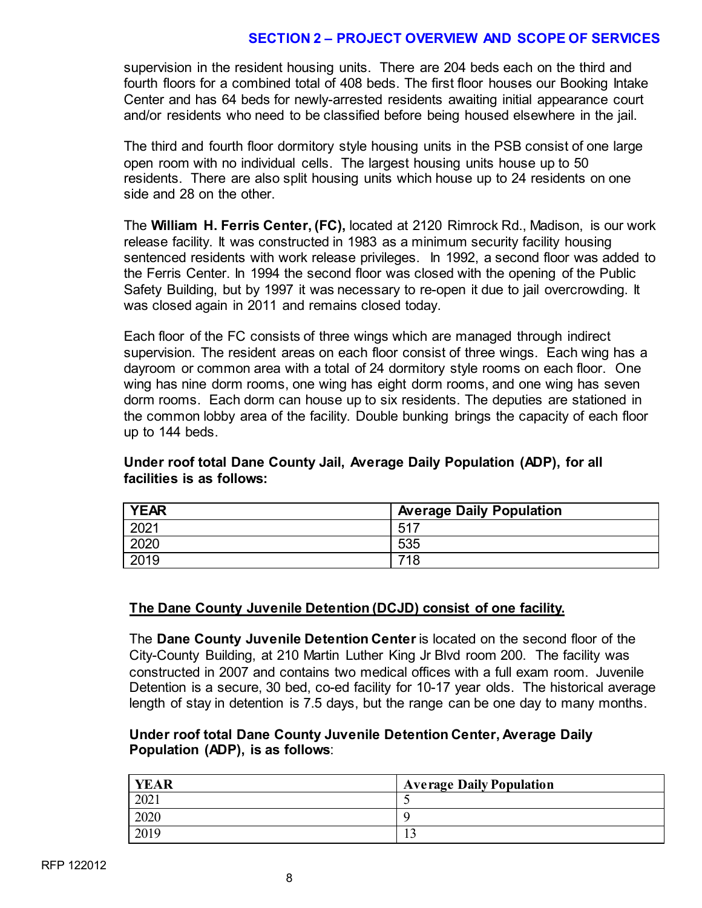supervision in the resident housing units. There are 204 beds each on the third and fourth floors for a combined total of 408 beds. The first floor houses our Booking Intake Center and has 64 beds for newly-arrested residents awaiting initial appearance court and/or residents who need to be classified before being housed elsewhere in the jail.

The third and fourth floor dormitory style housing units in the PSB consist of one large open room with no individual cells. The largest housing units house up to 50 residents. There are also split housing units which house up to 24 residents on one side and 28 on the other.

The **William H. Ferris Center, (FC),** located at 2120 Rimrock Rd., Madison, is our work release facility. It was constructed in 1983 as a minimum security facility housing sentenced residents with work release privileges. In 1992, a second floor was added to the Ferris Center. In 1994 the second floor was closed with the opening of the Public Safety Building, but by 1997 it was necessary to re-open it due to jail overcrowding. It was closed again in 2011 and remains closed today.

Each floor of the FC consists of three wings which are managed through indirect supervision. The resident areas on each floor consist of three wings. Each wing has a dayroom or common area with a total of 24 dormitory style rooms on each floor. One wing has nine dorm rooms, one wing has eight dorm rooms, and one wing has seven dorm rooms. Each dorm can house up to six residents. The deputies are stationed in the common lobby area of the facility. Double bunking brings the capacity of each floor up to 144 beds.

**Under roof total Dane County Jail, Average Daily Population (ADP), for all facilities is as follows:**

| YEAR | Average Daily Population |
|---|---|
| 2021 | 517 |
| 2020 | 535 |
| 2019 | 718 |

**The Dane County Juvenile Detention (DCJD) consist of one facility.**

The **Dane County Juvenile Detention Center** is located on the second floor of the City-County Building, at 210 Martin Luther King Jr Blvd room 200. The facility was constructed in 2007 and contains two medical offices with a full exam room. Juvenile Detention is a secure, 30 bed, co-ed facility for 10-17 year olds. The historical average length of stay in detention is 7.5 days, but the range can be one day to many months.

**Under roof total Dane County Juvenile Detention Center, Average Daily Population (ADP), is as follows**:

| YEAR | Average Daily Population |
|---|---|
| 2021 | 5 |
| 2020 | 9 |
| 2019 | 13 |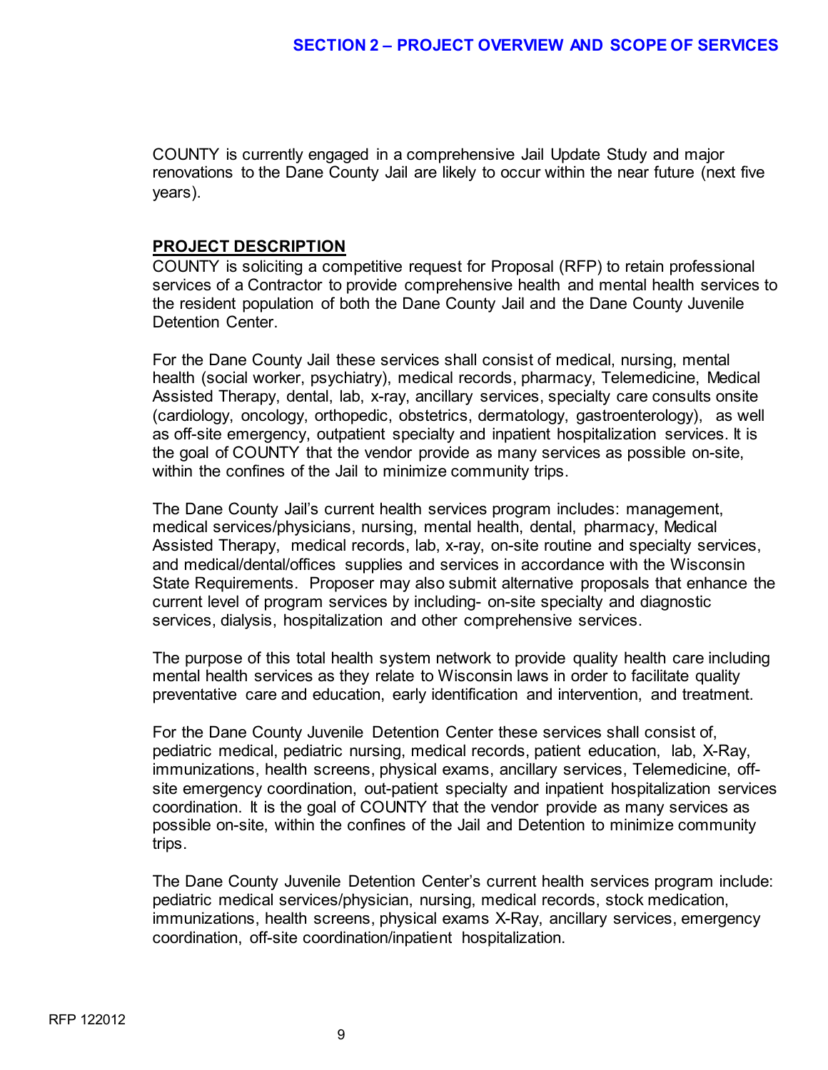COUNTY is currently engaged in a comprehensive Jail Update Study and major renovations to the Dane County Jail are likely to occur within the near future (next five years).

## PROJECT DESCRIPTION

COUNTY is soliciting a competitive request for Proposal (RFP) to retain professional services of a Contractor to provide comprehensive health and mental health services to the resident population of both the Dane County Jail and the Dane County Juvenile Detention Center.

For the Dane County Jail these services shall consist of medical, nursing, mental health (social worker, psychiatry), medical records, pharmacy, Telemedicine, Medical Assisted Therapy, dental, lab, x-ray, ancillary services, specialty care consults onsite (cardiology, oncology, orthopedic, obstetrics, dermatology, gastroenterology), as well as off-site emergency, outpatient specialty and inpatient hospitalization services. It is the goal of COUNTY that the vendor provide as many services as possible on-site, within the confines of the Jail to minimize community trips.

The Dane County Jail's current health services program includes: management, medical services/physicians, nursing, mental health, dental, pharmacy, Medical Assisted Therapy, medical records, lab, x-ray, on-site routine and specialty services, and medical/dental/offices supplies and services in accordance with the Wisconsin State Requirements. Proposer may also submit alternative proposals that enhance the current level of program services by including- on-site specialty and diagnostic services, dialysis, hospitalization and other comprehensive services.

The purpose of this total health system network to provide quality health care including mental health services as they relate to Wisconsin laws in order to facilitate quality preventative care and education, early identification and intervention, and treatment.

For the Dane County Juvenile Detention Center these services shall consist of, pediatric medical, pediatric nursing, medical records, patient education, lab, X-Ray, immunizations, health screens, physical exams, ancillary services, Telemedicine, off-site emergency coordination, out-patient specialty and inpatient hospitalization services coordination. It is the goal of COUNTY that the vendor provide as many services as possible on-site, within the confines of the Jail and Detention to minimize community trips.

The Dane County Juvenile Detention Center's current health services program include: pediatric medical services/physician, nursing, medical records, stock medication, immunizations, health screens, physical exams X-Ray, ancillary services, emergency coordination, off-site coordination/inpatient hospitalization.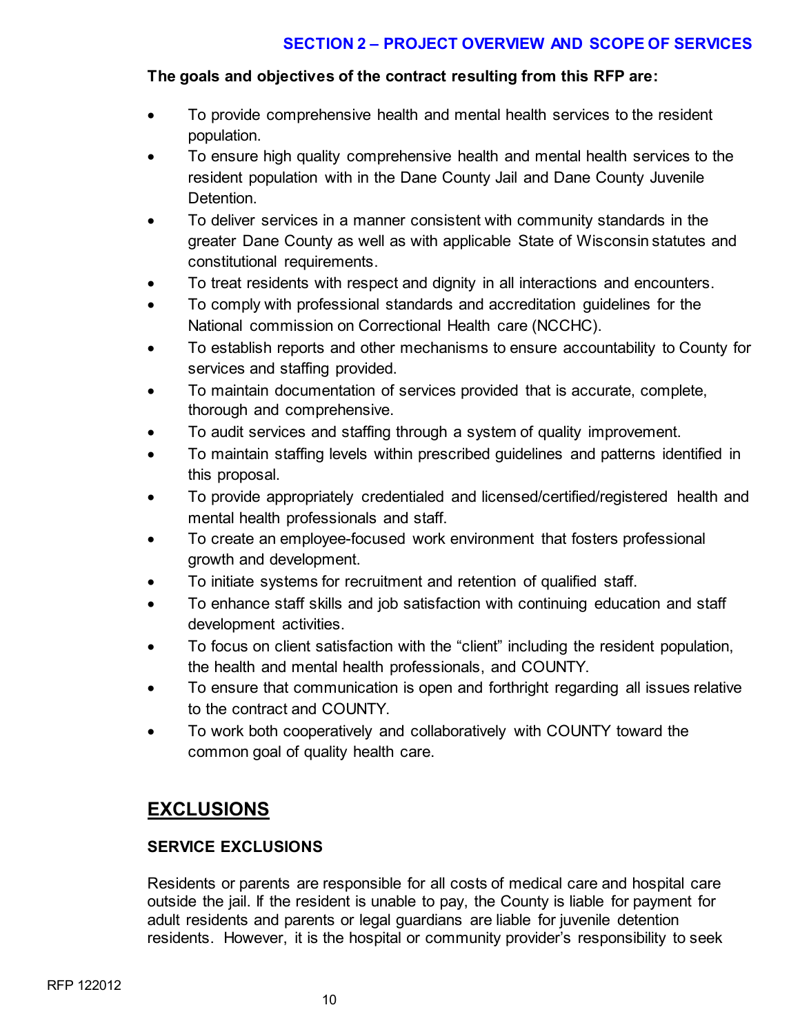## SECTION 2 – PROJECT OVERVIEW AND SCOPE OF SERVICES

**The goals and objectives of the contract resulting from this RFP are:**

- To provide comprehensive health and mental health services to the resident population.
- To ensure high quality comprehensive health and mental health services to the resident population with in the Dane County Jail and Dane County Juvenile Detention.
- To deliver services in a manner consistent with community standards in the greater Dane County as well as with applicable State of Wisconsin statutes and constitutional requirements.
- To treat residents with respect and dignity in all interactions and encounters.
- To comply with professional standards and accreditation guidelines for the National commission on Correctional Health care (NCCHC).
- To establish reports and other mechanisms to ensure accountability to County for services and staffing provided.
- To maintain documentation of services provided that is accurate, complete, thorough and comprehensive.
- To audit services and staffing through a system of quality improvement.
- To maintain staffing levels within prescribed guidelines and patterns identified in this proposal.
- To provide appropriately credentialed and licensed/certified/registered health and mental health professionals and staff.
- To create an employee-focused work environment that fosters professional growth and development.
- To initiate systems for recruitment and retention of qualified staff.
- To enhance staff skills and job satisfaction with continuing education and staff development activities.
- To focus on client satisfaction with the "client" including the resident population, the health and mental health professionals, and COUNTY.
- To ensure that communication is open and forthright regarding all issues relative to the contract and COUNTY.
- To work both cooperatively and collaboratively with COUNTY toward the common goal of quality health care.

## EXCLUSIONS

### SERVICE EXCLUSIONS

Residents or parents are responsible for all costs of medical care and hospital care outside the jail. If the resident is unable to pay, the County is liable for payment for adult residents and parents or legal guardians are liable for juvenile detention residents. However, it is the hospital or community provider's responsibility to seek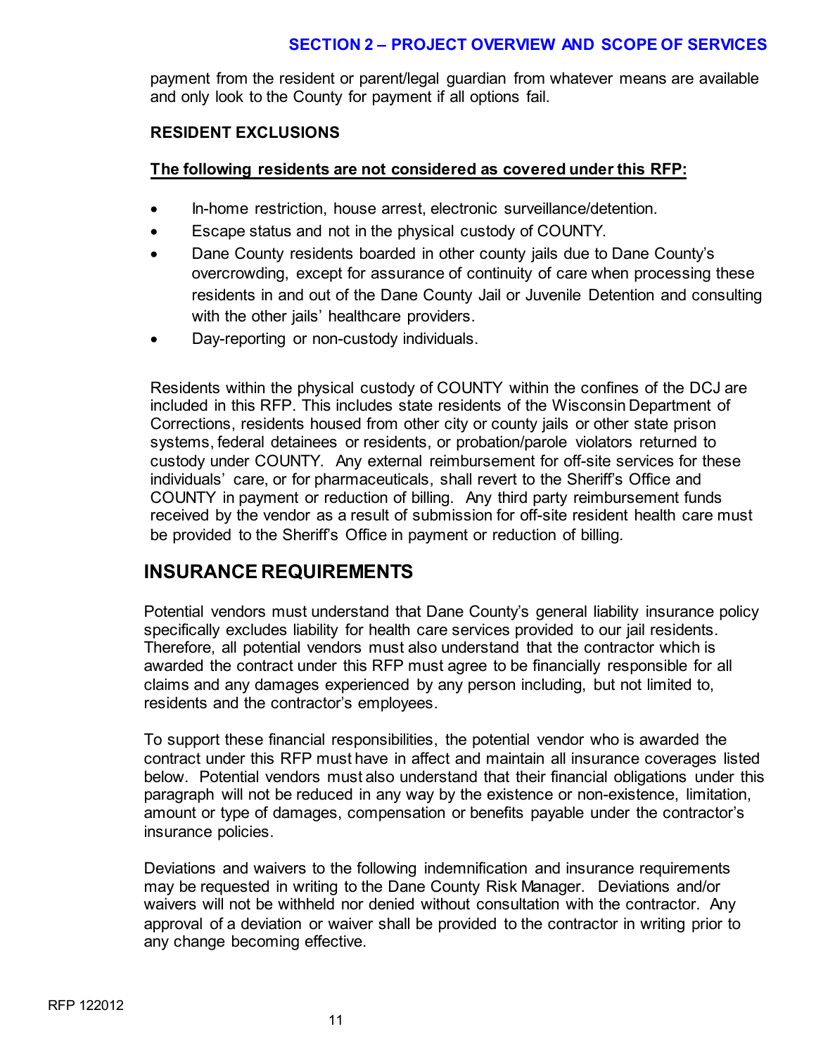payment from the resident or parent/legal guardian from whatever means are available and only look to the County for payment if all options fail.

**RESIDENT EXCLUSIONS**

**The following residents are not considered as covered under this RFP:**

- In-home restriction, house arrest, electronic surveillance/detention.
- Escape status and not in the physical custody of COUNTY.
- Dane County residents boarded in other county jails due to Dane County's overcrowding, except for assurance of continuity of care when processing these residents in and out of the Dane County Jail or Juvenile Detention and consulting with the other jails' healthcare providers.
- Day-reporting or non-custody individuals.

Residents within the physical custody of COUNTY within the confines of the DCJ are included in this RFP. This includes state residents of the Wisconsin Department of Corrections, residents housed from other city or county jails or other state prison systems, federal detainees or residents, or probation/parole violators returned to custody under COUNTY. Any external reimbursement for off-site services for these individuals' care, or for pharmaceuticals, shall revert to the Sheriff's Office and COUNTY in payment or reduction of billing. Any third party reimbursement funds received by the vendor as a result of submission for off-site resident health care must be provided to the Sheriff's Office in payment or reduction of billing.

## INSURANCE REQUIREMENTS

Potential vendors must understand that Dane County's general liability insurance policy specifically excludes liability for health care services provided to our jail residents. Therefore, all potential vendors must also understand that the contractor which is awarded the contract under this RFP must agree to be financially responsible for all claims and any damages experienced by any person including, but not limited to, residents and the contractor's employees.

To support these financial responsibilities, the potential vendor who is awarded the contract under this RFP must have in affect and maintain all insurance coverages listed below. Potential vendors must also understand that their financial obligations under this paragraph will not be reduced in any way by the existence or non-existence, limitation, amount or type of damages, compensation or benefits payable under the contractor's insurance policies.

Deviations and waivers to the following indemnification and insurance requirements may be requested in writing to the Dane County Risk Manager. Deviations and/or waivers will not be withheld nor denied without consultation with the contractor. Any approval of a deviation or waiver shall be provided to the contractor in writing prior to any change becoming effective.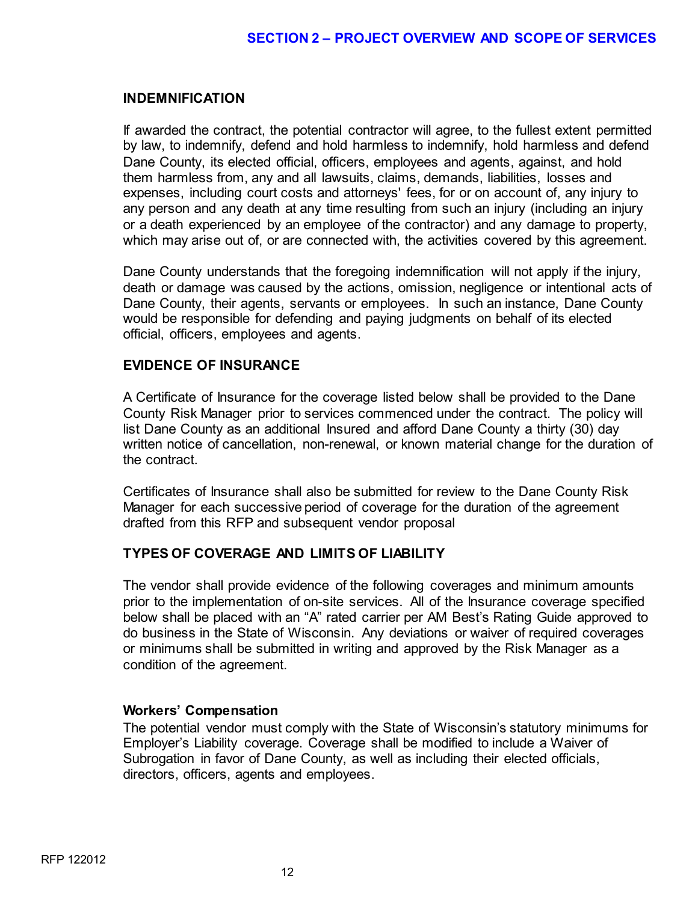## INDEMNIFICATION

If awarded the contract, the potential contractor will agree, to the fullest extent permitted by law, to indemnify, defend and hold harmless to indemnify, hold harmless and defend Dane County, its elected official, officers, employees and agents, against, and hold them harmless from, any and all lawsuits, claims, demands, liabilities, losses and expenses, including court costs and attorneys' fees, for or on account of, any injury to any person and any death at any time resulting from such an injury (including an injury or a death experienced by an employee of the contractor) and any damage to property, which may arise out of, or are connected with, the activities covered by this agreement.

Dane County understands that the foregoing indemnification will not apply if the injury, death or damage was caused by the actions, omission, negligence or intentional acts of Dane County, their agents, servants or employees. In such an instance, Dane County would be responsible for defending and paying judgments on behalf of its elected official, officers, employees and agents.

## EVIDENCE OF INSURANCE

A Certificate of Insurance for the coverage listed below shall be provided to the Dane County Risk Manager prior to services commenced under the contract. The policy will list Dane County as an additional Insured and afford Dane County a thirty (30) day written notice of cancellation, non-renewal, or known material change for the duration of the contract.

Certificates of Insurance shall also be submitted for review to the Dane County Risk Manager for each successive period of coverage for the duration of the agreement drafted from this RFP and subsequent vendor proposal

## TYPES OF COVERAGE AND LIMITS OF LIABILITY

The vendor shall provide evidence of the following coverages and minimum amounts prior to the implementation of on-site services. All of the Insurance coverage specified below shall be placed with an “A” rated carrier per AM Best’s Rating Guide approved to do business in the State of Wisconsin. Any deviations or waiver of required coverages or minimums shall be submitted in writing and approved by the Risk Manager as a condition of the agreement.

### Workers’ Compensation

The potential vendor must comply with the State of Wisconsin’s statutory minimums for Employer’s Liability coverage. Coverage shall be modified to include a Waiver of Subrogation in favor of Dane County, as well as including their elected officials, directors, officers, agents and employees.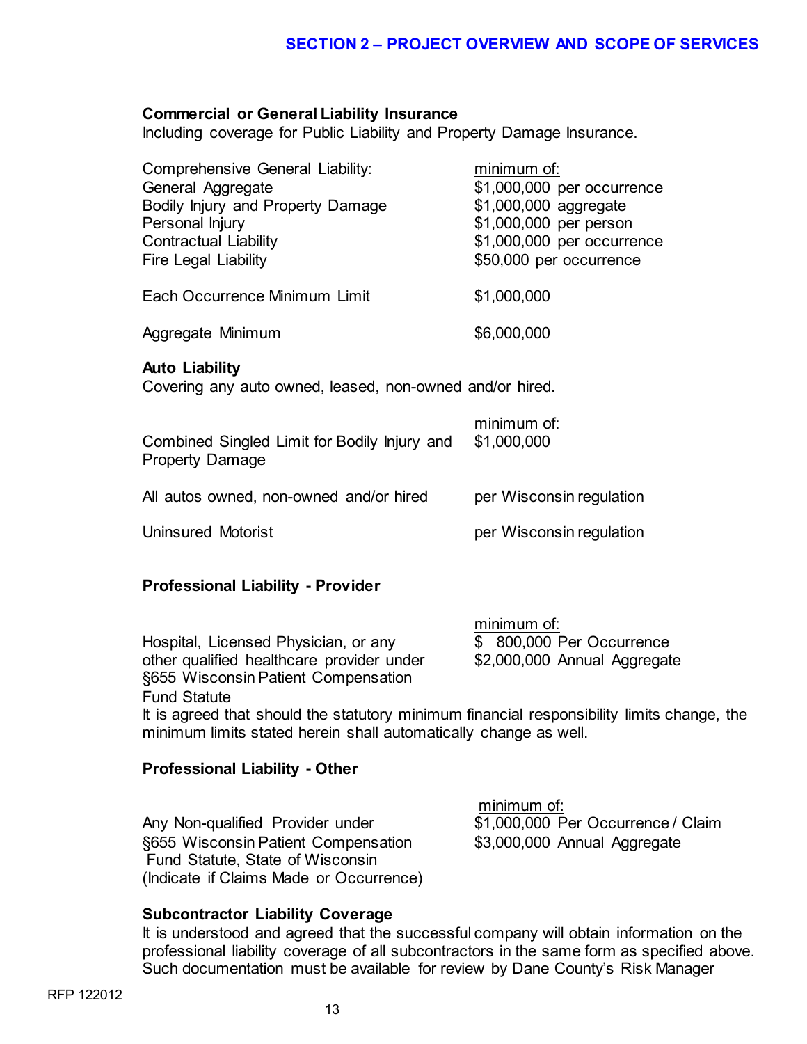**Commercial or General Liability Insurance**
Including coverage for Public Liability and Property Damage Insurance.

| | minimum of: |
|---|---|
| Comprehensive General Liability: | |
| General Aggregate | $1,000,000 per occurrence |
| Bodily Injury and Property Damage | $1,000,000 aggregate |
| Personal Injury | $1,000,000 per person |
| Contractual Liability | $1,000,000 per occurrence |
| Fire Legal Liability | $50,000 per occurrence |
| Each Occurrence Minimum Limit | $1,000,000 |
| Aggregate Minimum | $6,000,000 |

**Auto Liability**
Covering any auto owned, leased, non-owned and/or hired.

| | minimum of: |
|---|---|
| Combined Singled Limit for Bodily Injury and Property Damage | $1,000,000 |
| All autos owned, non-owned and/or hired | per Wisconsin regulation |
| Uninsured Motorist | per Wisconsin regulation |

**Professional Liability - Provider**

| | minimum of: |
|---|---|
| Hospital, Licensed Physician, or any other qualified healthcare provider under §655 Wisconsin Patient Compensation Fund Statute | $ 800,000 Per Occurrence<br>$2,000,000 Annual Aggregate |

It is agreed that should the statutory minimum financial responsibility limits change, the minimum limits stated herein shall automatically change as well.

**Professional Liability - Other**

| | minimum of: |
|---|---|
| Any Non-qualified Provider under §655 Wisconsin Patient Compensation Fund Statute, State of Wisconsin (Indicate if Claims Made or Occurrence) | $1,000,000 Per Occurrence / Claim<br>$3,000,000 Annual Aggregate |

**Subcontractor Liability Coverage**
It is understood and agreed that the successful company will obtain information on the professional liability coverage of all subcontractors in the same form as specified above. Such documentation must be available for review by Dane County's Risk Manager

RFP 122012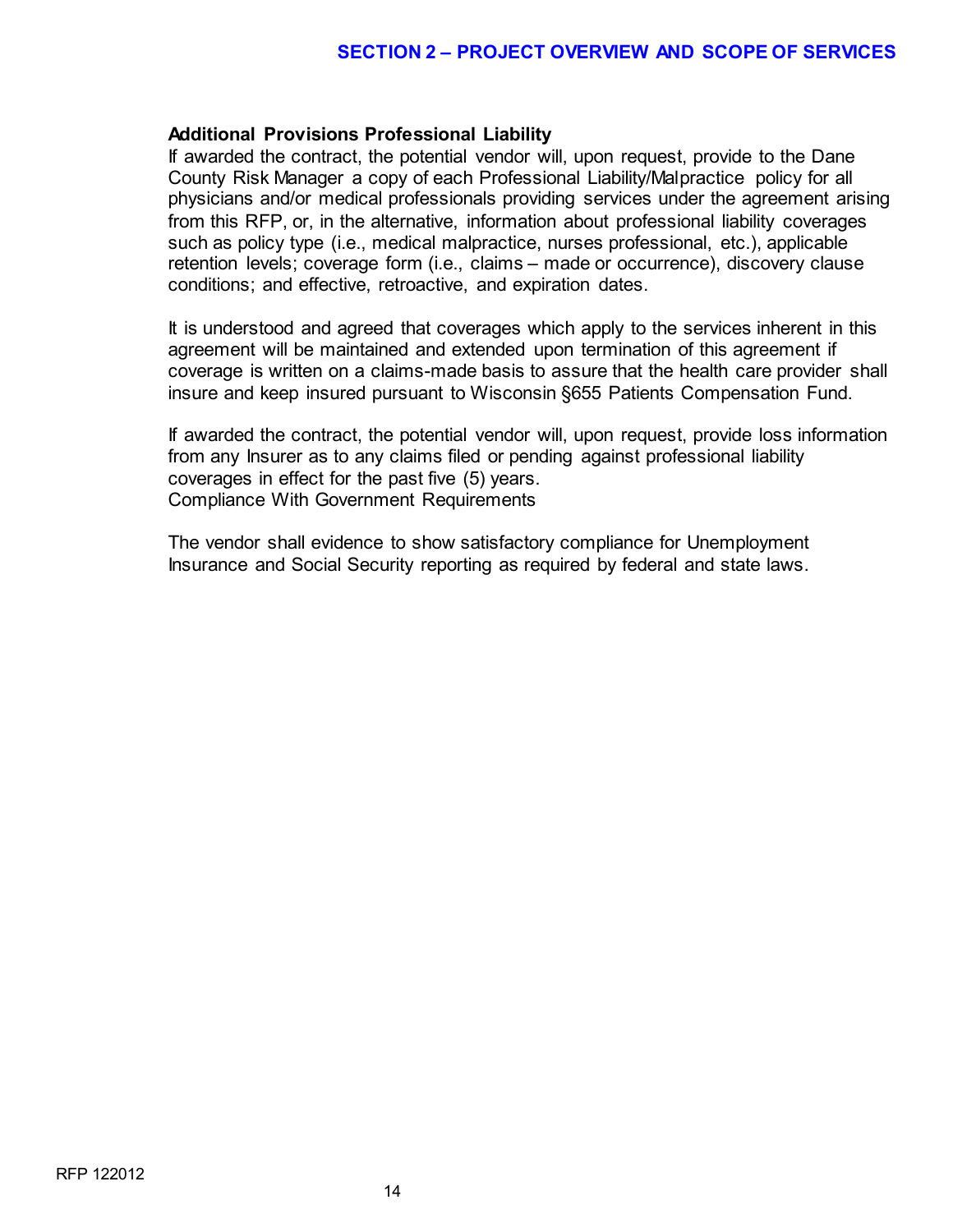**Additional Provisions Professional Liability**

If awarded the contract, the potential vendor will, upon request, provide to the Dane County Risk Manager a copy of each Professional Liability/Malpractice policy for all physicians and/or medical professionals providing services under the agreement arising from this RFP, or, in the alternative, information about professional liability coverages such as policy type (i.e., medical malpractice, nurses professional, etc.), applicable retention levels; coverage form (i.e., claims – made or occurrence), discovery clause conditions; and effective, retroactive, and expiration dates.

It is understood and agreed that coverages which apply to the services inherent in this agreement will be maintained and extended upon termination of this agreement if coverage is written on a claims-made basis to assure that the health care provider shall insure and keep insured pursuant to Wisconsin §655 Patients Compensation Fund.

If awarded the contract, the potential vendor will, upon request, provide loss information from any Insurer as to any claims filed or pending against professional liability coverages in effect for the past five (5) years.
Compliance With Government Requirements

The vendor shall evidence to show satisfactory compliance for Unemployment Insurance and Social Security reporting as required by federal and state laws.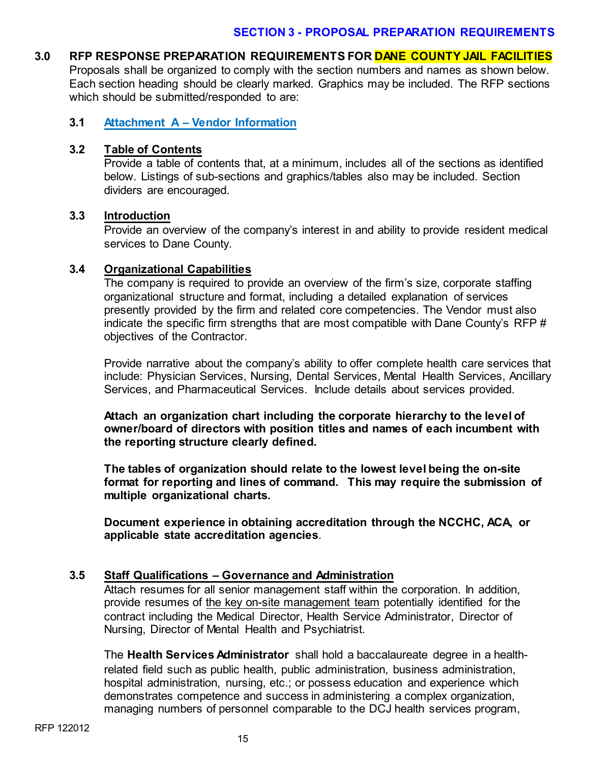## SECTION 3 - PROPOSAL PREPARATION REQUIREMENTS

### 3.0 RFP RESPONSE PREPARATION REQUIREMENTS FOR DANE COUNTY JAIL FACILITIES

Proposals shall be organized to comply with the section numbers and names as shown below. Each section heading should be clearly marked. Graphics may be included. The RFP sections which should be submitted/responded to are:

#### 3.1 Attachment A – Vendor Information

#### 3.2 Table of Contents

Provide a table of contents that, at a minimum, includes all of the sections as identified below. Listings of sub-sections and graphics/tables also may be included. Section dividers are encouraged.

#### 3.3 Introduction

Provide an overview of the company's interest in and ability to provide resident medical services to Dane County.

#### 3.4 Organizational Capabilities

The company is required to provide an overview of the firm's size, corporate staffing organizational structure and format, including a detailed explanation of services presently provided by the firm and related core competencies. The Vendor must also indicate the specific firm strengths that are most compatible with Dane County's RFP # objectives of the Contractor.

Provide narrative about the company's ability to offer complete health care services that include: Physician Services, Nursing, Dental Services, Mental Health Services, Ancillary Services, and Pharmaceutical Services. Include details about services provided.

**Attach an organization chart including the corporate hierarchy to the level of owner/board of directors with position titles and names of each incumbent with the reporting structure clearly defined.**

**The tables of organization should relate to the lowest level being the on-site format for reporting and lines of command. This may require the submission of multiple organizational charts.**

**Document experience in obtaining accreditation through the NCCHC, ACA, or applicable state accreditation agencies**.

#### 3.5 Staff Qualifications – Governance and Administration

Attach resumes for all senior management staff within the corporation. In addition, provide resumes of the key on-site management team potentially identified for the contract including the Medical Director, Health Service Administrator, Director of Nursing, Director of Mental Health and Psychiatrist.

The **Health Services Administrator** shall hold a baccalaureate degree in a health-related field such as public health, public administration, business administration, hospital administration, nursing, etc.; or possess education and experience which demonstrates competence and success in administering a complex organization, managing numbers of personnel comparable to the DCJ health services program,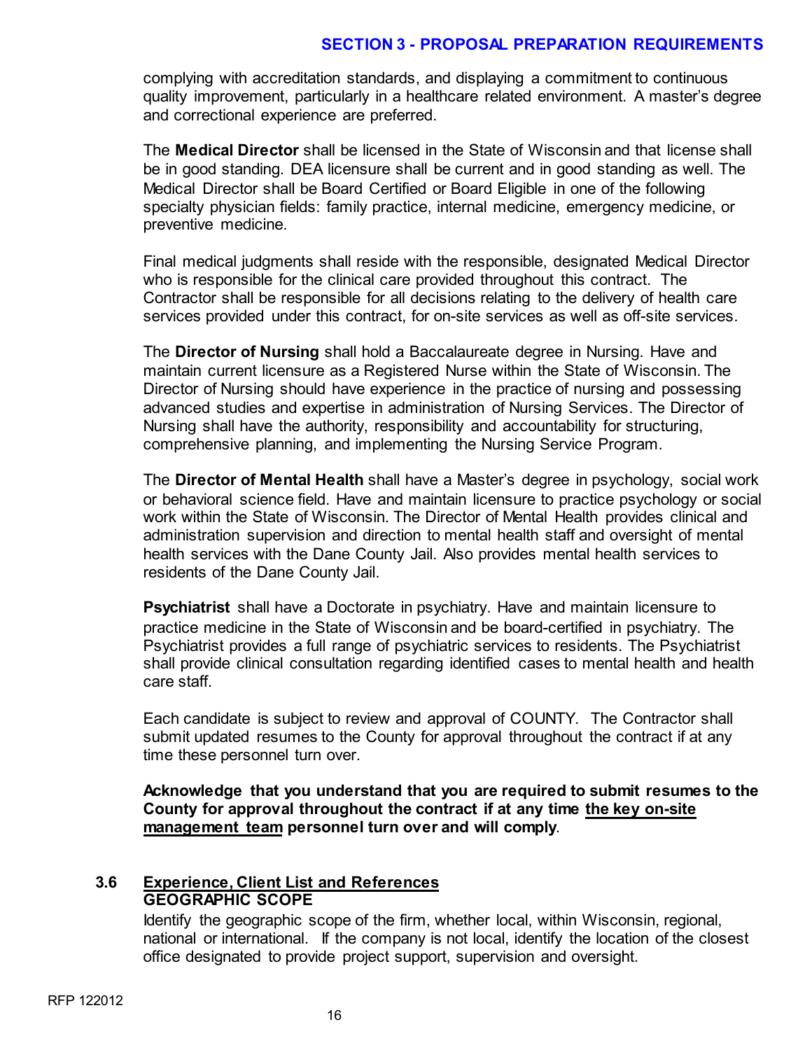complying with accreditation standards, and displaying a commitment to continuous quality improvement, particularly in a healthcare related environment. A master's degree and correctional experience are preferred.

The **Medical Director** shall be licensed in the State of Wisconsin and that license shall be in good standing. DEA licensure shall be current and in good standing as well. The Medical Director shall be Board Certified or Board Eligible in one of the following specialty physician fields: family practice, internal medicine, emergency medicine, or preventive medicine.

Final medical judgments shall reside with the responsible, designated Medical Director who is responsible for the clinical care provided throughout this contract. The Contractor shall be responsible for all decisions relating to the delivery of health care services provided under this contract, for on-site services as well as off-site services.

The **Director of Nursing** shall hold a Baccalaureate degree in Nursing. Have and maintain current licensure as a Registered Nurse within the State of Wisconsin. The Director of Nursing should have experience in the practice of nursing and possessing advanced studies and expertise in administration of Nursing Services. The Director of Nursing shall have the authority, responsibility and accountability for structuring, comprehensive planning, and implementing the Nursing Service Program.

The **Director of Mental Health** shall have a Master's degree in psychology, social work or behavioral science field. Have and maintain licensure to practice psychology or social work within the State of Wisconsin. The Director of Mental Health provides clinical and administration supervision and direction to mental health staff and oversight of mental health services with the Dane County Jail. Also provides mental health services to residents of the Dane County Jail.

**Psychiatrist** shall have a Doctorate in psychiatry. Have and maintain licensure to practice medicine in the State of Wisconsin and be board-certified in psychiatry. The Psychiatrist provides a full range of psychiatric services to residents. The Psychiatrist shall provide clinical consultation regarding identified cases to mental health and health care staff.

Each candidate is subject to review and approval of COUNTY. The Contractor shall submit updated resumes to the County for approval throughout the contract if at any time these personnel turn over.

**Acknowledge that you understand that you are required to submit resumes to the County for approval throughout the contract if at any time the key on-site management team personnel turn over and will comply**.

## 3.6 Experience, Client List and References

### GEOGRAPHIC SCOPE

Identify the geographic scope of the firm, whether local, within Wisconsin, regional, national or international. If the company is not local, identify the location of the closest office designated to provide project support, supervision and oversight.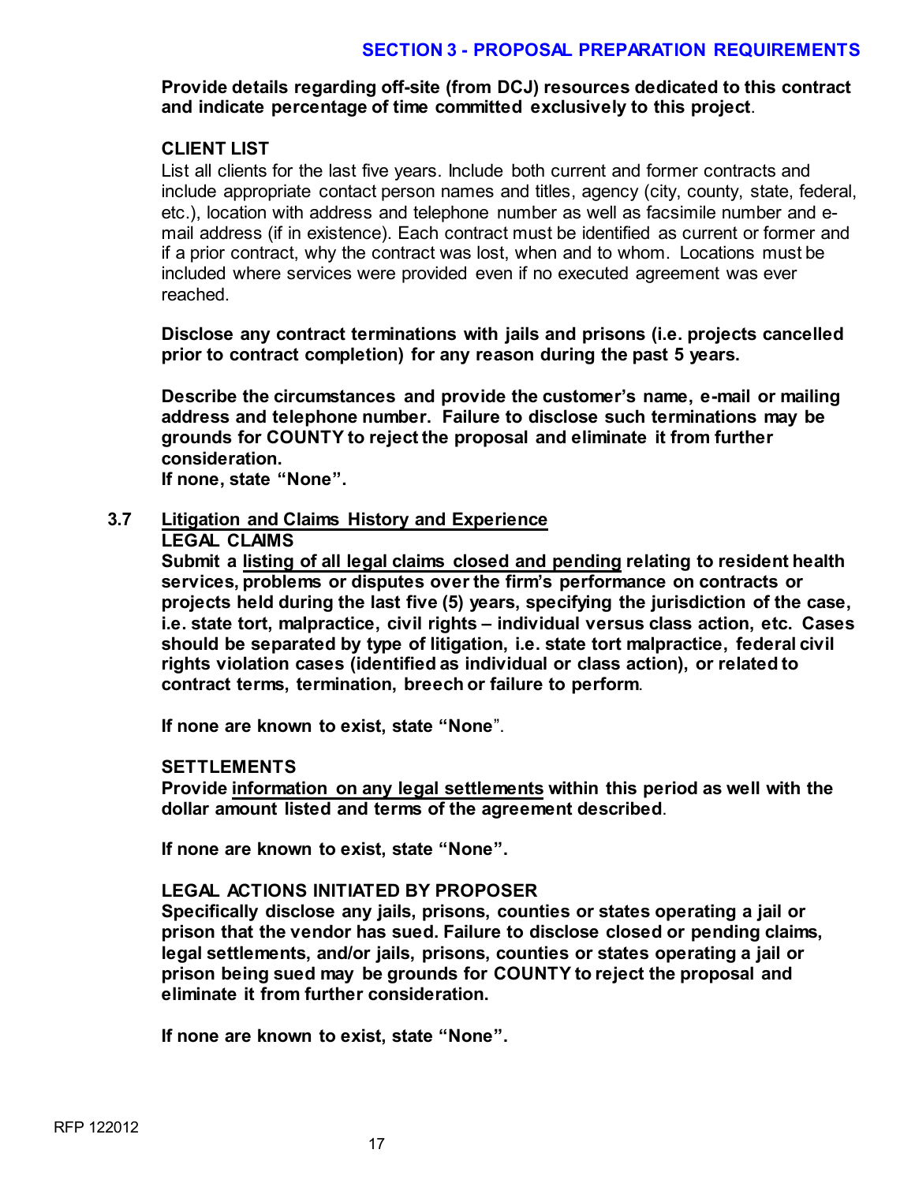**Provide details regarding off-site (from DCJ) resources dedicated to this contract and indicate percentage of time committed exclusively to this project**.

**CLIENT LIST**

List all clients for the last five years. Include both current and former contracts and include appropriate contact person names and titles, agency (city, county, state, federal, etc.), location with address and telephone number as well as facsimile number and e-mail address (if in existence). Each contract must be identified as current or former and if a prior contract, why the contract was lost, when and to whom. Locations must be included where services were provided even if no executed agreement was ever reached.

**Disclose any contract terminations with jails and prisons (i.e. projects cancelled prior to contract completion) for any reason during the past 5 years.**

**Describe the circumstances and provide the customer's name, e-mail or mailing address and telephone number. Failure to disclose such terminations may be grounds for COUNTY to reject the proposal and eliminate it from further consideration.**
**If none, state "None".**

## 3.7 Litigation and Claims History and Experience

**LEGAL CLAIMS**

**Submit a listing of all legal claims closed and pending relating to resident health services, problems or disputes over the firm's performance on contracts or projects held during the last five (5) years, specifying the jurisdiction of the case, i.e. state tort, malpractice, civil rights – individual versus class action, etc. Cases should be separated by type of litigation, i.e. state tort malpractice, federal civil rights violation cases (identified as individual or class action), or related to contract terms, termination, breech or failure to perform**.

**If none are known to exist, state "None**".

**SETTLEMENTS**

**Provide information on any legal settlements within this period as well with the dollar amount listed and terms of the agreement described**.

**If none are known to exist, state "None".**

**LEGAL ACTIONS INITIATED BY PROPOSER**

**Specifically disclose any jails, prisons, counties or states operating a jail or prison that the vendor has sued. Failure to disclose closed or pending claims, legal settlements, and/or jails, prisons, counties or states operating a jail or prison being sued may be grounds for COUNTY to reject the proposal and eliminate it from further consideration.**

**If none are known to exist, state "None".**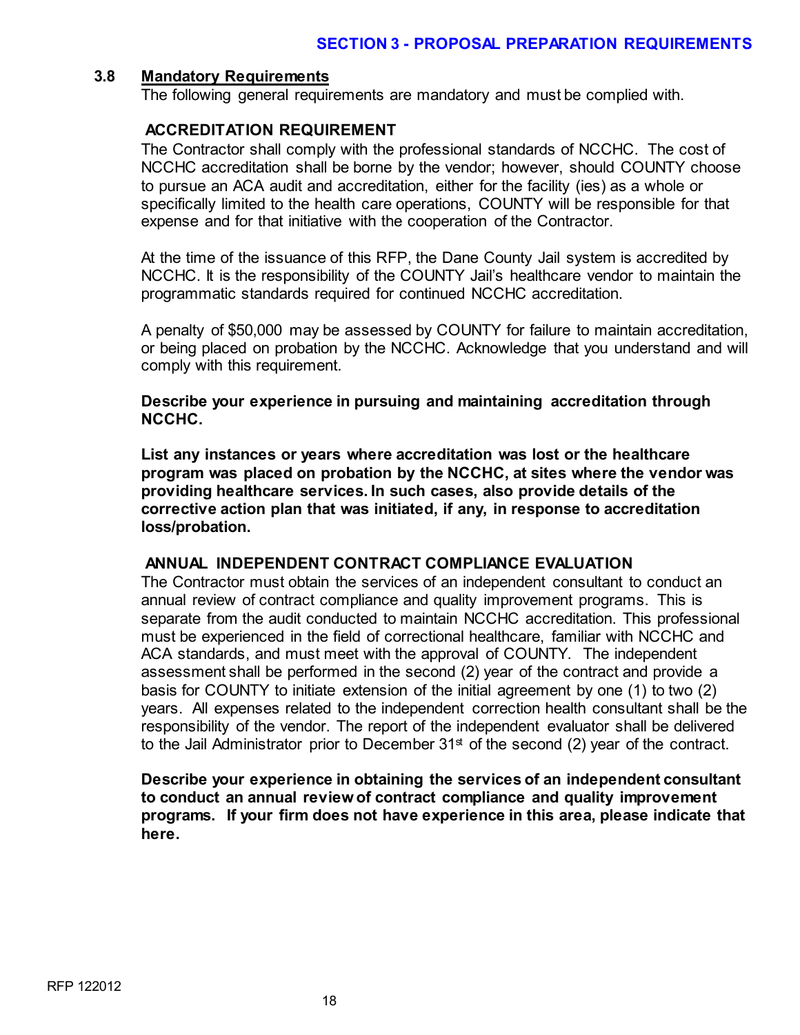## 3.8 Mandatory Requirements

The following general requirements are mandatory and must be complied with.

### ACCREDITATION REQUIREMENT

The Contractor shall comply with the professional standards of NCCHC. The cost of NCCHC accreditation shall be borne by the vendor; however, should COUNTY choose to pursue an ACA audit and accreditation, either for the facility (ies) as a whole or specifically limited to the health care operations, COUNTY will be responsible for that expense and for that initiative with the cooperation of the Contractor.

At the time of the issuance of this RFP, the Dane County Jail system is accredited by NCCHC. It is the responsibility of the COUNTY Jail's healthcare vendor to maintain the programmatic standards required for continued NCCHC accreditation.

A penalty of $50,000 may be assessed by COUNTY for failure to maintain accreditation, or being placed on probation by the NCCHC. Acknowledge that you understand and will comply with this requirement.

**Describe your experience in pursuing and maintaining accreditation through NCCHC.**

**List any instances or years where accreditation was lost or the healthcare program was placed on probation by the NCCHC, at sites where the vendor was providing healthcare services. In such cases, also provide details of the corrective action plan that was initiated, if any, in response to accreditation loss/probation.**

### ANNUAL INDEPENDENT CONTRACT COMPLIANCE EVALUATION

The Contractor must obtain the services of an independent consultant to conduct an annual review of contract compliance and quality improvement programs. This is separate from the audit conducted to maintain NCCHC accreditation. This professional must be experienced in the field of correctional healthcare, familiar with NCCHC and ACA standards, and must meet with the approval of COUNTY. The independent assessment shall be performed in the second (2) year of the contract and provide a basis for COUNTY to initiate extension of the initial agreement by one (1) to two (2) years. All expenses related to the independent correction health consultant shall be the responsibility of the vendor. The report of the independent evaluator shall be delivered to the Jail Administrator prior to December 31st of the second (2) year of the contract.

**Describe your experience in obtaining the services of an independent consultant to conduct an annual review of contract compliance and quality improvement programs. If your firm does not have experience in this area, please indicate that here.**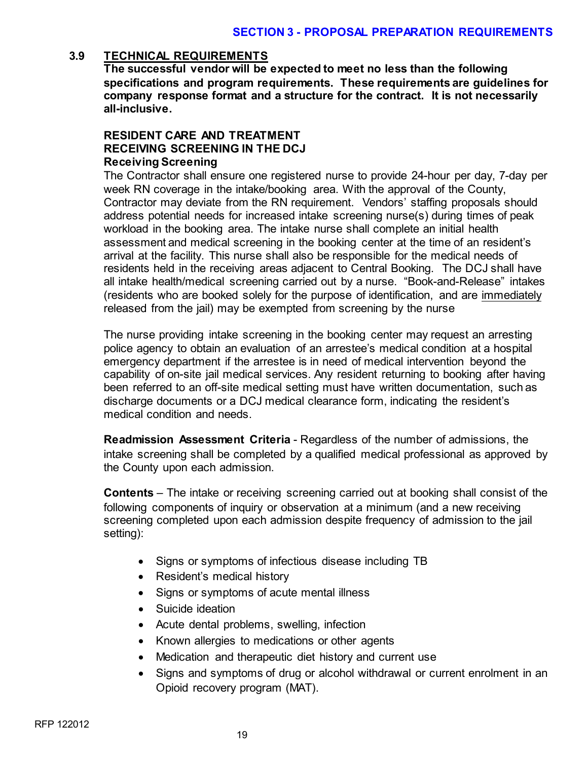### 3.9 TECHNICAL REQUIREMENTS

**The successful vendor will be expected to meet no less than the following specifications and program requirements. These requirements are guidelines for company response format and a structure for the contract. It is not necessarily all-inclusive.**

**RESIDENT CARE AND TREATMENT**
**RECEIVING SCREENING IN THE DCJ**
**Receiving Screening**

The Contractor shall ensure one registered nurse to provide 24-hour per day, 7-day per week RN coverage in the intake/booking area. With the approval of the County, Contractor may deviate from the RN requirement. Vendors' staffing proposals should address potential needs for increased intake screening nurse(s) during times of peak workload in the booking area. The intake nurse shall complete an initial health assessment and medical screening in the booking center at the time of an resident's arrival at the facility. This nurse shall also be responsible for the medical needs of residents held in the receiving areas adjacent to Central Booking. The DCJ shall have all intake health/medical screening carried out by a nurse. "Book-and-Release" intakes (residents who are booked solely for the purpose of identification, and are immediately released from the jail) may be exempted from screening by the nurse

The nurse providing intake screening in the booking center may request an arresting police agency to obtain an evaluation of an arrestee's medical condition at a hospital emergency department if the arrestee is in need of medical intervention beyond the capability of on-site jail medical services. Any resident returning to booking after having been referred to an off-site medical setting must have written documentation, such as discharge documents or a DCJ medical clearance form, indicating the resident's medical condition and needs.

**Readmission Assessment Criteria** - Regardless of the number of admissions, the intake screening shall be completed by a qualified medical professional as approved by the County upon each admission.

**Contents** – The intake or receiving screening carried out at booking shall consist of the following components of inquiry or observation at a minimum (and a new receiving screening completed upon each admission despite frequency of admission to the jail setting):

- Signs or symptoms of infectious disease including TB
- Resident's medical history
- Signs or symptoms of acute mental illness
- Suicide ideation
- Acute dental problems, swelling, infection
- Known allergies to medications or other agents
- Medication and therapeutic diet history and current use
- Signs and symptoms of drug or alcohol withdrawal or current enrolment in an Opioid recovery program (MAT).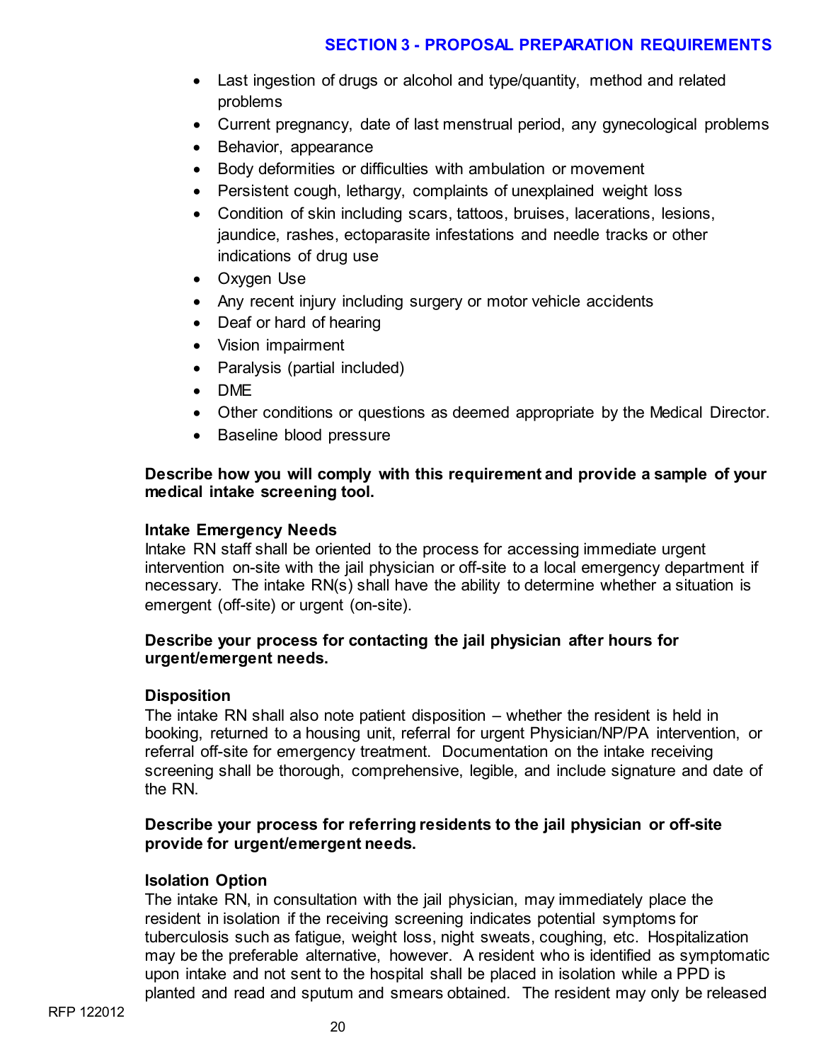- Last ingestion of drugs or alcohol and type/quantity, method and related problems
- Current pregnancy, date of last menstrual period, any gynecological problems
- Behavior, appearance
- Body deformities or difficulties with ambulation or movement
- Persistent cough, lethargy, complaints of unexplained weight loss
- Condition of skin including scars, tattoos, bruises, lacerations, lesions, jaundice, rashes, ectoparasite infestations and needle tracks or other indications of drug use
- Oxygen Use
- Any recent injury including surgery or motor vehicle accidents
- Deaf or hard of hearing
- Vision impairment
- Paralysis (partial included)
- DME
- Other conditions or questions as deemed appropriate by the Medical Director.
- Baseline blood pressure

**Describe how you will comply with this requirement and provide a sample of your medical intake screening tool.**

**Intake Emergency Needs**

Intake RN staff shall be oriented to the process for accessing immediate urgent intervention on-site with the jail physician or off-site to a local emergency department if necessary. The intake RN(s) shall have the ability to determine whether a situation is emergent (off-site) or urgent (on-site).

**Describe your process for contacting the jail physician after hours for urgent/emergent needs.**

**Disposition**

The intake RN shall also note patient disposition – whether the resident is held in booking, returned to a housing unit, referral for urgent Physician/NP/PA intervention, or referral off-site for emergency treatment. Documentation on the intake receiving screening shall be thorough, comprehensive, legible, and include signature and date of the RN.

**Describe your process for referring residents to the jail physician or off-site provide for urgent/emergent needs.**

**Isolation Option**

The intake RN, in consultation with the jail physician, may immediately place the resident in isolation if the receiving screening indicates potential symptoms for tuberculosis such as fatigue, weight loss, night sweats, coughing, etc. Hospitalization may be the preferable alternative, however. A resident who is identified as symptomatic upon intake and not sent to the hospital shall be placed in isolation while a PPD is planted and read and sputum and smears obtained. The resident may only be released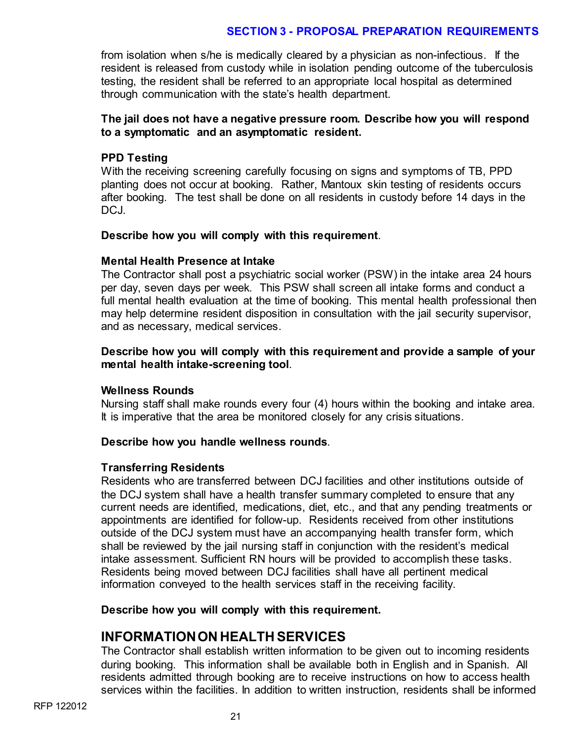from isolation when s/he is medically cleared by a physician as non-infectious. If the resident is released from custody while in isolation pending outcome of the tuberculosis testing, the resident shall be referred to an appropriate local hospital as determined through communication with the state's health department.

**The jail does not have a negative pressure room. Describe how you will respond to a symptomatic and an asymptomatic resident.**

**PPD Testing**
With the receiving screening carefully focusing on signs and symptoms of TB, PPD planting does not occur at booking. Rather, Mantoux skin testing of residents occurs after booking. The test shall be done on all residents in custody before 14 days in the DCJ.

**Describe how you will comply with this requirement**.

**Mental Health Presence at Intake**
The Contractor shall post a psychiatric social worker (PSW) in the intake area 24 hours per day, seven days per week. This PSW shall screen all intake forms and conduct a full mental health evaluation at the time of booking. This mental health professional then may help determine resident disposition in consultation with the jail security supervisor, and as necessary, medical services.

**Describe how you will comply with this requirement and provide a sample of your mental health intake-screening tool**.

**Wellness Rounds**
Nursing staff shall make rounds every four (4) hours within the booking and intake area. It is imperative that the area be monitored closely for any crisis situations.

**Describe how you handle wellness rounds**.

**Transferring Residents**
Residents who are transferred between DCJ facilities and other institutions outside of the DCJ system shall have a health transfer summary completed to ensure that any current needs are identified, medications, diet, etc., and that any pending treatments or appointments are identified for follow-up. Residents received from other institutions outside of the DCJ system must have an accompanying health transfer form, which shall be reviewed by the jail nursing staff in conjunction with the resident's medical intake assessment. Sufficient RN hours will be provided to accomplish these tasks. Residents being moved between DCJ facilities shall have all pertinent medical information conveyed to the health services staff in the receiving facility.

**Describe how you will comply with this requirement.**

## INFORMATION ON HEALTH SERVICES

The Contractor shall establish written information to be given out to incoming residents during booking. This information shall be available both in English and in Spanish. All residents admitted through booking are to receive instructions on how to access health services within the facilities. In addition to written instruction, residents shall be informed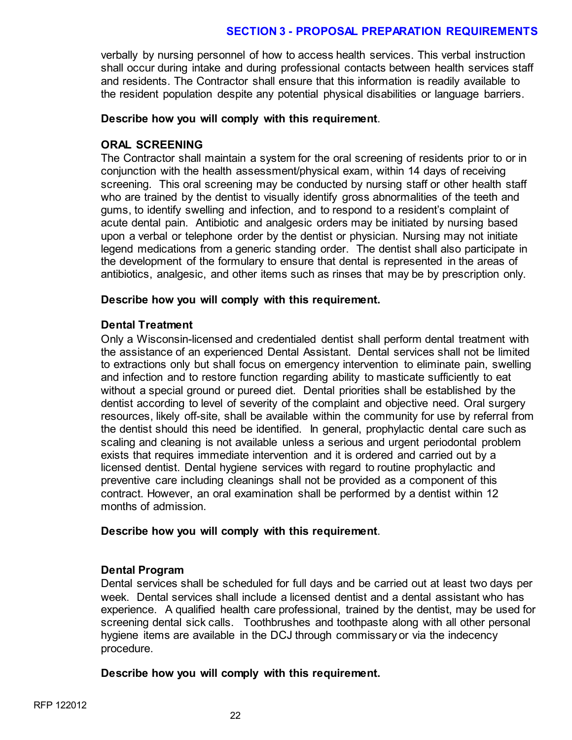verbally by nursing personnel of how to access health services. This verbal instruction shall occur during intake and during professional contacts between health services staff and residents. The Contractor shall ensure that this information is readily available to the resident population despite any potential physical disabilities or language barriers.

**Describe how you will comply with this requirement**.

### ORAL SCREENING

The Contractor shall maintain a system for the oral screening of residents prior to or in conjunction with the health assessment/physical exam, within 14 days of receiving screening. This oral screening may be conducted by nursing staff or other health staff who are trained by the dentist to visually identify gross abnormalities of the teeth and gums, to identify swelling and infection, and to respond to a resident's complaint of acute dental pain. Antibiotic and analgesic orders may be initiated by nursing based upon a verbal or telephone order by the dentist or physician. Nursing may not initiate legend medications from a generic standing order. The dentist shall also participate in the development of the formulary to ensure that dental is represented in the areas of antibiotics, analgesic, and other items such as rinses that may be by prescription only.

**Describe how you will comply with this requirement.**

### Dental Treatment

Only a Wisconsin-licensed and credentialed dentist shall perform dental treatment with the assistance of an experienced Dental Assistant. Dental services shall not be limited to extractions only but shall focus on emergency intervention to eliminate pain, swelling and infection and to restore function regarding ability to masticate sufficiently to eat without a special ground or pureed diet. Dental priorities shall be established by the dentist according to level of severity of the complaint and objective need. Oral surgery resources, likely off-site, shall be available within the community for use by referral from the dentist should this need be identified. In general, prophylactic dental care such as scaling and cleaning is not available unless a serious and urgent periodontal problem exists that requires immediate intervention and it is ordered and carried out by a licensed dentist. Dental hygiene services with regard to routine prophylactic and preventive care including cleanings shall not be provided as a component of this contract. However, an oral examination shall be performed by a dentist within 12 months of admission.

**Describe how you will comply with this requirement**.

### Dental Program

Dental services shall be scheduled for full days and be carried out at least two days per week. Dental services shall include a licensed dentist and a dental assistant who has experience. A qualified health care professional, trained by the dentist, may be used for screening dental sick calls. Toothbrushes and toothpaste along with all other personal hygiene items are available in the DCJ through commissary or via the indecency procedure.

**Describe how you will comply with this requirement.**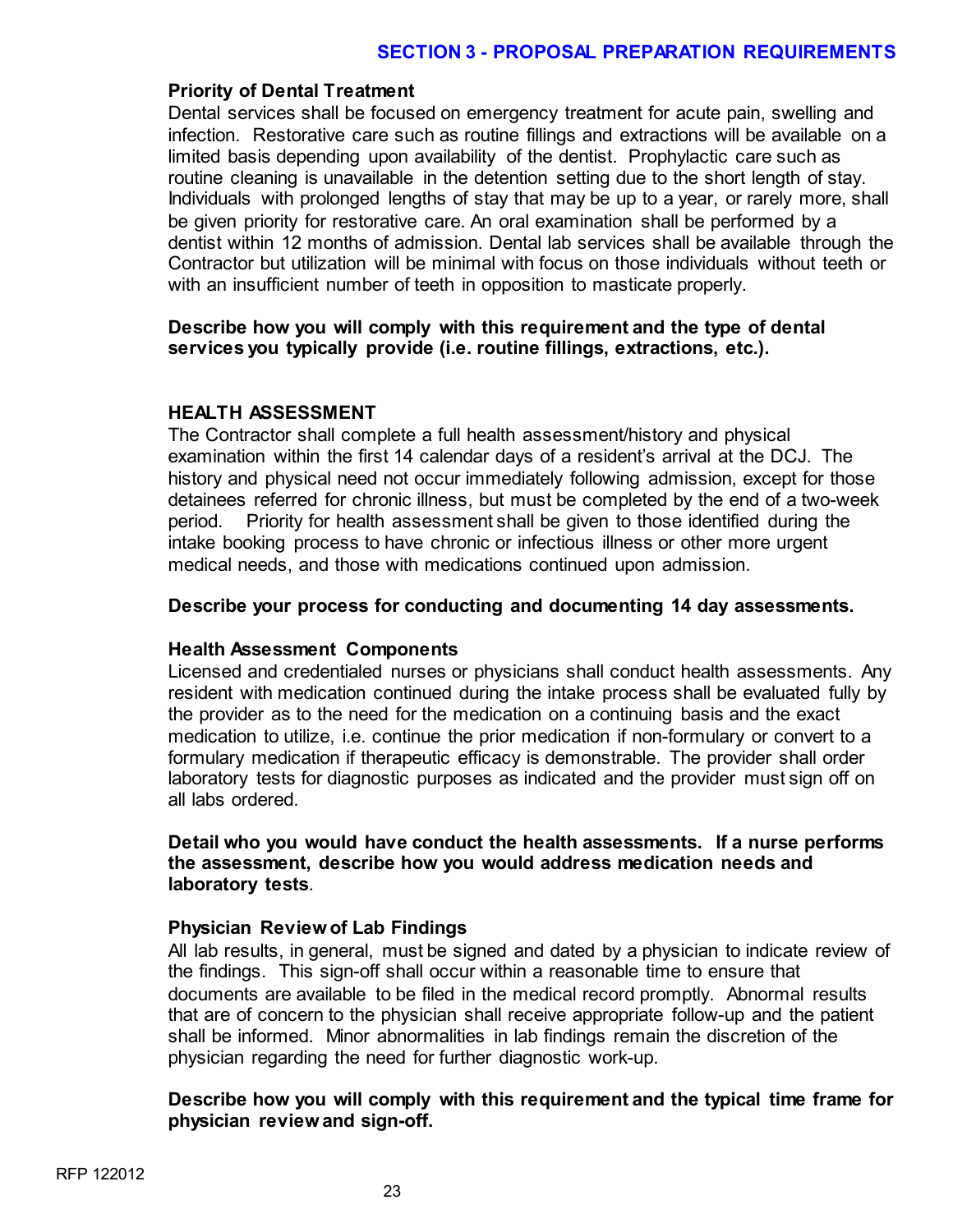### Priority of Dental Treatment

Dental services shall be focused on emergency treatment for acute pain, swelling and infection. Restorative care such as routine fillings and extractions will be available on a limited basis depending upon availability of the dentist. Prophylactic care such as routine cleaning is unavailable in the detention setting due to the short length of stay. Individuals with prolonged lengths of stay that may be up to a year, or rarely more, shall be given priority for restorative care. An oral examination shall be performed by a dentist within 12 months of admission. Dental lab services shall be available through the Contractor but utilization will be minimal with focus on those individuals without teeth or with an insufficient number of teeth in opposition to masticate properly.

**Describe how you will comply with this requirement and the type of dental services you typically provide (i.e. routine fillings, extractions, etc.).**

### HEALTH ASSESSMENT

The Contractor shall complete a full health assessment/history and physical examination within the first 14 calendar days of a resident's arrival at the DCJ. The history and physical need not occur immediately following admission, except for those detainees referred for chronic illness, but must be completed by the end of a two-week period. Priority for health assessment shall be given to those identified during the intake booking process to have chronic or infectious illness or other more urgent medical needs, and those with medications continued upon admission.

**Describe your process for conducting and documenting 14 day assessments.**

### Health Assessment Components

Licensed and credentialed nurses or physicians shall conduct health assessments. Any resident with medication continued during the intake process shall be evaluated fully by the provider as to the need for the medication on a continuing basis and the exact medication to utilize, i.e. continue the prior medication if non-formulary or convert to a formulary medication if therapeutic efficacy is demonstrable. The provider shall order laboratory tests for diagnostic purposes as indicated and the provider must sign off on all labs ordered.

**Detail who you would have conduct the health assessments. If a nurse performs the assessment, describe how you would address medication needs and laboratory tests**.

### Physician Review of Lab Findings

All lab results, in general, must be signed and dated by a physician to indicate review of the findings. This sign-off shall occur within a reasonable time to ensure that documents are available to be filed in the medical record promptly. Abnormal results that are of concern to the physician shall receive appropriate follow-up and the patient shall be informed. Minor abnormalities in lab findings remain the discretion of the physician regarding the need for further diagnostic work-up.

**Describe how you will comply with this requirement and the typical time frame for physician review and sign-off.**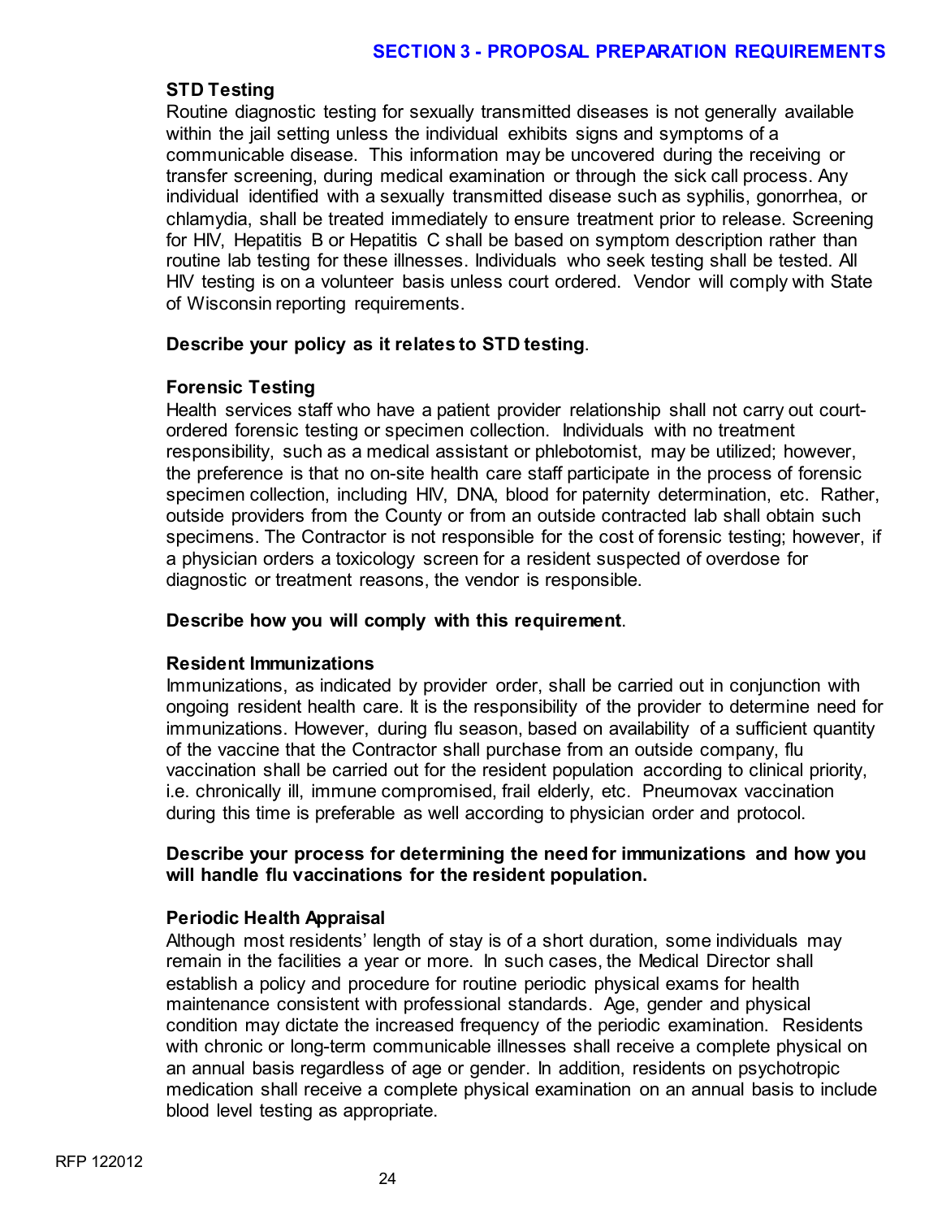### STD Testing

Routine diagnostic testing for sexually transmitted diseases is not generally available within the jail setting unless the individual exhibits signs and symptoms of a communicable disease. This information may be uncovered during the receiving or transfer screening, during medical examination or through the sick call process. Any individual identified with a sexually transmitted disease such as syphilis, gonorrhea, or chlamydia, shall be treated immediately to ensure treatment prior to release. Screening for HIV, Hepatitis B or Hepatitis C shall be based on symptom description rather than routine lab testing for these illnesses. Individuals who seek testing shall be tested. All HIV testing is on a volunteer basis unless court ordered. Vendor will comply with State of Wisconsin reporting requirements.

**Describe your policy as it relates to STD testing**.

### Forensic Testing

Health services staff who have a patient provider relationship shall not carry out court-ordered forensic testing or specimen collection. Individuals with no treatment responsibility, such as a medical assistant or phlebotomist, may be utilized; however, the preference is that no on-site health care staff participate in the process of forensic specimen collection, including HIV, DNA, blood for paternity determination, etc. Rather, outside providers from the County or from an outside contracted lab shall obtain such specimens. The Contractor is not responsible for the cost of forensic testing; however, if a physician orders a toxicology screen for a resident suspected of overdose for diagnostic or treatment reasons, the vendor is responsible.

**Describe how you will comply with this requirement**.

### Resident Immunizations

Immunizations, as indicated by provider order, shall be carried out in conjunction with ongoing resident health care. It is the responsibility of the provider to determine need for immunizations. However, during flu season, based on availability of a sufficient quantity of the vaccine that the Contractor shall purchase from an outside company, flu vaccination shall be carried out for the resident population according to clinical priority, i.e. chronically ill, immune compromised, frail elderly, etc. Pneumovax vaccination during this time is preferable as well according to physician order and protocol.

**Describe your process for determining the need for immunizations and how you will handle flu vaccinations for the resident population.**

### Periodic Health Appraisal

Although most residents' length of stay is of a short duration, some individuals may remain in the facilities a year or more. In such cases, the Medical Director shall establish a policy and procedure for routine periodic physical exams for health maintenance consistent with professional standards. Age, gender and physical condition may dictate the increased frequency of the periodic examination. Residents with chronic or long-term communicable illnesses shall receive a complete physical on an annual basis regardless of age or gender. In addition, residents on psychotropic medication shall receive a complete physical examination on an annual basis to include blood level testing as appropriate.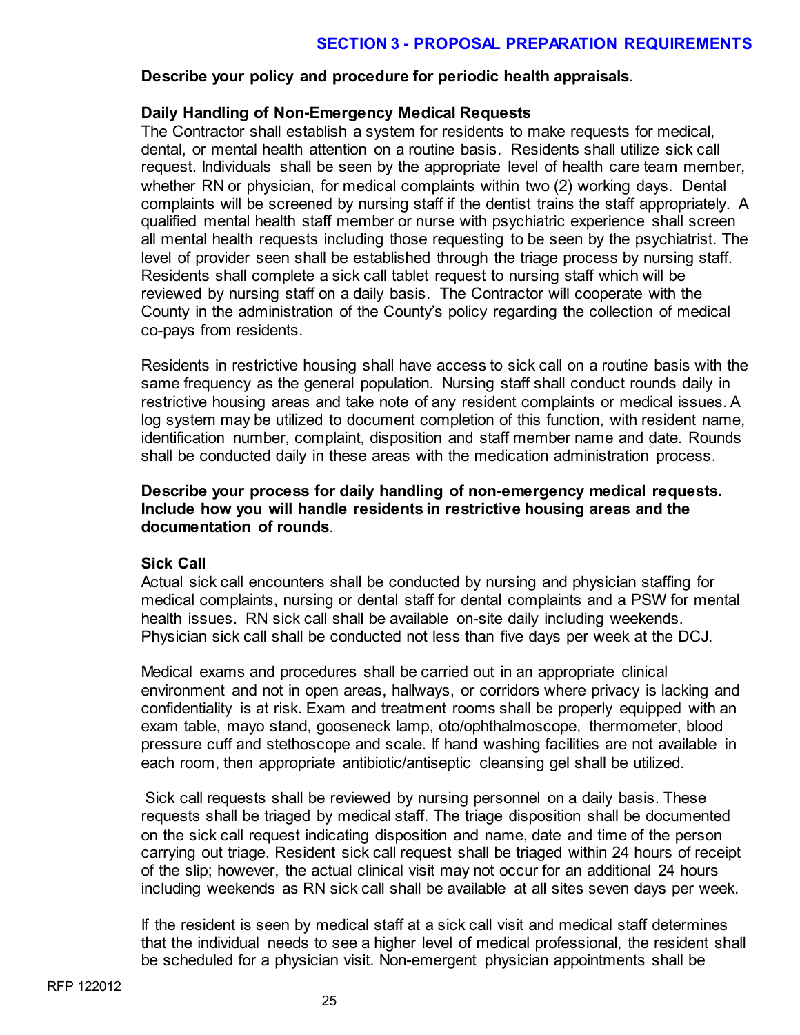**Describe your policy and procedure for periodic health appraisals**.

**Daily Handling of Non-Emergency Medical Requests**

The Contractor shall establish a system for residents to make requests for medical, dental, or mental health attention on a routine basis. Residents shall utilize sick call request. Individuals shall be seen by the appropriate level of health care team member, whether RN or physician, for medical complaints within two (2) working days. Dental complaints will be screened by nursing staff if the dentist trains the staff appropriately. A qualified mental health staff member or nurse with psychiatric experience shall screen all mental health requests including those requesting to be seen by the psychiatrist. The level of provider seen shall be established through the triage process by nursing staff. Residents shall complete a sick call tablet request to nursing staff which will be reviewed by nursing staff on a daily basis. The Contractor will cooperate with the County in the administration of the County's policy regarding the collection of medical co-pays from residents.

Residents in restrictive housing shall have access to sick call on a routine basis with the same frequency as the general population. Nursing staff shall conduct rounds daily in restrictive housing areas and take note of any resident complaints or medical issues. A log system may be utilized to document completion of this function, with resident name, identification number, complaint, disposition and staff member name and date. Rounds shall be conducted daily in these areas with the medication administration process.

**Describe your process for daily handling of non-emergency medical requests. Include how you will handle residents in restrictive housing areas and the documentation of rounds**.

**Sick Call**

Actual sick call encounters shall be conducted by nursing and physician staffing for medical complaints, nursing or dental staff for dental complaints and a PSW for mental health issues. RN sick call shall be available on-site daily including weekends. Physician sick call shall be conducted not less than five days per week at the DCJ.

Medical exams and procedures shall be carried out in an appropriate clinical environment and not in open areas, hallways, or corridors where privacy is lacking and confidentiality is at risk. Exam and treatment rooms shall be properly equipped with an exam table, mayo stand, gooseneck lamp, oto/ophthalmoscope, thermometer, blood pressure cuff and stethoscope and scale. If hand washing facilities are not available in each room, then appropriate antibiotic/antiseptic cleansing gel shall be utilized.

Sick call requests shall be reviewed by nursing personnel on a daily basis. These requests shall be triaged by medical staff. The triage disposition shall be documented on the sick call request indicating disposition and name, date and time of the person carrying out triage. Resident sick call request shall be triaged within 24 hours of receipt of the slip; however, the actual clinical visit may not occur for an additional 24 hours including weekends as RN sick call shall be available at all sites seven days per week.

If the resident is seen by medical staff at a sick call visit and medical staff determines that the individual needs to see a higher level of medical professional, the resident shall be scheduled for a physician visit. Non-emergent physician appointments shall be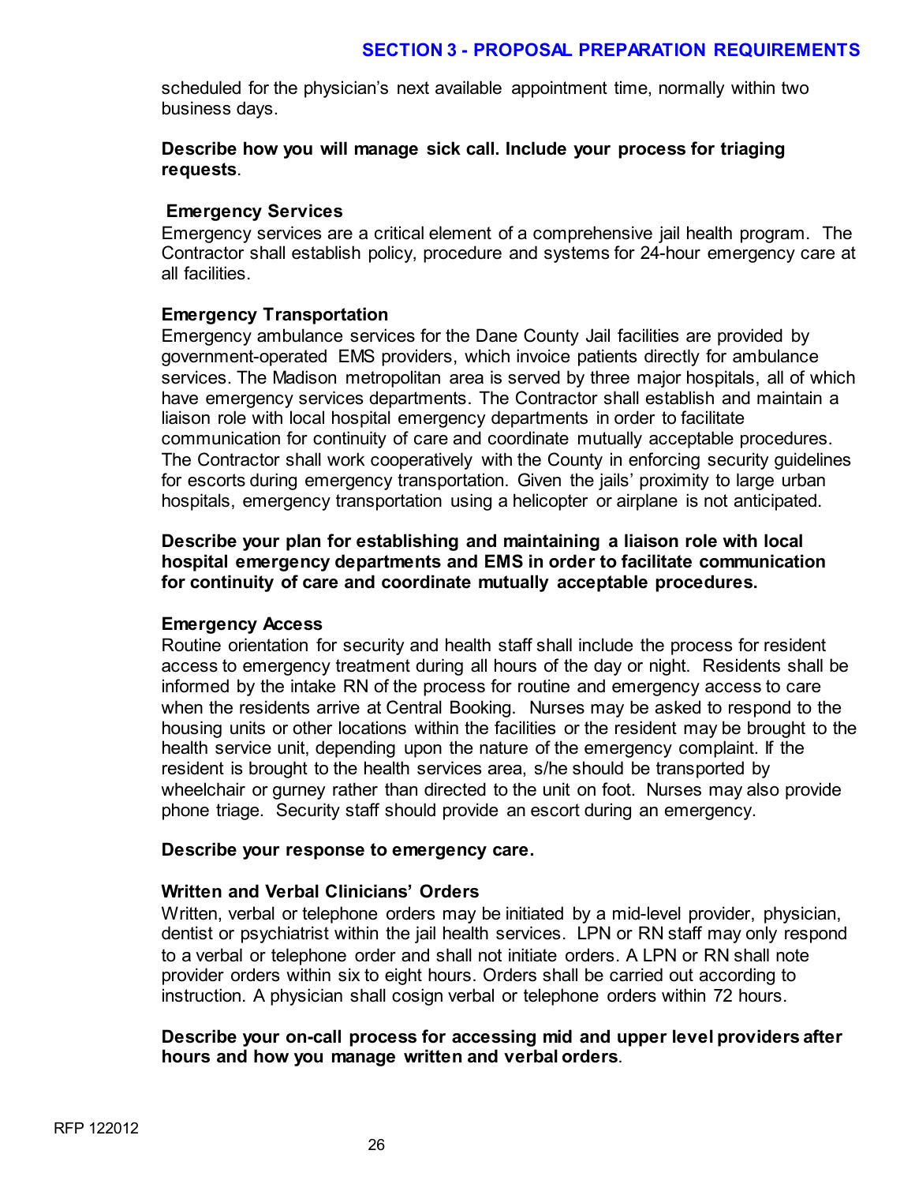scheduled for the physician's next available appointment time, normally within two business days.

**Describe how you will manage sick call. Include your process for triaging requests**.

**Emergency Services**

Emergency services are a critical element of a comprehensive jail health program. The Contractor shall establish policy, procedure and systems for 24-hour emergency care at all facilities.

**Emergency Transportation**

Emergency ambulance services for the Dane County Jail facilities are provided by government-operated EMS providers, which invoice patients directly for ambulance services. The Madison metropolitan area is served by three major hospitals, all of which have emergency services departments. The Contractor shall establish and maintain a liaison role with local hospital emergency departments in order to facilitate communication for continuity of care and coordinate mutually acceptable procedures. The Contractor shall work cooperatively with the County in enforcing security guidelines for escorts during emergency transportation. Given the jails' proximity to large urban hospitals, emergency transportation using a helicopter or airplane is not anticipated.

**Describe your plan for establishing and maintaining a liaison role with local hospital emergency departments and EMS in order to facilitate communication for continuity of care and coordinate mutually acceptable procedures.**

**Emergency Access**

Routine orientation for security and health staff shall include the process for resident access to emergency treatment during all hours of the day or night. Residents shall be informed by the intake RN of the process for routine and emergency access to care when the residents arrive at Central Booking. Nurses may be asked to respond to the housing units or other locations within the facilities or the resident may be brought to the health service unit, depending upon the nature of the emergency complaint. If the resident is brought to the health services area, s/he should be transported by wheelchair or gurney rather than directed to the unit on foot. Nurses may also provide phone triage. Security staff should provide an escort during an emergency.

**Describe your response to emergency care.**

**Written and Verbal Clinicians' Orders**

Written, verbal or telephone orders may be initiated by a mid-level provider, physician, dentist or psychiatrist within the jail health services. LPN or RN staff may only respond to a verbal or telephone order and shall not initiate orders. A LPN or RN shall note provider orders within six to eight hours. Orders shall be carried out according to instruction. A physician shall cosign verbal or telephone orders within 72 hours.

**Describe your on-call process for accessing mid and upper level providers after hours and how you manage written and verbal orders**.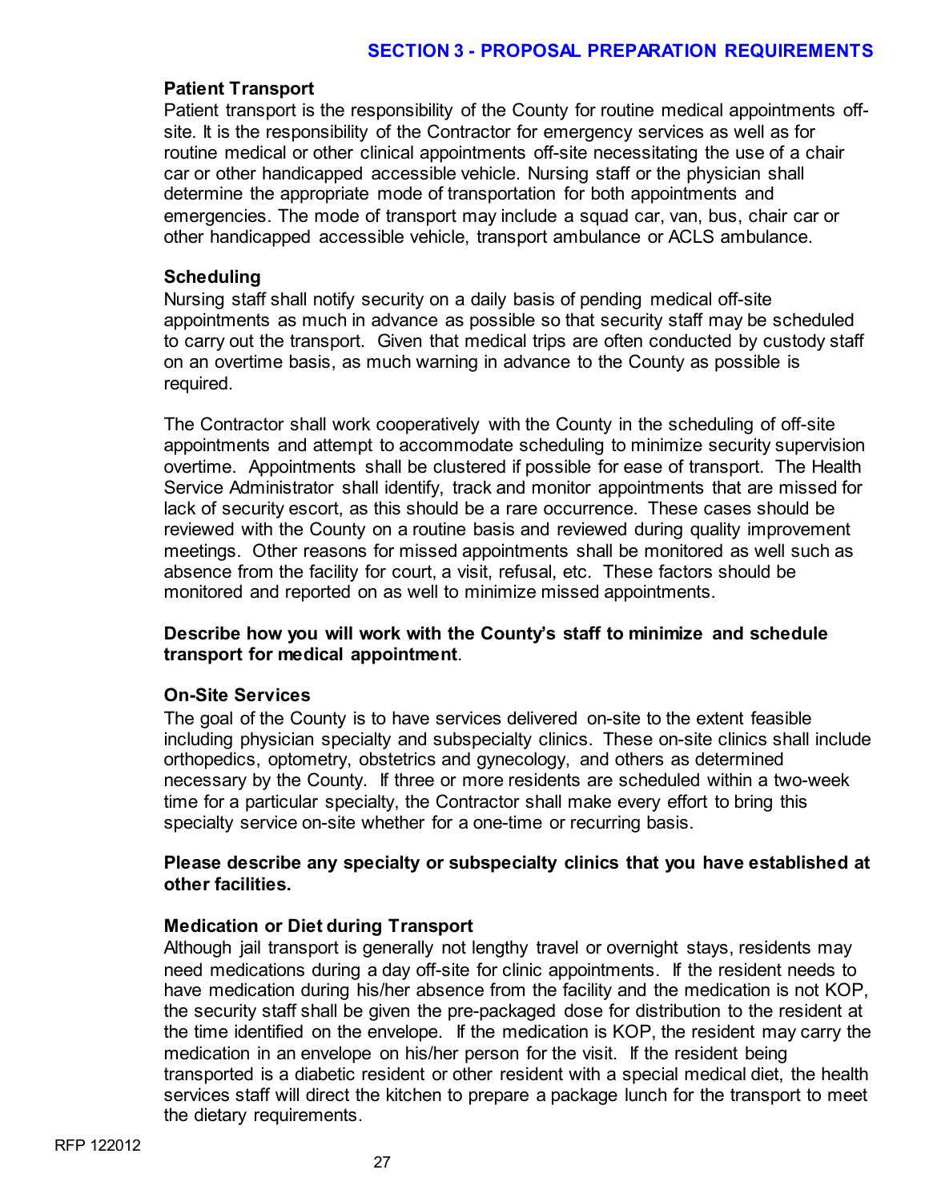### Patient Transport

Patient transport is the responsibility of the County for routine medical appointments off-site. It is the responsibility of the Contractor for emergency services as well as for routine medical or other clinical appointments off-site necessitating the use of a chair car or other handicapped accessible vehicle. Nursing staff or the physician shall determine the appropriate mode of transportation for both appointments and emergencies. The mode of transport may include a squad car, van, bus, chair car or other handicapped accessible vehicle, transport ambulance or ACLS ambulance.

### Scheduling

Nursing staff shall notify security on a daily basis of pending medical off-site appointments as much in advance as possible so that security staff may be scheduled to carry out the transport. Given that medical trips are often conducted by custody staff on an overtime basis, as much warning in advance to the County as possible is required.

The Contractor shall work cooperatively with the County in the scheduling of off-site appointments and attempt to accommodate scheduling to minimize security supervision overtime. Appointments shall be clustered if possible for ease of transport. The Health Service Administrator shall identify, track and monitor appointments that are missed for lack of security escort, as this should be a rare occurrence. These cases should be reviewed with the County on a routine basis and reviewed during quality improvement meetings. Other reasons for missed appointments shall be monitored as well such as absence from the facility for court, a visit, refusal, etc. These factors should be monitored and reported on as well to minimize missed appointments.

**Describe how you will work with the County's staff to minimize and schedule transport for medical appointment**.

### On-Site Services

The goal of the County is to have services delivered on-site to the extent feasible including physician specialty and subspecialty clinics. These on-site clinics shall include orthopedics, optometry, obstetrics and gynecology, and others as determined necessary by the County. If three or more residents are scheduled within a two-week time for a particular specialty, the Contractor shall make every effort to bring this specialty service on-site whether for a one-time or recurring basis.

**Please describe any specialty or subspecialty clinics that you have established at other facilities.**

### Medication or Diet during Transport

Although jail transport is generally not lengthy travel or overnight stays, residents may need medications during a day off-site for clinic appointments. If the resident needs to have medication during his/her absence from the facility and the medication is not KOP, the security staff shall be given the pre-packaged dose for distribution to the resident at the time identified on the envelope. If the medication is KOP, the resident may carry the medication in an envelope on his/her person for the visit. If the resident being transported is a diabetic resident or other resident with a special medical diet, the health services staff will direct the kitchen to prepare a package lunch for the transport to meet the dietary requirements.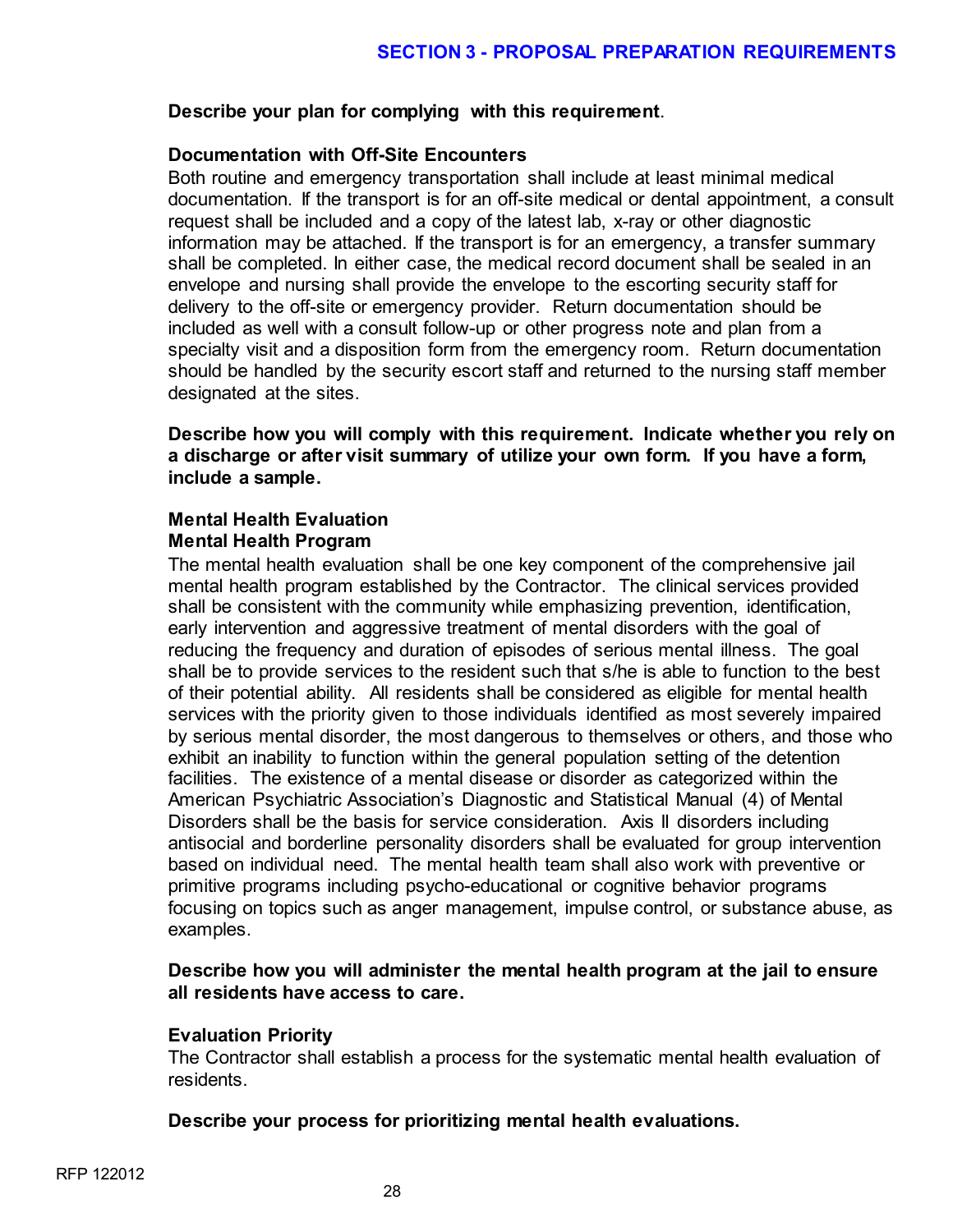**Describe your plan for complying with this requirement**.

**Documentation with Off-Site Encounters**

Both routine and emergency transportation shall include at least minimal medical documentation. If the transport is for an off-site medical or dental appointment, a consult request shall be included and a copy of the latest lab, x-ray or other diagnostic information may be attached. If the transport is for an emergency, a transfer summary shall be completed. In either case, the medical record document shall be sealed in an envelope and nursing shall provide the envelope to the escorting security staff for delivery to the off-site or emergency provider. Return documentation should be included as well with a consult follow-up or other progress note and plan from a specialty visit and a disposition form from the emergency room. Return documentation should be handled by the security escort staff and returned to the nursing staff member designated at the sites.

**Describe how you will comply with this requirement. Indicate whether you rely on a discharge or after visit summary of utilize your own form. If you have a form, include a sample.**

**Mental Health Evaluation**

**Mental Health Program**

The mental health evaluation shall be one key component of the comprehensive jail mental health program established by the Contractor. The clinical services provided shall be consistent with the community while emphasizing prevention, identification, early intervention and aggressive treatment of mental disorders with the goal of reducing the frequency and duration of episodes of serious mental illness. The goal shall be to provide services to the resident such that s/he is able to function to the best of their potential ability. All residents shall be considered as eligible for mental health services with the priority given to those individuals identified as most severely impaired by serious mental disorder, the most dangerous to themselves or others, and those who exhibit an inability to function within the general population setting of the detention facilities. The existence of a mental disease or disorder as categorized within the American Psychiatric Association's Diagnostic and Statistical Manual (4) of Mental Disorders shall be the basis for service consideration. Axis II disorders including antisocial and borderline personality disorders shall be evaluated for group intervention based on individual need. The mental health team shall also work with preventive or primitive programs including psycho-educational or cognitive behavior programs focusing on topics such as anger management, impulse control, or substance abuse, as examples.

**Describe how you will administer the mental health program at the jail to ensure all residents have access to care.**

**Evaluation Priority**

The Contractor shall establish a process for the systematic mental health evaluation of residents.

**Describe your process for prioritizing mental health evaluations.**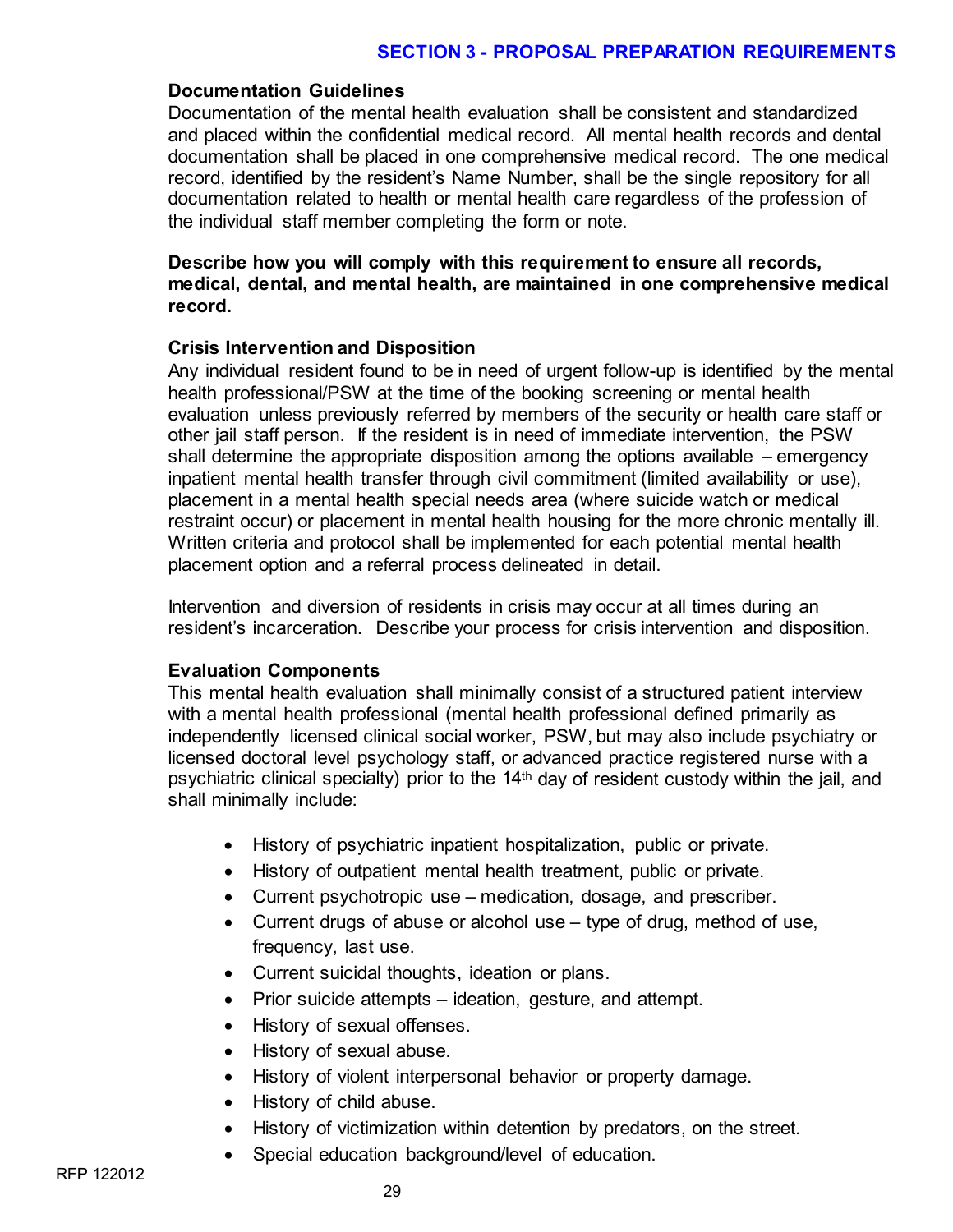**Documentation Guidelines**

Documentation of the mental health evaluation shall be consistent and standardized and placed within the confidential medical record. All mental health records and dental documentation shall be placed in one comprehensive medical record. The one medical record, identified by the resident's Name Number, shall be the single repository for all documentation related to health or mental health care regardless of the profession of the individual staff member completing the form or note.

**Describe how you will comply with this requirement to ensure all records, medical, dental, and mental health, are maintained in one comprehensive medical record.**

**Crisis Intervention and Disposition**

Any individual resident found to be in need of urgent follow-up is identified by the mental health professional/PSW at the time of the booking screening or mental health evaluation unless previously referred by members of the security or health care staff or other jail staff person. If the resident is in need of immediate intervention, the PSW shall determine the appropriate disposition among the options available – emergency inpatient mental health transfer through civil commitment (limited availability or use), placement in a mental health special needs area (where suicide watch or medical restraint occur) or placement in mental health housing for the more chronic mentally ill. Written criteria and protocol shall be implemented for each potential mental health placement option and a referral process delineated in detail.

Intervention and diversion of residents in crisis may occur at all times during an resident's incarceration. Describe your process for crisis intervention and disposition.

**Evaluation Components**

This mental health evaluation shall minimally consist of a structured patient interview with a mental health professional (mental health professional defined primarily as independently licensed clinical social worker, PSW, but may also include psychiatry or licensed doctoral level psychology staff, or advanced practice registered nurse with a psychiatric clinical specialty) prior to the 14th day of resident custody within the jail, and shall minimally include:

- History of psychiatric inpatient hospitalization, public or private.
- History of outpatient mental health treatment, public or private.
- Current psychotropic use – medication, dosage, and prescriber.
- Current drugs of abuse or alcohol use – type of drug, method of use, frequency, last use.
- Current suicidal thoughts, ideation or plans.
- Prior suicide attempts – ideation, gesture, and attempt.
- History of sexual offenses.
- History of sexual abuse.
- History of violent interpersonal behavior or property damage.
- History of child abuse.
- History of victimization within detention by predators, on the street.
- Special education background/level of education.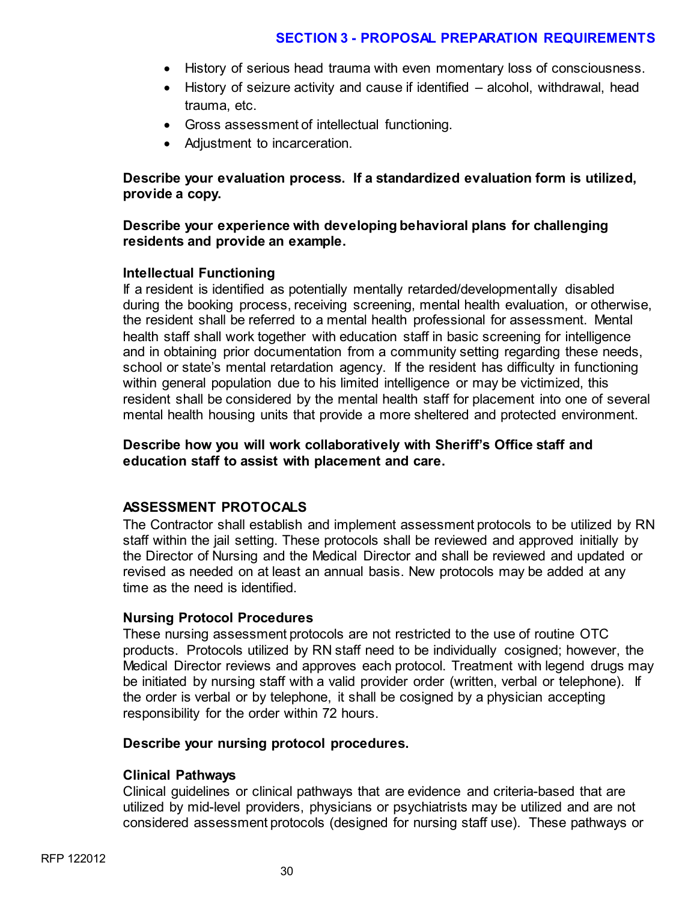- History of serious head trauma with even momentary loss of consciousness.
- History of seizure activity and cause if identified – alcohol, withdrawal, head trauma, etc.
- Gross assessment of intellectual functioning.
- Adjustment to incarceration.

**Describe your evaluation process. If a standardized evaluation form is utilized, provide a copy.**

**Describe your experience with developing behavioral plans for challenging residents and provide an example.**

**Intellectual Functioning**
If a resident is identified as potentially mentally retarded/developmentally disabled during the booking process, receiving screening, mental health evaluation, or otherwise, the resident shall be referred to a mental health professional for assessment. Mental health staff shall work together with education staff in basic screening for intelligence and in obtaining prior documentation from a community setting regarding these needs, school or state's mental retardation agency. If the resident has difficulty in functioning within general population due to his limited intelligence or may be victimized, this resident shall be considered by the mental health staff for placement into one of several mental health housing units that provide a more sheltered and protected environment.

**Describe how you will work collaboratively with Sheriff's Office staff and education staff to assist with placement and care.**

## ASSESSMENT PROTOCALS

The Contractor shall establish and implement assessment protocols to be utilized by RN staff within the jail setting. These protocols shall be reviewed and approved initially by the Director of Nursing and the Medical Director and shall be reviewed and updated or revised as needed on at least an annual basis. New protocols may be added at any time as the need is identified.

**Nursing Protocol Procedures**
These nursing assessment protocols are not restricted to the use of routine OTC products. Protocols utilized by RN staff need to be individually cosigned; however, the Medical Director reviews and approves each protocol. Treatment with legend drugs may be initiated by nursing staff with a valid provider order (written, verbal or telephone). If the order is verbal or by telephone, it shall be cosigned by a physician accepting responsibility for the order within 72 hours.

**Describe your nursing protocol procedures.**

**Clinical Pathways**
Clinical guidelines or clinical pathways that are evidence and criteria-based that are utilized by mid-level providers, physicians or psychiatrists may be utilized and are not considered assessment protocols (designed for nursing staff use). These pathways or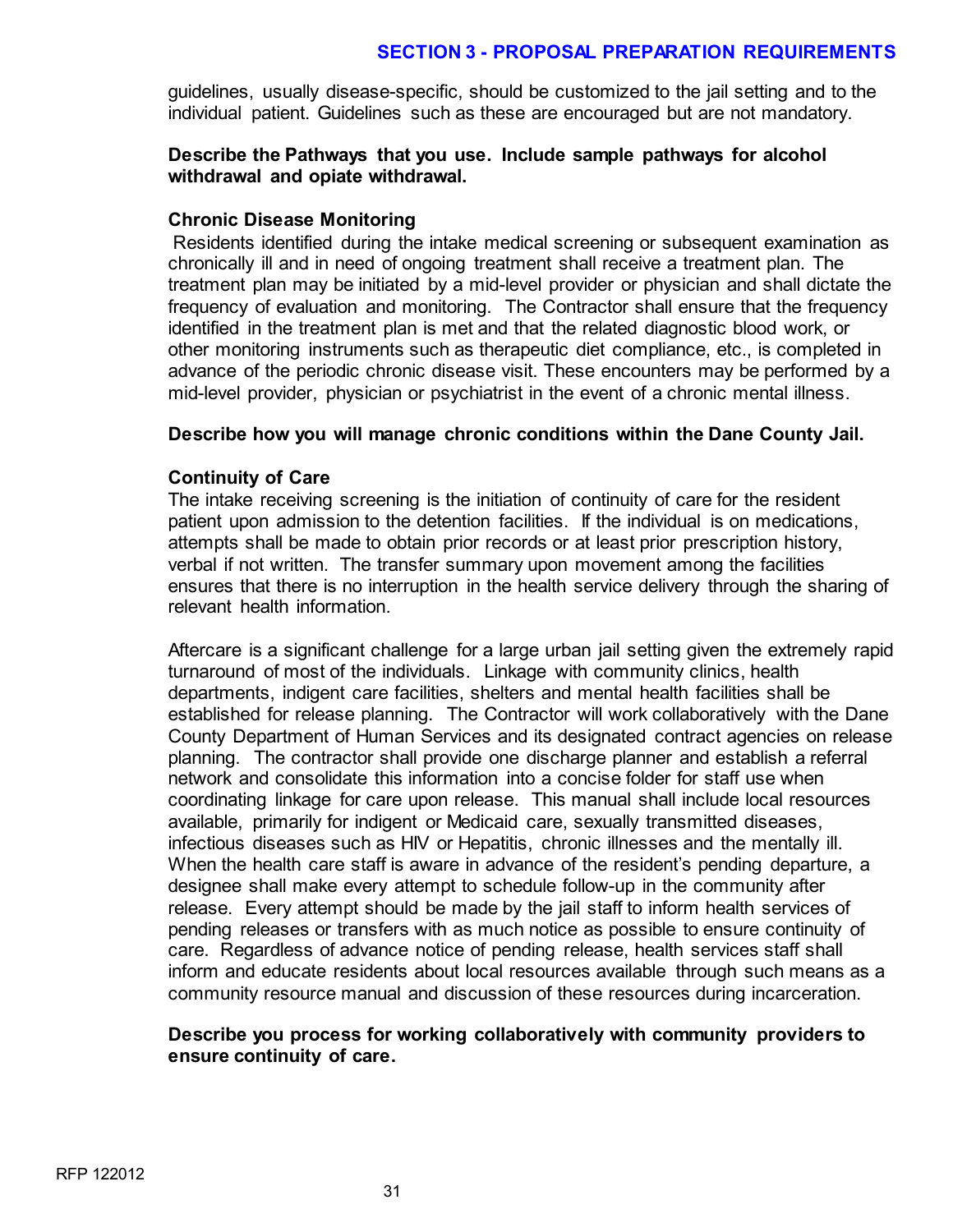guidelines, usually disease-specific, should be customized to the jail setting and to the individual patient. Guidelines such as these are encouraged but are not mandatory.

**Describe the Pathways that you use. Include sample pathways for alcohol withdrawal and opiate withdrawal.**

**Chronic Disease Monitoring**

Residents identified during the intake medical screening or subsequent examination as chronically ill and in need of ongoing treatment shall receive a treatment plan. The treatment plan may be initiated by a mid-level provider or physician and shall dictate the frequency of evaluation and monitoring. The Contractor shall ensure that the frequency identified in the treatment plan is met and that the related diagnostic blood work, or other monitoring instruments such as therapeutic diet compliance, etc., is completed in advance of the periodic chronic disease visit. These encounters may be performed by a mid-level provider, physician or psychiatrist in the event of a chronic mental illness.

**Describe how you will manage chronic conditions within the Dane County Jail.**

**Continuity of Care**

The intake receiving screening is the initiation of continuity of care for the resident patient upon admission to the detention facilities. If the individual is on medications, attempts shall be made to obtain prior records or at least prior prescription history, verbal if not written. The transfer summary upon movement among the facilities ensures that there is no interruption in the health service delivery through the sharing of relevant health information.

Aftercare is a significant challenge for a large urban jail setting given the extremely rapid turnaround of most of the individuals. Linkage with community clinics, health departments, indigent care facilities, shelters and mental health facilities shall be established for release planning. The Contractor will work collaboratively with the Dane County Department of Human Services and its designated contract agencies on release planning. The contractor shall provide one discharge planner and establish a referral network and consolidate this information into a concise folder for staff use when coordinating linkage for care upon release. This manual shall include local resources available, primarily for indigent or Medicaid care, sexually transmitted diseases, infectious diseases such as HIV or Hepatitis, chronic illnesses and the mentally ill. When the health care staff is aware in advance of the resident's pending departure, a designee shall make every attempt to schedule follow-up in the community after release. Every attempt should be made by the jail staff to inform health services of pending releases or transfers with as much notice as possible to ensure continuity of care. Regardless of advance notice of pending release, health services staff shall inform and educate residents about local resources available through such means as a community resource manual and discussion of these resources during incarceration.

**Describe you process for working collaboratively with community providers to ensure continuity of care.**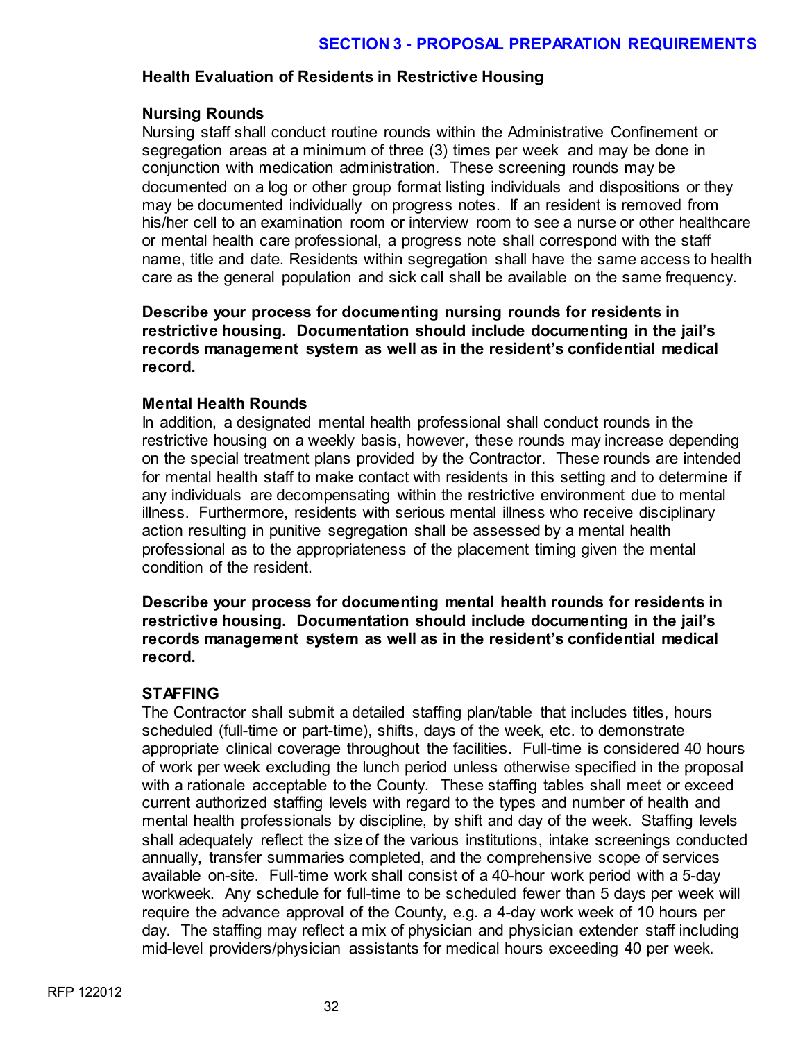## Health Evaluation of Residents in Restrictive Housing

### Nursing Rounds

Nursing staff shall conduct routine rounds within the Administrative Confinement or segregation areas at a minimum of three (3) times per week and may be done in conjunction with medication administration. These screening rounds may be documented on a log or other group format listing individuals and dispositions or they may be documented individually on progress notes. If an resident is removed from his/her cell to an examination room or interview room to see a nurse or other healthcare or mental health care professional, a progress note shall correspond with the staff name, title and date. Residents within segregation shall have the same access to health care as the general population and sick call shall be available on the same frequency.

**Describe your process for documenting nursing rounds for residents in restrictive housing. Documentation should include documenting in the jail's records management system as well as in the resident's confidential medical record.**

### Mental Health Rounds

In addition, a designated mental health professional shall conduct rounds in the restrictive housing on a weekly basis, however, these rounds may increase depending on the special treatment plans provided by the Contractor. These rounds are intended for mental health staff to make contact with residents in this setting and to determine if any individuals are decompensating within the restrictive environment due to mental illness. Furthermore, residents with serious mental illness who receive disciplinary action resulting in punitive segregation shall be assessed by a mental health professional as to the appropriateness of the placement timing given the mental condition of the resident.

**Describe your process for documenting mental health rounds for residents in restrictive housing. Documentation should include documenting in the jail's records management system as well as in the resident's confidential medical record.**

### STAFFING

The Contractor shall submit a detailed staffing plan/table that includes titles, hours scheduled (full-time or part-time), shifts, days of the week, etc. to demonstrate appropriate clinical coverage throughout the facilities. Full-time is considered 40 hours of work per week excluding the lunch period unless otherwise specified in the proposal with a rationale acceptable to the County. These staffing tables shall meet or exceed current authorized staffing levels with regard to the types and number of health and mental health professionals by discipline, by shift and day of the week. Staffing levels shall adequately reflect the size of the various institutions, intake screenings conducted annually, transfer summaries completed, and the comprehensive scope of services available on-site. Full-time work shall consist of a 40-hour work period with a 5-day workweek. Any schedule for full-time to be scheduled fewer than 5 days per week will require the advance approval of the County, e.g. a 4-day work week of 10 hours per day. The staffing may reflect a mix of physician and physician extender staff including mid-level providers/physician assistants for medical hours exceeding 40 per week.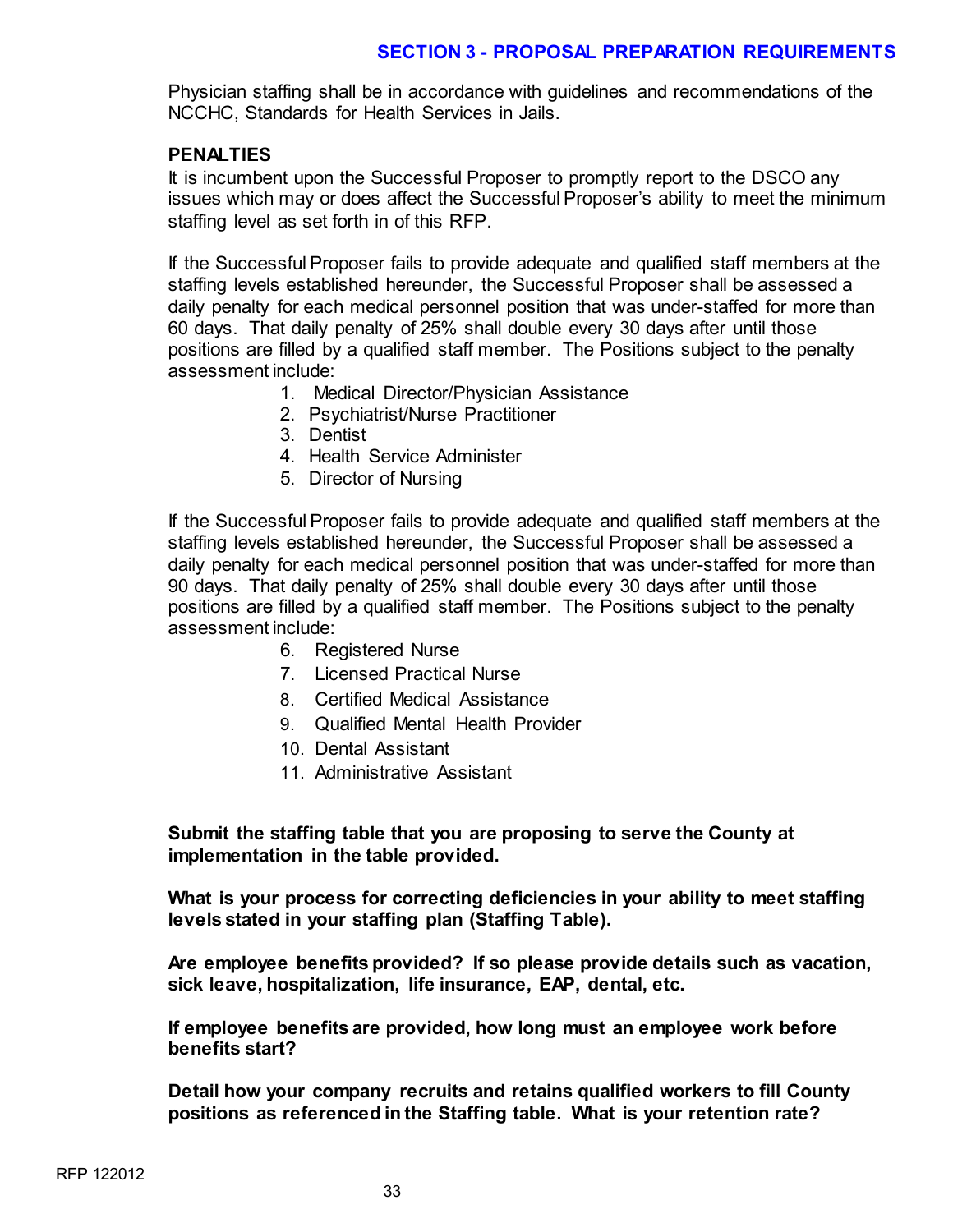Physician staffing shall be in accordance with guidelines and recommendations of the NCCHC, Standards for Health Services in Jails.

**PENALTIES**

It is incumbent upon the Successful Proposer to promptly report to the DSCO any issues which may or does affect the Successful Proposer's ability to meet the minimum staffing level as set forth in of this RFP.

If the Successful Proposer fails to provide adequate and qualified staff members at the staffing levels established hereunder, the Successful Proposer shall be assessed a daily penalty for each medical personnel position that was under-staffed for more than 60 days. That daily penalty of 25% shall double every 30 days after until those positions are filled by a qualified staff member. The Positions subject to the penalty assessment include:

1. Medical Director/Physician Assistance
2. Psychiatrist/Nurse Practitioner
3. Dentist
4. Health Service Administer
5. Director of Nursing

If the Successful Proposer fails to provide adequate and qualified staff members at the staffing levels established hereunder, the Successful Proposer shall be assessed a daily penalty for each medical personnel position that was under-staffed for more than 90 days. That daily penalty of 25% shall double every 30 days after until those positions are filled by a qualified staff member. The Positions subject to the penalty assessment include:

6. Registered Nurse
7. Licensed Practical Nurse
8. Certified Medical Assistance
9. Qualified Mental Health Provider
10. Dental Assistant
11. Administrative Assistant

**Submit the staffing table that you are proposing to serve the County at implementation in the table provided.**

**What is your process for correcting deficiencies in your ability to meet staffing levels stated in your staffing plan (Staffing Table).**

**Are employee benefits provided? If so please provide details such as vacation, sick leave, hospitalization, life insurance, EAP, dental, etc.**

**If employee benefits are provided, how long must an employee work before benefits start?**

**Detail how your company recruits and retains qualified workers to fill County positions as referenced in the Staffing table. What is your retention rate?**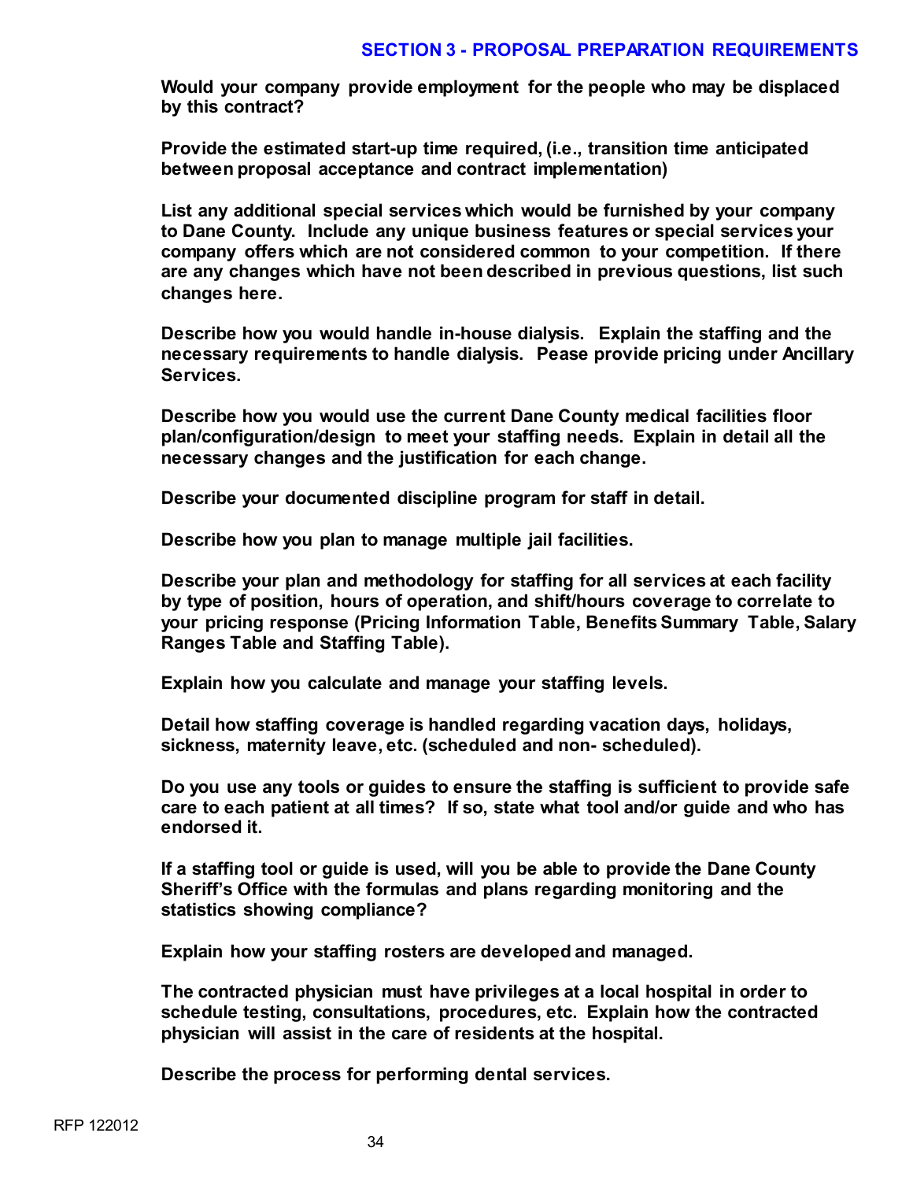**Would your company provide employment for the people who may be displaced by this contract?**

**Provide the estimated start-up time required, (i.e., transition time anticipated between proposal acceptance and contract implementation)**

**List any additional special services which would be furnished by your company to Dane County. Include any unique business features or special services your company offers which are not considered common to your competition. If there are any changes which have not been described in previous questions, list such changes here.**

**Describe how you would handle in-house dialysis. Explain the staffing and the necessary requirements to handle dialysis. Pease provide pricing under Ancillary Services.**

**Describe how you would use the current Dane County medical facilities floor plan/configuration/design to meet your staffing needs. Explain in detail all the necessary changes and the justification for each change.**

**Describe your documented discipline program for staff in detail.**

**Describe how you plan to manage multiple jail facilities.**

**Describe your plan and methodology for staffing for all services at each facility by type of position, hours of operation, and shift/hours coverage to correlate to your pricing response (Pricing Information Table, Benefits Summary Table, Salary Ranges Table and Staffing Table).**

**Explain how you calculate and manage your staffing levels.**

**Detail how staffing coverage is handled regarding vacation days, holidays, sickness, maternity leave, etc. (scheduled and non- scheduled).**

**Do you use any tools or guides to ensure the staffing is sufficient to provide safe care to each patient at all times? If so, state what tool and/or guide and who has endorsed it.**

**If a staffing tool or guide is used, will you be able to provide the Dane County Sheriff's Office with the formulas and plans regarding monitoring and the statistics showing compliance?**

**Explain how your staffing rosters are developed and managed.**

**The contracted physician must have privileges at a local hospital in order to schedule testing, consultations, procedures, etc. Explain how the contracted physician will assist in the care of residents at the hospital.**

**Describe the process for performing dental services.**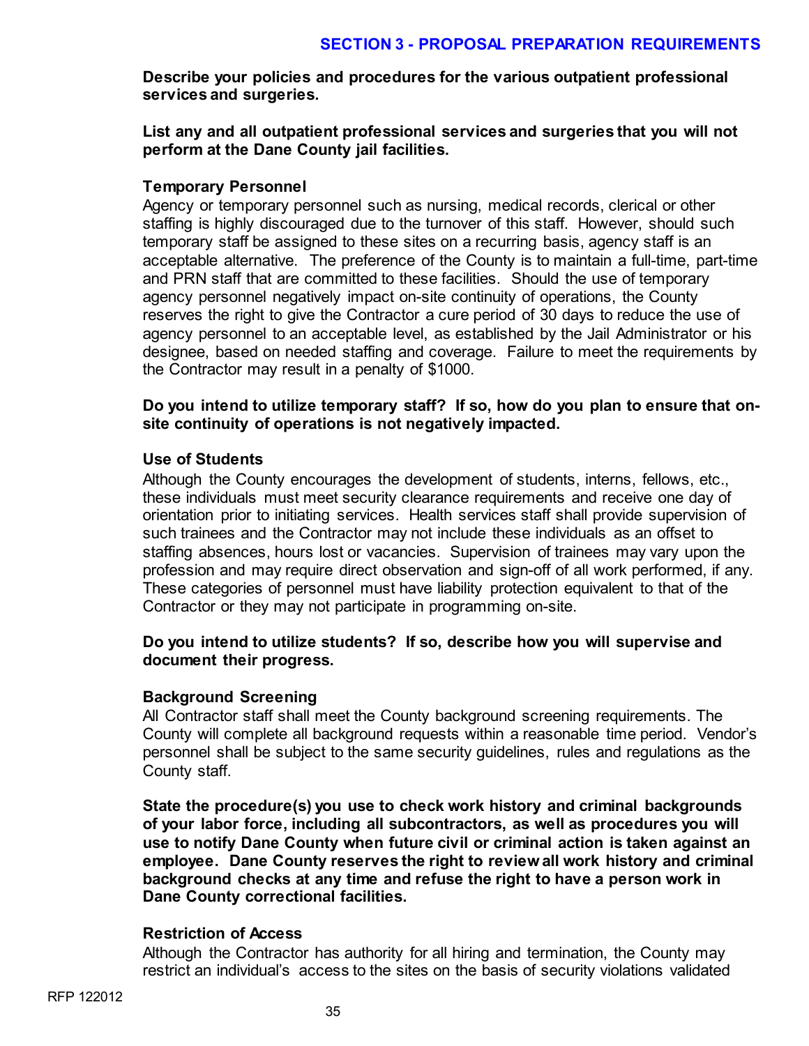**Describe your policies and procedures for the various outpatient professional services and surgeries.**

**List any and all outpatient professional services and surgeries that you will not perform at the Dane County jail facilities.**

### Temporary Personnel

Agency or temporary personnel such as nursing, medical records, clerical or other staffing is highly discouraged due to the turnover of this staff. However, should such temporary staff be assigned to these sites on a recurring basis, agency staff is an acceptable alternative. The preference of the County is to maintain a full-time, part-time and PRN staff that are committed to these facilities. Should the use of temporary agency personnel negatively impact on-site continuity of operations, the County reserves the right to give the Contractor a cure period of 30 days to reduce the use of agency personnel to an acceptable level, as established by the Jail Administrator or his designee, based on needed staffing and coverage. Failure to meet the requirements by the Contractor may result in a penalty of $1000.

**Do you intend to utilize temporary staff? If so, how do you plan to ensure that on-site continuity of operations is not negatively impacted.**

### Use of Students

Although the County encourages the development of students, interns, fellows, etc., these individuals must meet security clearance requirements and receive one day of orientation prior to initiating services. Health services staff shall provide supervision of such trainees and the Contractor may not include these individuals as an offset to staffing absences, hours lost or vacancies. Supervision of trainees may vary upon the profession and may require direct observation and sign-off of all work performed, if any. These categories of personnel must have liability protection equivalent to that of the Contractor or they may not participate in programming on-site.

**Do you intend to utilize students? If so, describe how you will supervise and document their progress.**

### Background Screening

All Contractor staff shall meet the County background screening requirements. The County will complete all background requests within a reasonable time period. Vendor's personnel shall be subject to the same security guidelines, rules and regulations as the County staff.

**State the procedure(s) you use to check work history and criminal backgrounds of your labor force, including all subcontractors, as well as procedures you will use to notify Dane County when future civil or criminal action is taken against an employee. Dane County reserves the right to review all work history and criminal background checks at any time and refuse the right to have a person work in Dane County correctional facilities.**

### Restriction of Access

Although the Contractor has authority for all hiring and termination, the County may restrict an individual's access to the sites on the basis of security violations validated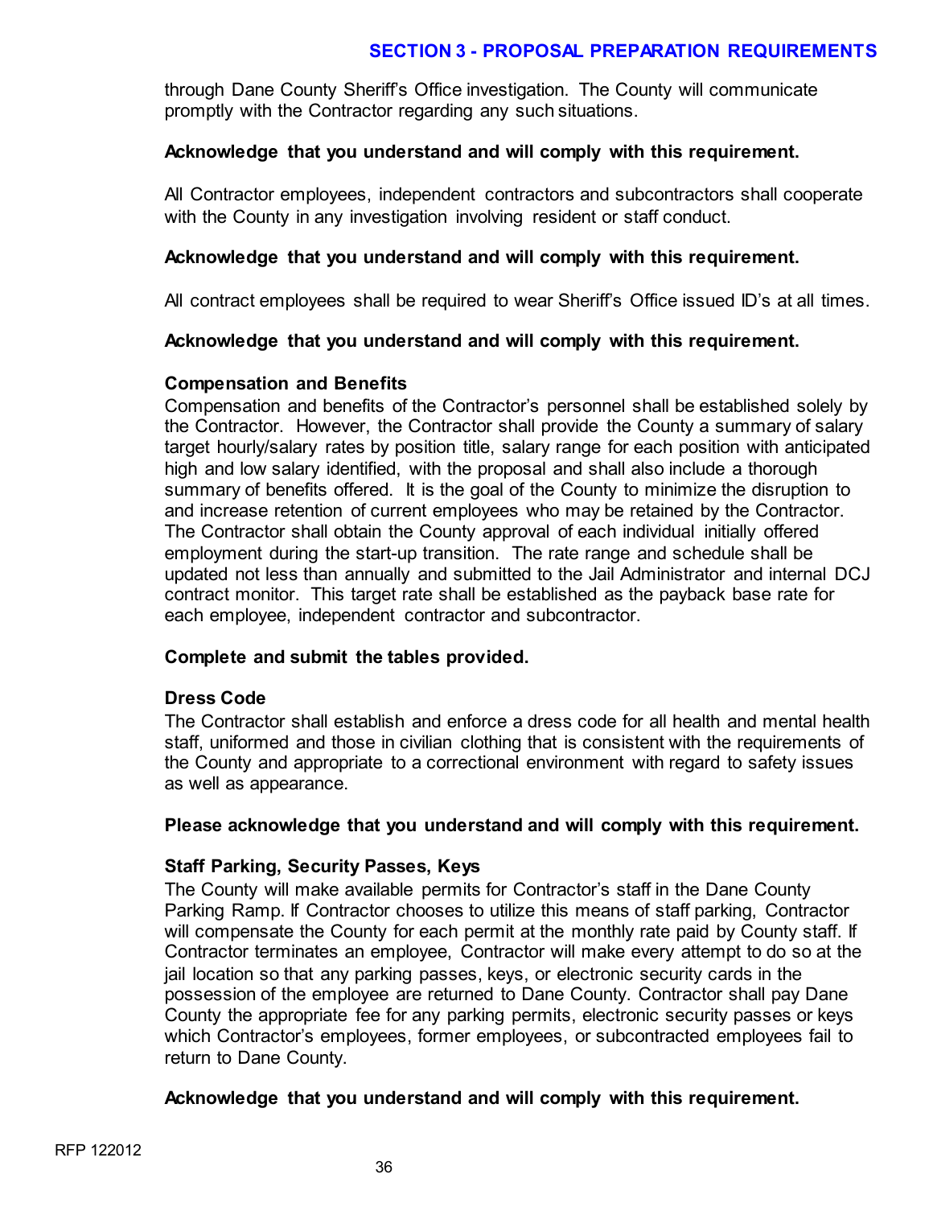through Dane County Sheriff's Office investigation. The County will communicate promptly with the Contractor regarding any such situations.

**Acknowledge that you understand and will comply with this requirement.**

All Contractor employees, independent contractors and subcontractors shall cooperate with the County in any investigation involving resident or staff conduct.

**Acknowledge that you understand and will comply with this requirement.**

All contract employees shall be required to wear Sheriff's Office issued ID's at all times.

**Acknowledge that you understand and will comply with this requirement.**

**Compensation and Benefits**

Compensation and benefits of the Contractor's personnel shall be established solely by the Contractor. However, the Contractor shall provide the County a summary of salary target hourly/salary rates by position title, salary range for each position with anticipated high and low salary identified, with the proposal and shall also include a thorough summary of benefits offered. It is the goal of the County to minimize the disruption to and increase retention of current employees who may be retained by the Contractor. The Contractor shall obtain the County approval of each individual initially offered employment during the start-up transition. The rate range and schedule shall be updated not less than annually and submitted to the Jail Administrator and internal DCJ contract monitor. This target rate shall be established as the payback base rate for each employee, independent contractor and subcontractor.

**Complete and submit the tables provided.**

**Dress Code**

The Contractor shall establish and enforce a dress code for all health and mental health staff, uniformed and those in civilian clothing that is consistent with the requirements of the County and appropriate to a correctional environment with regard to safety issues as well as appearance.

**Please acknowledge that you understand and will comply with this requirement.**

**Staff Parking, Security Passes, Keys**

The County will make available permits for Contractor's staff in the Dane County Parking Ramp. If Contractor chooses to utilize this means of staff parking, Contractor will compensate the County for each permit at the monthly rate paid by County staff. If Contractor terminates an employee, Contractor will make every attempt to do so at the jail location so that any parking passes, keys, or electronic security cards in the possession of the employee are returned to Dane County. Contractor shall pay Dane County the appropriate fee for any parking permits, electronic security passes or keys which Contractor's employees, former employees, or subcontracted employees fail to return to Dane County.

**Acknowledge that you understand and will comply with this requirement.**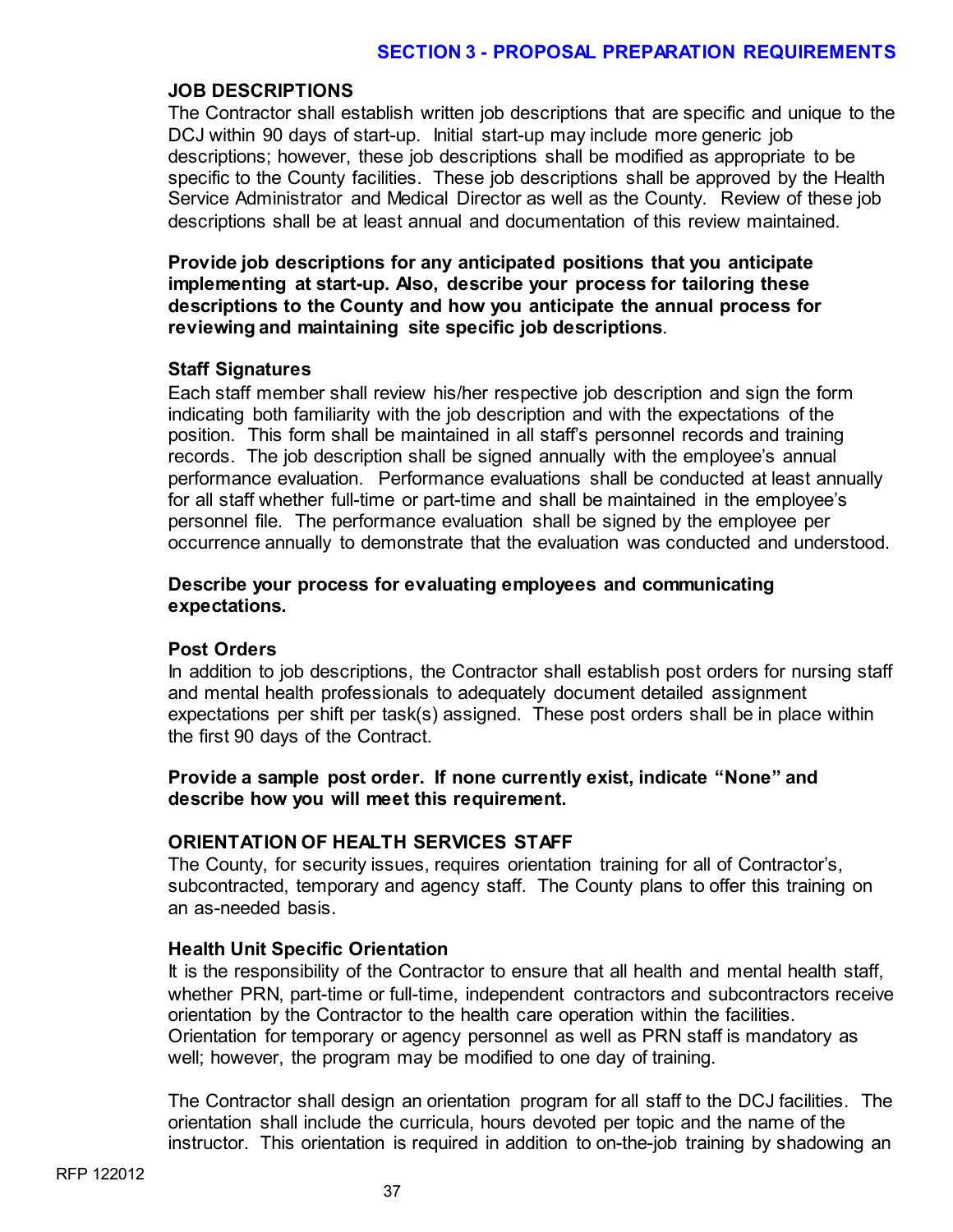## JOB DESCRIPTIONS

The Contractor shall establish written job descriptions that are specific and unique to the DCJ within 90 days of start-up. Initial start-up may include more generic job descriptions; however, these job descriptions shall be modified as appropriate to be specific to the County facilities. These job descriptions shall be approved by the Health Service Administrator and Medical Director as well as the County. Review of these job descriptions shall be at least annual and documentation of this review maintained.

**Provide job descriptions for any anticipated positions that you anticipate implementing at start-up. Also, describe your process for tailoring these descriptions to the County and how you anticipate the annual process for reviewing and maintaining site specific job descriptions**.

### Staff Signatures

Each staff member shall review his/her respective job description and sign the form indicating both familiarity with the job description and with the expectations of the position. This form shall be maintained in all staff's personnel records and training records. The job description shall be signed annually with the employee's annual performance evaluation. Performance evaluations shall be conducted at least annually for all staff whether full-time or part-time and shall be maintained in the employee's personnel file. The performance evaluation shall be signed by the employee per occurrence annually to demonstrate that the evaluation was conducted and understood.

**Describe your process for evaluating employees and communicating expectations.**

### Post Orders

In addition to job descriptions, the Contractor shall establish post orders for nursing staff and mental health professionals to adequately document detailed assignment expectations per shift per task(s) assigned. These post orders shall be in place within the first 90 days of the Contract.

**Provide a sample post order. If none currently exist, indicate "None" and describe how you will meet this requirement.**

## ORIENTATION OF HEALTH SERVICES STAFF

The County, for security issues, requires orientation training for all of Contractor's, subcontracted, temporary and agency staff. The County plans to offer this training on an as-needed basis.

### Health Unit Specific Orientation

It is the responsibility of the Contractor to ensure that all health and mental health staff, whether PRN, part-time or full-time, independent contractors and subcontractors receive orientation by the Contractor to the health care operation within the facilities. Orientation for temporary or agency personnel as well as PRN staff is mandatory as well; however, the program may be modified to one day of training.

The Contractor shall design an orientation program for all staff to the DCJ facilities. The orientation shall include the curricula, hours devoted per topic and the name of the instructor. This orientation is required in addition to on-the-job training by shadowing an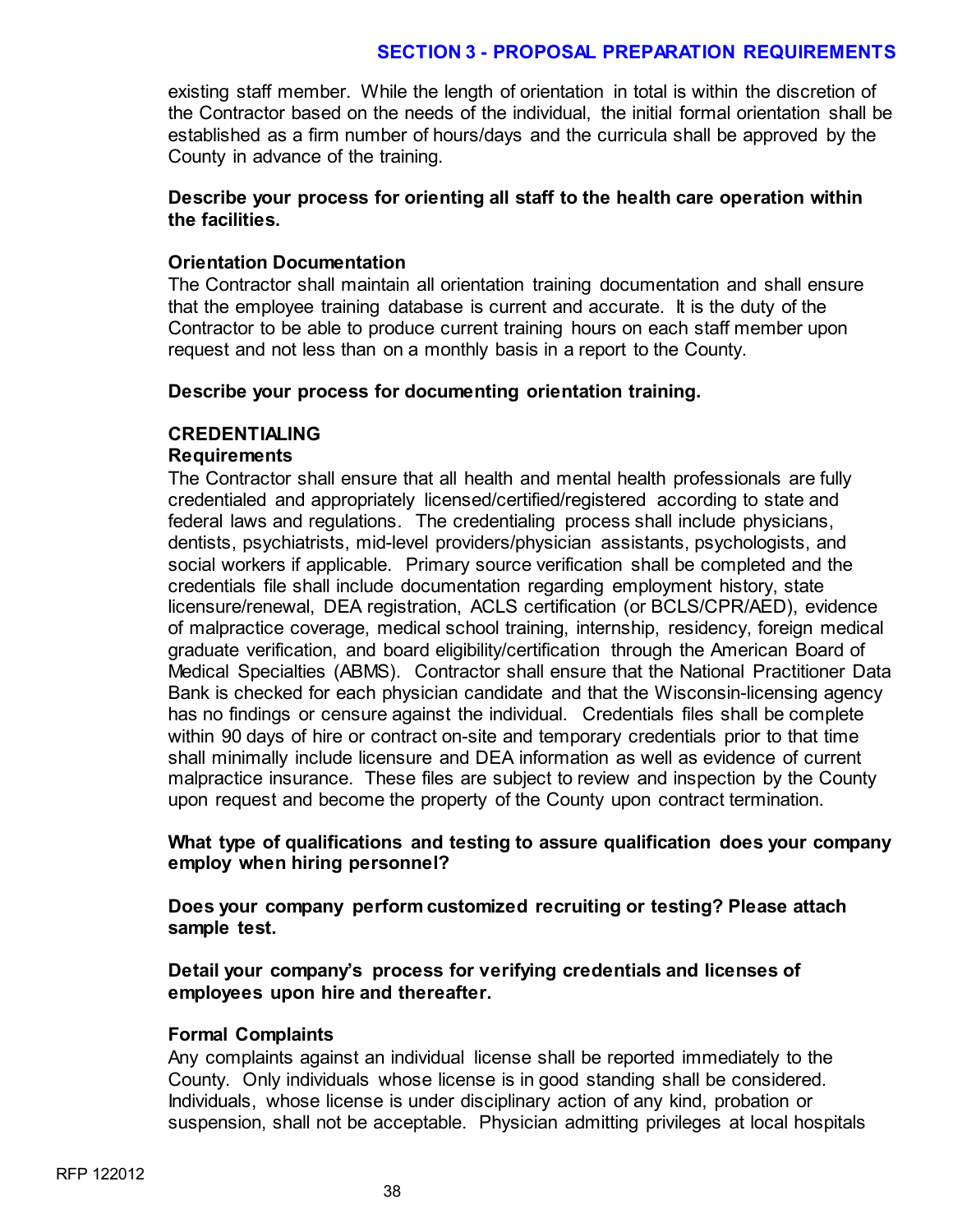existing staff member. While the length of orientation in total is within the discretion of the Contractor based on the needs of the individual, the initial formal orientation shall be established as a firm number of hours/days and the curricula shall be approved by the County in advance of the training.

**Describe your process for orienting all staff to the health care operation within the facilities.**

**Orientation Documentation**

The Contractor shall maintain all orientation training documentation and shall ensure that the employee training database is current and accurate. It is the duty of the Contractor to be able to produce current training hours on each staff member upon request and not less than on a monthly basis in a report to the County.

**Describe your process for documenting orientation training.**

**CREDENTIALING**

**Requirements**

The Contractor shall ensure that all health and mental health professionals are fully credentialed and appropriately licensed/certified/registered according to state and federal laws and regulations. The credentialing process shall include physicians, dentists, psychiatrists, mid-level providers/physician assistants, psychologists, and social workers if applicable. Primary source verification shall be completed and the credentials file shall include documentation regarding employment history, state licensure/renewal, DEA registration, ACLS certification (or BCLS/CPR/AED), evidence of malpractice coverage, medical school training, internship, residency, foreign medical graduate verification, and board eligibility/certification through the American Board of Medical Specialties (ABMS). Contractor shall ensure that the National Practitioner Data Bank is checked for each physician candidate and that the Wisconsin-licensing agency has no findings or censure against the individual. Credentials files shall be complete within 90 days of hire or contract on-site and temporary credentials prior to that time shall minimally include licensure and DEA information as well as evidence of current malpractice insurance. These files are subject to review and inspection by the County upon request and become the property of the County upon contract termination.

**What type of qualifications and testing to assure qualification does your company employ when hiring personnel?**

**Does your company perform customized recruiting or testing? Please attach sample test.**

**Detail your company's process for verifying credentials and licenses of employees upon hire and thereafter.**

**Formal Complaints**

Any complaints against an individual license shall be reported immediately to the County. Only individuals whose license is in good standing shall be considered. Individuals, whose license is under disciplinary action of any kind, probation or suspension, shall not be acceptable. Physician admitting privileges at local hospitals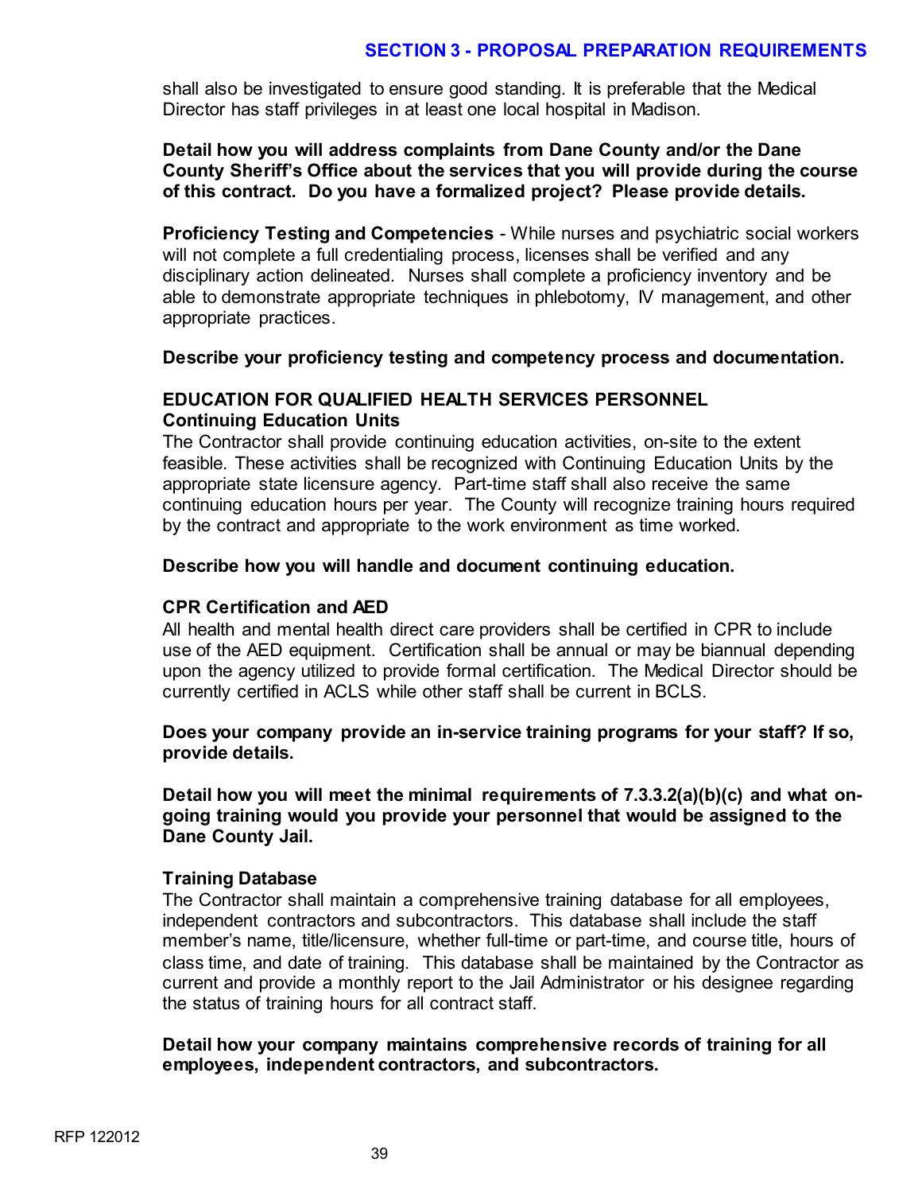shall also be investigated to ensure good standing. It is preferable that the Medical Director has staff privileges in at least one local hospital in Madison.

**Detail how you will address complaints from Dane County and/or the Dane County Sheriff's Office about the services that you will provide during the course of this contract. Do you have a formalized project? Please provide details.**

**Proficiency Testing and Competencies** - While nurses and psychiatric social workers will not complete a full credentialing process, licenses shall be verified and any disciplinary action delineated. Nurses shall complete a proficiency inventory and be able to demonstrate appropriate techniques in phlebotomy, IV management, and other appropriate practices.

**Describe your proficiency testing and competency process and documentation.**

**EDUCATION FOR QUALIFIED HEALTH SERVICES PERSONNEL**
**Continuing Education Units**

The Contractor shall provide continuing education activities, on-site to the extent feasible. These activities shall be recognized with Continuing Education Units by the appropriate state licensure agency. Part-time staff shall also receive the same continuing education hours per year. The County will recognize training hours required by the contract and appropriate to the work environment as time worked.

**Describe how you will handle and document continuing education.**

**CPR Certification and AED**

All health and mental health direct care providers shall be certified in CPR to include use of the AED equipment. Certification shall be annual or may be biannual depending upon the agency utilized to provide formal certification. The Medical Director should be currently certified in ACLS while other staff shall be current in BCLS.

**Does your company provide an in-service training programs for your staff? If so, provide details.**

**Detail how you will meet the minimal requirements of 7.3.3.2(a)(b)(c) and what on-going training would you provide your personnel that would be assigned to the Dane County Jail.**

**Training Database**

The Contractor shall maintain a comprehensive training database for all employees, independent contractors and subcontractors. This database shall include the staff member's name, title/licensure, whether full-time or part-time, and course title, hours of class time, and date of training. This database shall be maintained by the Contractor as current and provide a monthly report to the Jail Administrator or his designee regarding the status of training hours for all contract staff.

**Detail how your company maintains comprehensive records of training for all employees, independent contractors, and subcontractors.**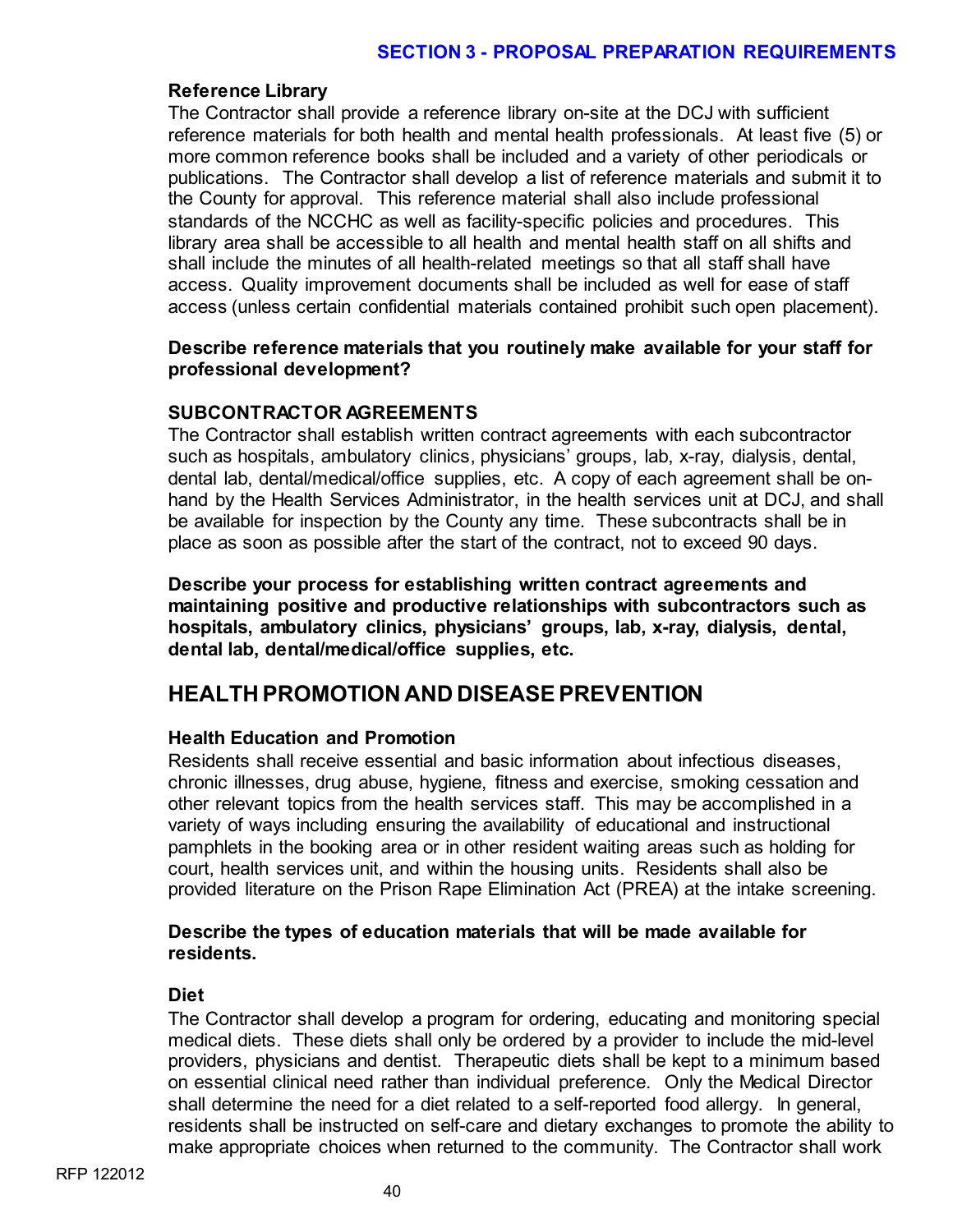### Reference Library

The Contractor shall provide a reference library on-site at the DCJ with sufficient reference materials for both health and mental health professionals. At least five (5) or more common reference books shall be included and a variety of other periodicals or publications. The Contractor shall develop a list of reference materials and submit it to the County for approval. This reference material shall also include professional standards of the NCCHC as well as facility-specific policies and procedures. This library area shall be accessible to all health and mental health staff on all shifts and shall include the minutes of all health-related meetings so that all staff shall have access. Quality improvement documents shall be included as well for ease of staff access (unless certain confidential materials contained prohibit such open placement).

**Describe reference materials that you routinely make available for your staff for professional development?**

### SUBCONTRACTOR AGREEMENTS

The Contractor shall establish written contract agreements with each subcontractor such as hospitals, ambulatory clinics, physicians' groups, lab, x-ray, dialysis, dental, dental lab, dental/medical/office supplies, etc. A copy of each agreement shall be on-hand by the Health Services Administrator, in the health services unit at DCJ, and shall be available for inspection by the County any time. These subcontracts shall be in place as soon as possible after the start of the contract, not to exceed 90 days.

**Describe your process for establishing written contract agreements and maintaining positive and productive relationships with subcontractors such as hospitals, ambulatory clinics, physicians' groups, lab, x-ray, dialysis, dental, dental lab, dental/medical/office supplies, etc.**

## HEALTH PROMOTION AND DISEASE PREVENTION

### Health Education and Promotion

Residents shall receive essential and basic information about infectious diseases, chronic illnesses, drug abuse, hygiene, fitness and exercise, smoking cessation and other relevant topics from the health services staff. This may be accomplished in a variety of ways including ensuring the availability of educational and instructional pamphlets in the booking area or in other resident waiting areas such as holding for court, health services unit, and within the housing units. Residents shall also be provided literature on the Prison Rape Elimination Act (PREA) at the intake screening.

**Describe the types of education materials that will be made available for residents.**

### Diet

The Contractor shall develop a program for ordering, educating and monitoring special medical diets. These diets shall only be ordered by a provider to include the mid-level providers, physicians and dentist. Therapeutic diets shall be kept to a minimum based on essential clinical need rather than individual preference. Only the Medical Director shall determine the need for a diet related to a self-reported food allergy. In general, residents shall be instructed on self-care and dietary exchanges to promote the ability to make appropriate choices when returned to the community. The Contractor shall work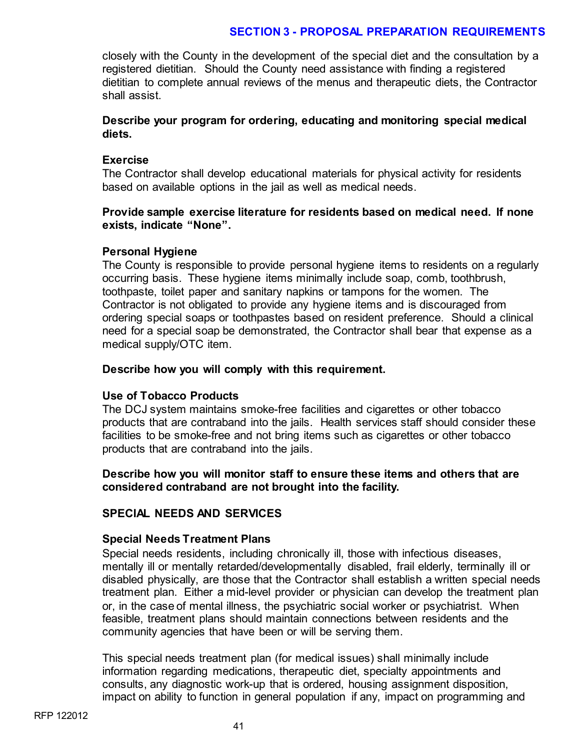closely with the County in the development of the special diet and the consultation by a registered dietitian. Should the County need assistance with finding a registered dietitian to complete annual reviews of the menus and therapeutic diets, the Contractor shall assist.

**Describe your program for ordering, educating and monitoring special medical diets.**

**Exercise**

The Contractor shall develop educational materials for physical activity for residents based on available options in the jail as well as medical needs.

**Provide sample exercise literature for residents based on medical need. If none exists, indicate "None".**

**Personal Hygiene**

The County is responsible to provide personal hygiene items to residents on a regularly occurring basis. These hygiene items minimally include soap, comb, toothbrush, toothpaste, toilet paper and sanitary napkins or tampons for the women. The Contractor is not obligated to provide any hygiene items and is discouraged from ordering special soaps or toothpastes based on resident preference. Should a clinical need for a special soap be demonstrated, the Contractor shall bear that expense as a medical supply/OTC item.

**Describe how you will comply with this requirement.**

**Use of Tobacco Products**

The DCJ system maintains smoke-free facilities and cigarettes or other tobacco products that are contraband into the jails. Health services staff should consider these facilities to be smoke-free and not bring items such as cigarettes or other tobacco products that are contraband into the jails.

**Describe how you will monitor staff to ensure these items and others that are considered contraband are not brought into the facility.**

## SPECIAL NEEDS AND SERVICES

**Special Needs Treatment Plans**

Special needs residents, including chronically ill, those with infectious diseases, mentally ill or mentally retarded/developmentally disabled, frail elderly, terminally ill or disabled physically, are those that the Contractor shall establish a written special needs treatment plan. Either a mid-level provider or physician can develop the treatment plan or, in the case of mental illness, the psychiatric social worker or psychiatrist. When feasible, treatment plans should maintain connections between residents and the community agencies that have been or will be serving them.

This special needs treatment plan (for medical issues) shall minimally include information regarding medications, therapeutic diet, specialty appointments and consults, any diagnostic work-up that is ordered, housing assignment disposition, impact on ability to function in general population if any, impact on programming and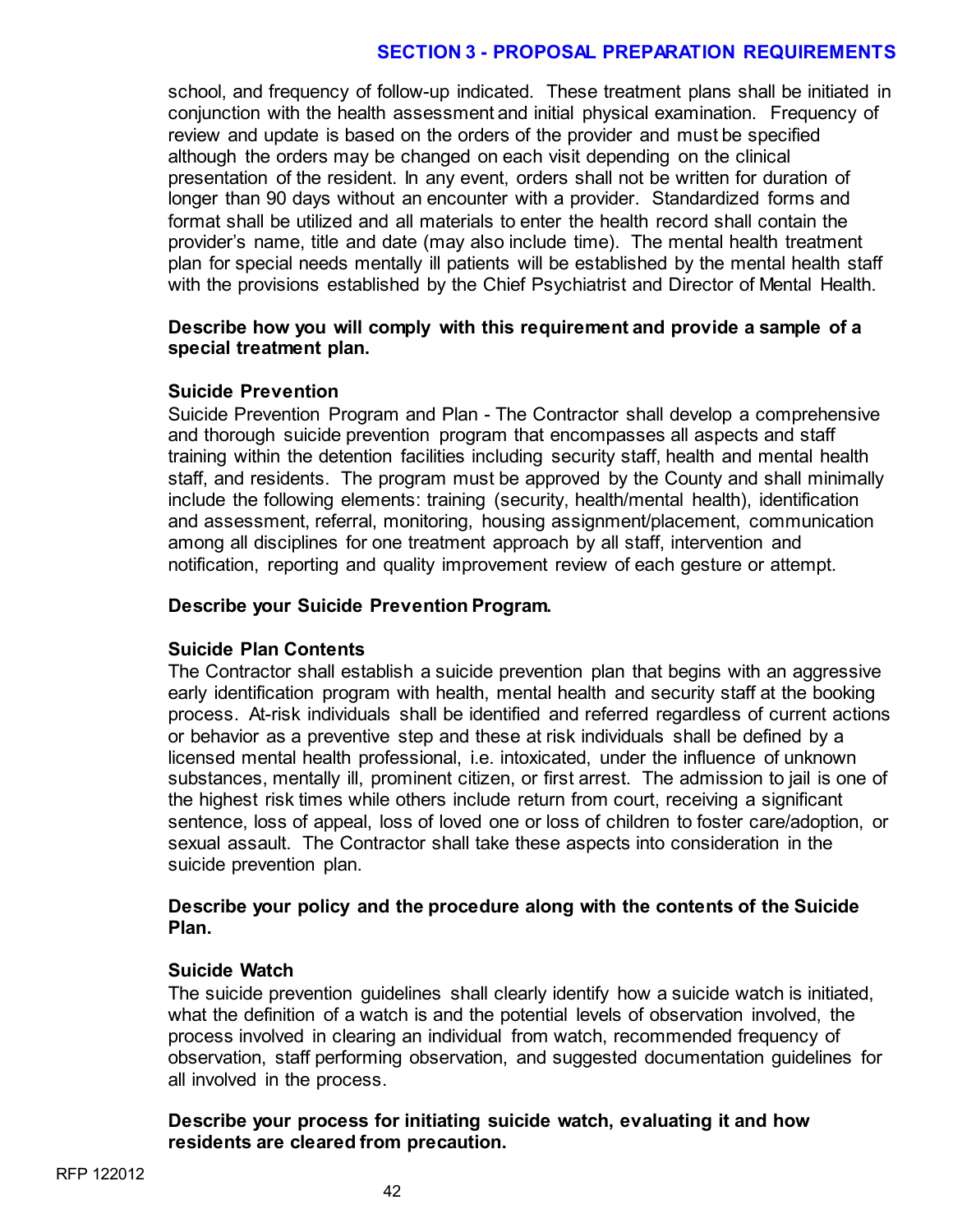school, and frequency of follow-up indicated. These treatment plans shall be initiated in conjunction with the health assessment and initial physical examination. Frequency of review and update is based on the orders of the provider and must be specified although the orders may be changed on each visit depending on the clinical presentation of the resident. In any event, orders shall not be written for duration of longer than 90 days without an encounter with a provider. Standardized forms and format shall be utilized and all materials to enter the health record shall contain the provider's name, title and date (may also include time). The mental health treatment plan for special needs mentally ill patients will be established by the mental health staff with the provisions established by the Chief Psychiatrist and Director of Mental Health.

**Describe how you will comply with this requirement and provide a sample of a special treatment plan.**

**Suicide Prevention**

Suicide Prevention Program and Plan - The Contractor shall develop a comprehensive and thorough suicide prevention program that encompasses all aspects and staff training within the detention facilities including security staff, health and mental health staff, and residents. The program must be approved by the County and shall minimally include the following elements: training (security, health/mental health), identification and assessment, referral, monitoring, housing assignment/placement, communication among all disciplines for one treatment approach by all staff, intervention and notification, reporting and quality improvement review of each gesture or attempt.

**Describe your Suicide Prevention Program.**

**Suicide Plan Contents**

The Contractor shall establish a suicide prevention plan that begins with an aggressive early identification program with health, mental health and security staff at the booking process. At-risk individuals shall be identified and referred regardless of current actions or behavior as a preventive step and these at risk individuals shall be defined by a licensed mental health professional, i.e. intoxicated, under the influence of unknown substances, mentally ill, prominent citizen, or first arrest. The admission to jail is one of the highest risk times while others include return from court, receiving a significant sentence, loss of appeal, loss of loved one or loss of children to foster care/adoption, or sexual assault. The Contractor shall take these aspects into consideration in the suicide prevention plan.

**Describe your policy and the procedure along with the contents of the Suicide Plan.**

**Suicide Watch**

The suicide prevention guidelines shall clearly identify how a suicide watch is initiated, what the definition of a watch is and the potential levels of observation involved, the process involved in clearing an individual from watch, recommended frequency of observation, staff performing observation, and suggested documentation guidelines for all involved in the process.

**Describe your process for initiating suicide watch, evaluating it and how residents are cleared from precaution.**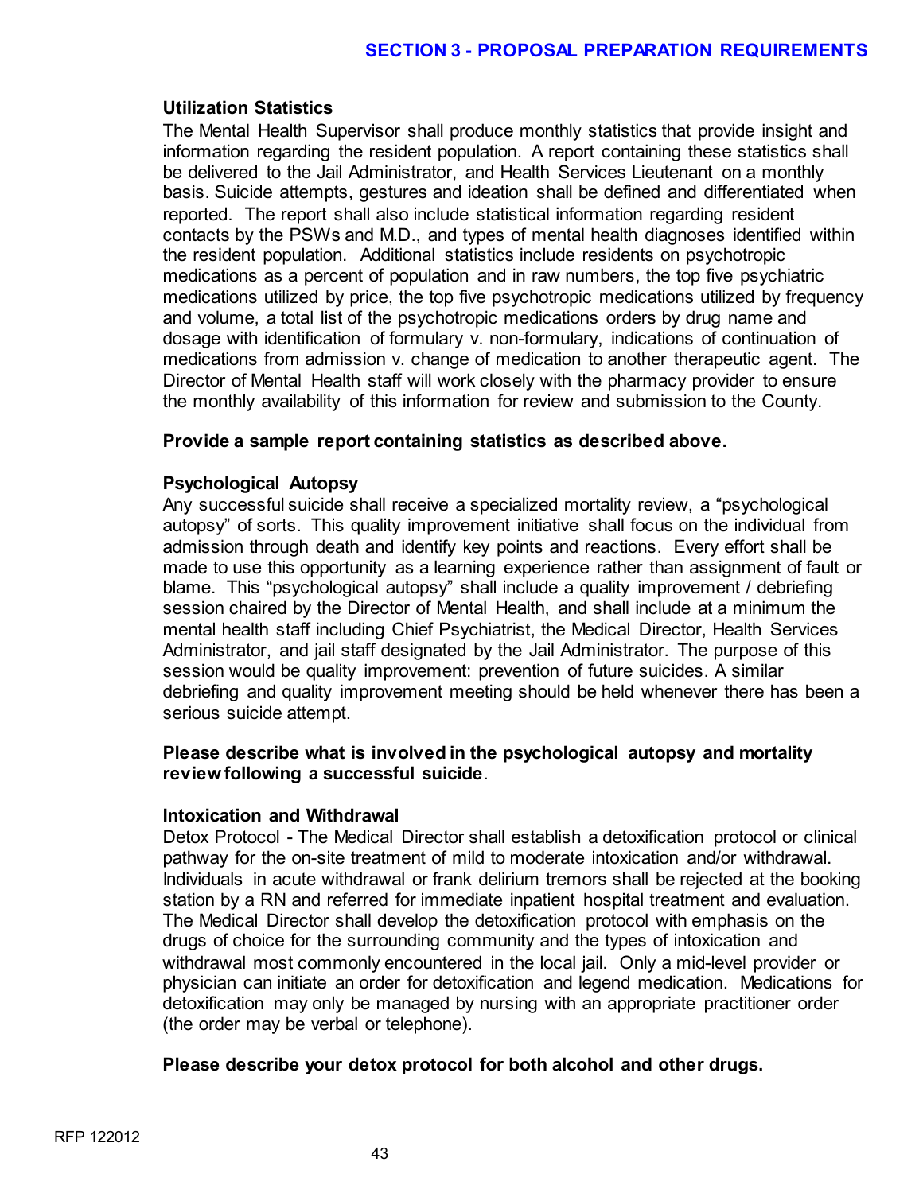### Utilization Statistics

The Mental Health Supervisor shall produce monthly statistics that provide insight and information regarding the resident population. A report containing these statistics shall be delivered to the Jail Administrator, and Health Services Lieutenant on a monthly basis. Suicide attempts, gestures and ideation shall be defined and differentiated when reported. The report shall also include statistical information regarding resident contacts by the PSWs and M.D., and types of mental health diagnoses identified within the resident population. Additional statistics include residents on psychotropic medications as a percent of population and in raw numbers, the top five psychiatric medications utilized by price, the top five psychotropic medications utilized by frequency and volume, a total list of the psychotropic medications orders by drug name and dosage with identification of formulary v. non-formulary, indications of continuation of medications from admission v. change of medication to another therapeutic agent. The Director of Mental Health staff will work closely with the pharmacy provider to ensure the monthly availability of this information for review and submission to the County.

**Provide a sample report containing statistics as described above.**

### Psychological Autopsy

Any successful suicide shall receive a specialized mortality review, a "psychological autopsy" of sorts. This quality improvement initiative shall focus on the individual from admission through death and identify key points and reactions. Every effort shall be made to use this opportunity as a learning experience rather than assignment of fault or blame. This "psychological autopsy" shall include a quality improvement / debriefing session chaired by the Director of Mental Health, and shall include at a minimum the mental health staff including Chief Psychiatrist, the Medical Director, Health Services Administrator, and jail staff designated by the Jail Administrator. The purpose of this session would be quality improvement: prevention of future suicides. A similar debriefing and quality improvement meeting should be held whenever there has been a serious suicide attempt.

**Please describe what is involved in the psychological autopsy and mortality review following a successful suicide**.

### Intoxication and Withdrawal

Detox Protocol - The Medical Director shall establish a detoxification protocol or clinical pathway for the on-site treatment of mild to moderate intoxication and/or withdrawal. Individuals in acute withdrawal or frank delirium tremors shall be rejected at the booking station by a RN and referred for immediate inpatient hospital treatment and evaluation. The Medical Director shall develop the detoxification protocol with emphasis on the drugs of choice for the surrounding community and the types of intoxication and withdrawal most commonly encountered in the local jail. Only a mid-level provider or physician can initiate an order for detoxification and legend medication. Medications for detoxification may only be managed by nursing with an appropriate practitioner order (the order may be verbal or telephone).

**Please describe your detox protocol for both alcohol and other drugs.**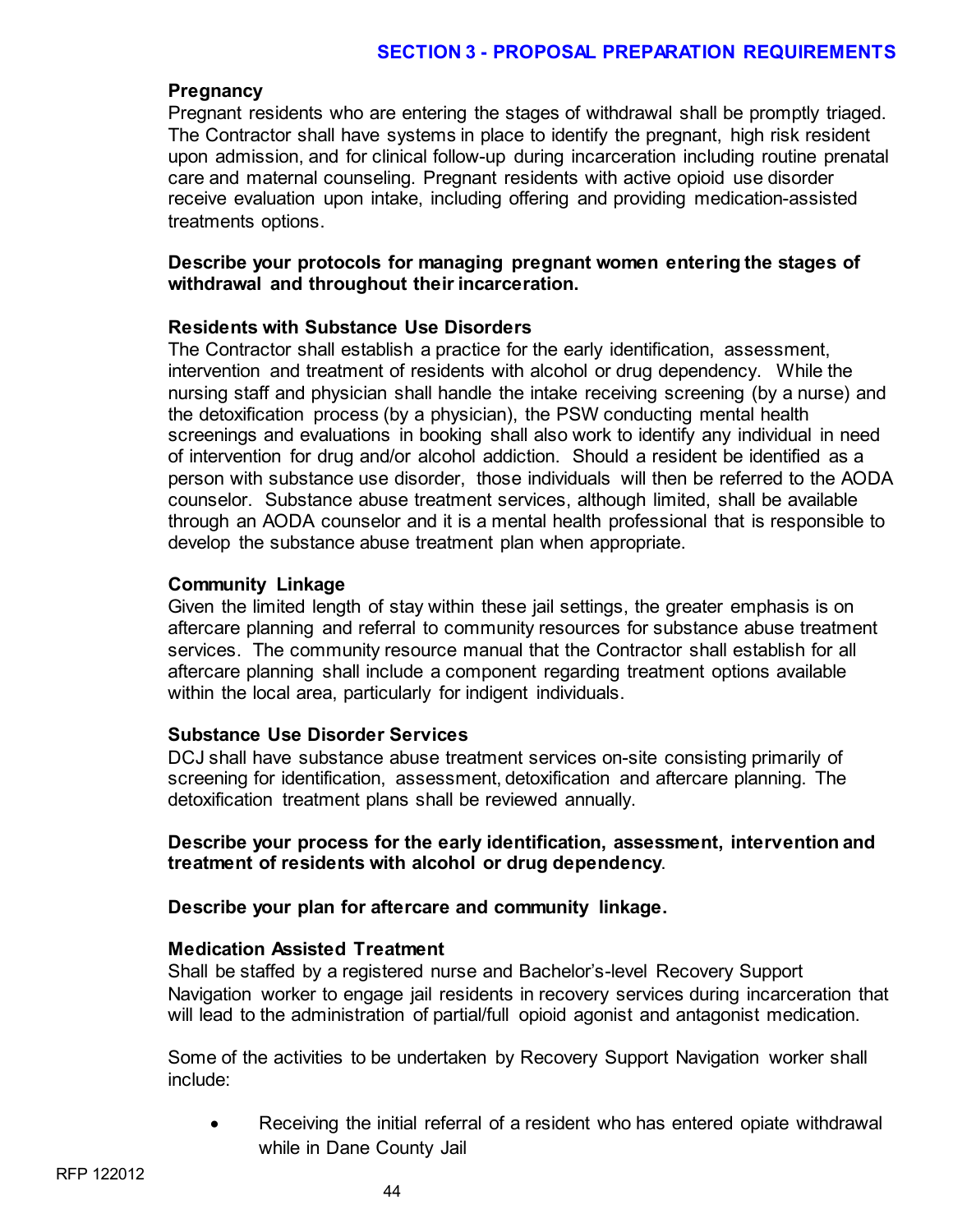### Pregnancy

Pregnant residents who are entering the stages of withdrawal shall be promptly triaged. The Contractor shall have systems in place to identify the pregnant, high risk resident upon admission, and for clinical follow-up during incarceration including routine prenatal care and maternal counseling. Pregnant residents with active opioid use disorder receive evaluation upon intake, including offering and providing medication-assisted treatments options.

**Describe your protocols for managing pregnant women entering the stages of withdrawal and throughout their incarceration.**

### Residents with Substance Use Disorders

The Contractor shall establish a practice for the early identification, assessment, intervention and treatment of residents with alcohol or drug dependency. While the nursing staff and physician shall handle the intake receiving screening (by a nurse) and the detoxification process (by a physician), the PSW conducting mental health screenings and evaluations in booking shall also work to identify any individual in need of intervention for drug and/or alcohol addiction. Should a resident be identified as a person with substance use disorder, those individuals will then be referred to the AODA counselor. Substance abuse treatment services, although limited, shall be available through an AODA counselor and it is a mental health professional that is responsible to develop the substance abuse treatment plan when appropriate.

### Community Linkage

Given the limited length of stay within these jail settings, the greater emphasis is on aftercare planning and referral to community resources for substance abuse treatment services. The community resource manual that the Contractor shall establish for all aftercare planning shall include a component regarding treatment options available within the local area, particularly for indigent individuals.

### Substance Use Disorder Services

DCJ shall have substance abuse treatment services on-site consisting primarily of screening for identification, assessment, detoxification and aftercare planning. The detoxification treatment plans shall be reviewed annually.

**Describe your process for the early identification, assessment, intervention and treatment of residents with alcohol or drug dependency**.

**Describe your plan for aftercare and community linkage.**

### Medication Assisted Treatment

Shall be staffed by a registered nurse and Bachelor's-level Recovery Support Navigation worker to engage jail residents in recovery services during incarceration that will lead to the administration of partial/full opioid agonist and antagonist medication.

Some of the activities to be undertaken by Recovery Support Navigation worker shall include:

- Receiving the initial referral of a resident who has entered opiate withdrawal while in Dane County Jail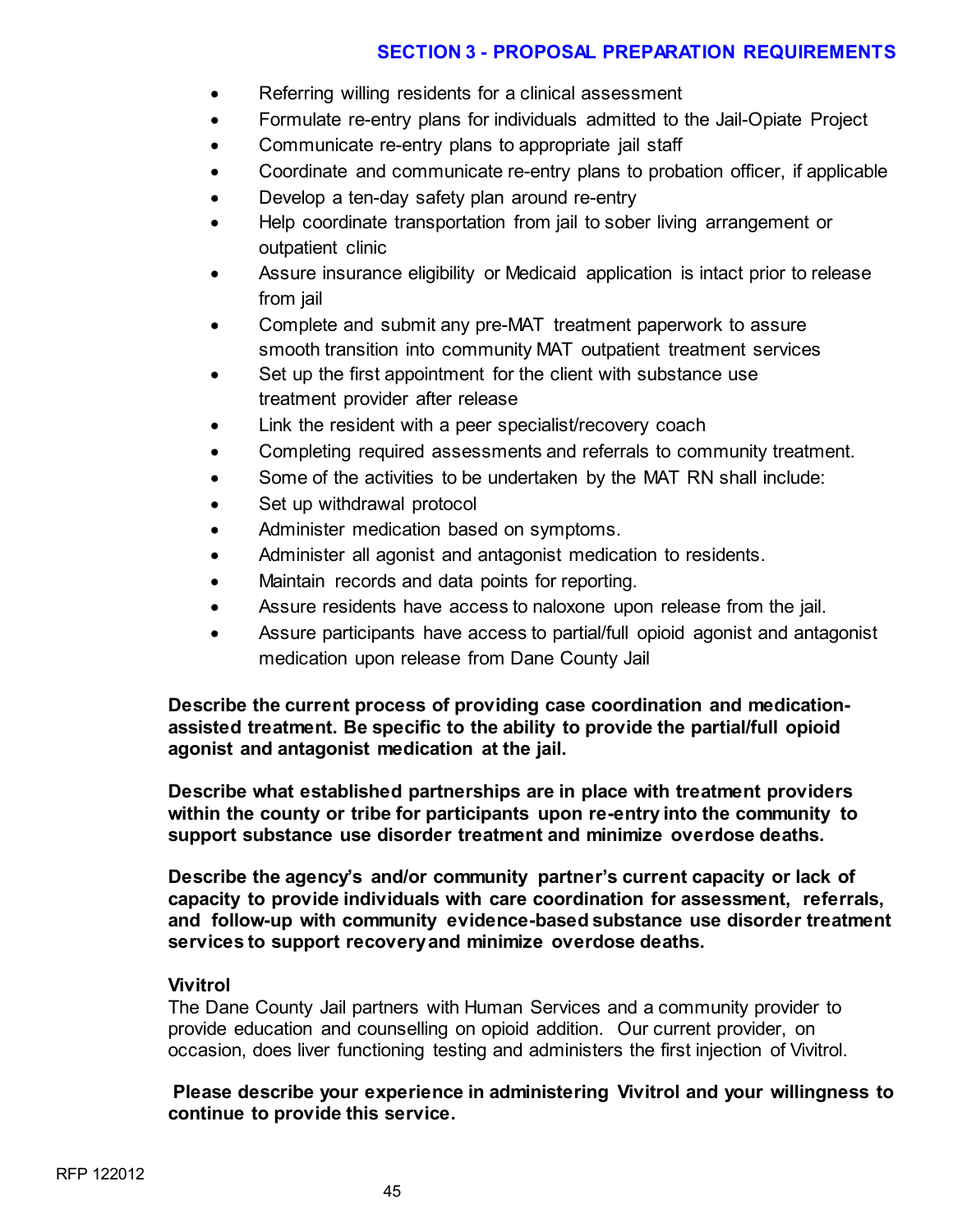- Referring willing residents for a clinical assessment
- Formulate re-entry plans for individuals admitted to the Jail-Opiate Project
- Communicate re-entry plans to appropriate jail staff
- Coordinate and communicate re-entry plans to probation officer, if applicable
- Develop a ten-day safety plan around re-entry
- Help coordinate transportation from jail to sober living arrangement or outpatient clinic
- Assure insurance eligibility or Medicaid application is intact prior to release from jail
- Complete and submit any pre-MAT treatment paperwork to assure smooth transition into community MAT outpatient treatment services
- Set up the first appointment for the client with substance use treatment provider after release
- Link the resident with a peer specialist/recovery coach
- Completing required assessments and referrals to community treatment.
- Some of the activities to be undertaken by the MAT RN shall include:
- Set up withdrawal protocol
- Administer medication based on symptoms.
- Administer all agonist and antagonist medication to residents.
- Maintain records and data points for reporting.
- Assure residents have access to naloxone upon release from the jail.
- Assure participants have access to partial/full opioid agonist and antagonist medication upon release from Dane County Jail

**Describe the current process of providing case coordination and medication-assisted treatment. Be specific to the ability to provide the partial/full opioid agonist and antagonist medication at the jail.**

**Describe what established partnerships are in place with treatment providers within the county or tribe for participants upon re-entry into the community to support substance use disorder treatment and minimize overdose deaths.**

**Describe the agency's and/or community partner's current capacity or lack of capacity to provide individuals with care coordination for assessment, referrals, and follow-up with community evidence-based substance use disorder treatment services to support recovery and minimize overdose deaths.**

**Vivitrol**

The Dane County Jail partners with Human Services and a community provider to provide education and counselling on opioid addition. Our current provider, on occasion, does liver functioning testing and administers the first injection of Vivitrol.

**Please describe your experience in administering Vivitrol and your willingness to continue to provide this service.**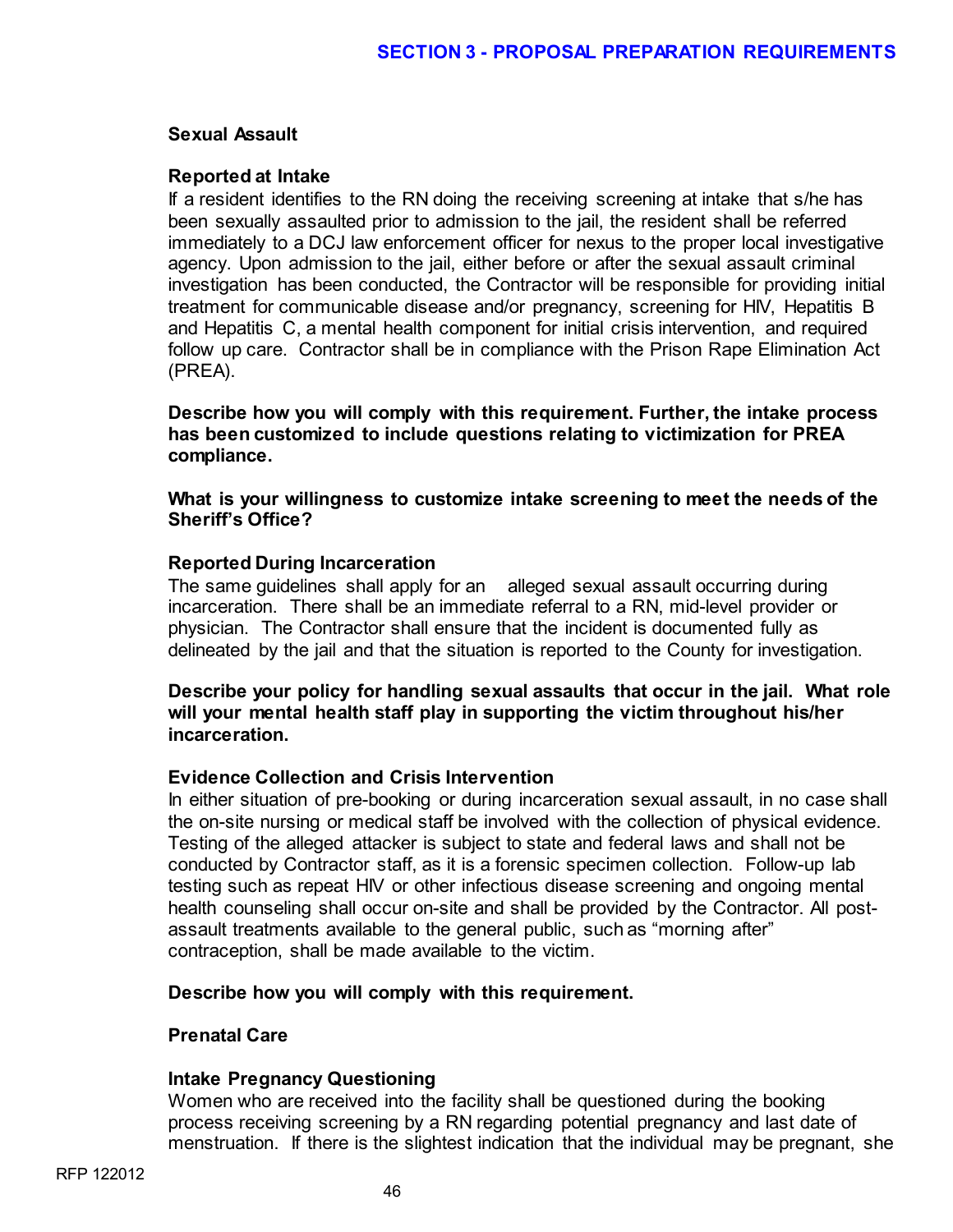### Sexual Assault

#### Reported at Intake

If a resident identifies to the RN doing the receiving screening at intake that s/he has been sexually assaulted prior to admission to the jail, the resident shall be referred immediately to a DCJ law enforcement officer for nexus to the proper local investigative agency. Upon admission to the jail, either before or after the sexual assault criminal investigation has been conducted, the Contractor will be responsible for providing initial treatment for communicable disease and/or pregnancy, screening for HIV, Hepatitis B and Hepatitis C, a mental health component for initial crisis intervention, and required follow up care. Contractor shall be in compliance with the Prison Rape Elimination Act (PREA).

**Describe how you will comply with this requirement. Further, the intake process has been customized to include questions relating to victimization for PREA compliance.**

**What is your willingness to customize intake screening to meet the needs of the Sheriff's Office?**

#### Reported During Incarceration

The same guidelines shall apply for an alleged sexual assault occurring during incarceration. There shall be an immediate referral to a RN, mid-level provider or physician. The Contractor shall ensure that the incident is documented fully as delineated by the jail and that the situation is reported to the County for investigation.

**Describe your policy for handling sexual assaults that occur in the jail. What role will your mental health staff play in supporting the victim throughout his/her incarceration.**

#### Evidence Collection and Crisis Intervention

In either situation of pre-booking or during incarceration sexual assault, in no case shall the on-site nursing or medical staff be involved with the collection of physical evidence. Testing of the alleged attacker is subject to state and federal laws and shall not be conducted by Contractor staff, as it is a forensic specimen collection. Follow-up lab testing such as repeat HIV or other infectious disease screening and ongoing mental health counseling shall occur on-site and shall be provided by the Contractor. All post-assault treatments available to the general public, such as "morning after" contraception, shall be made available to the victim.

**Describe how you will comply with this requirement.**

### Prenatal Care

#### Intake Pregnancy Questioning

Women who are received into the facility shall be questioned during the booking process receiving screening by a RN regarding potential pregnancy and last date of menstruation. If there is the slightest indication that the individual may be pregnant, she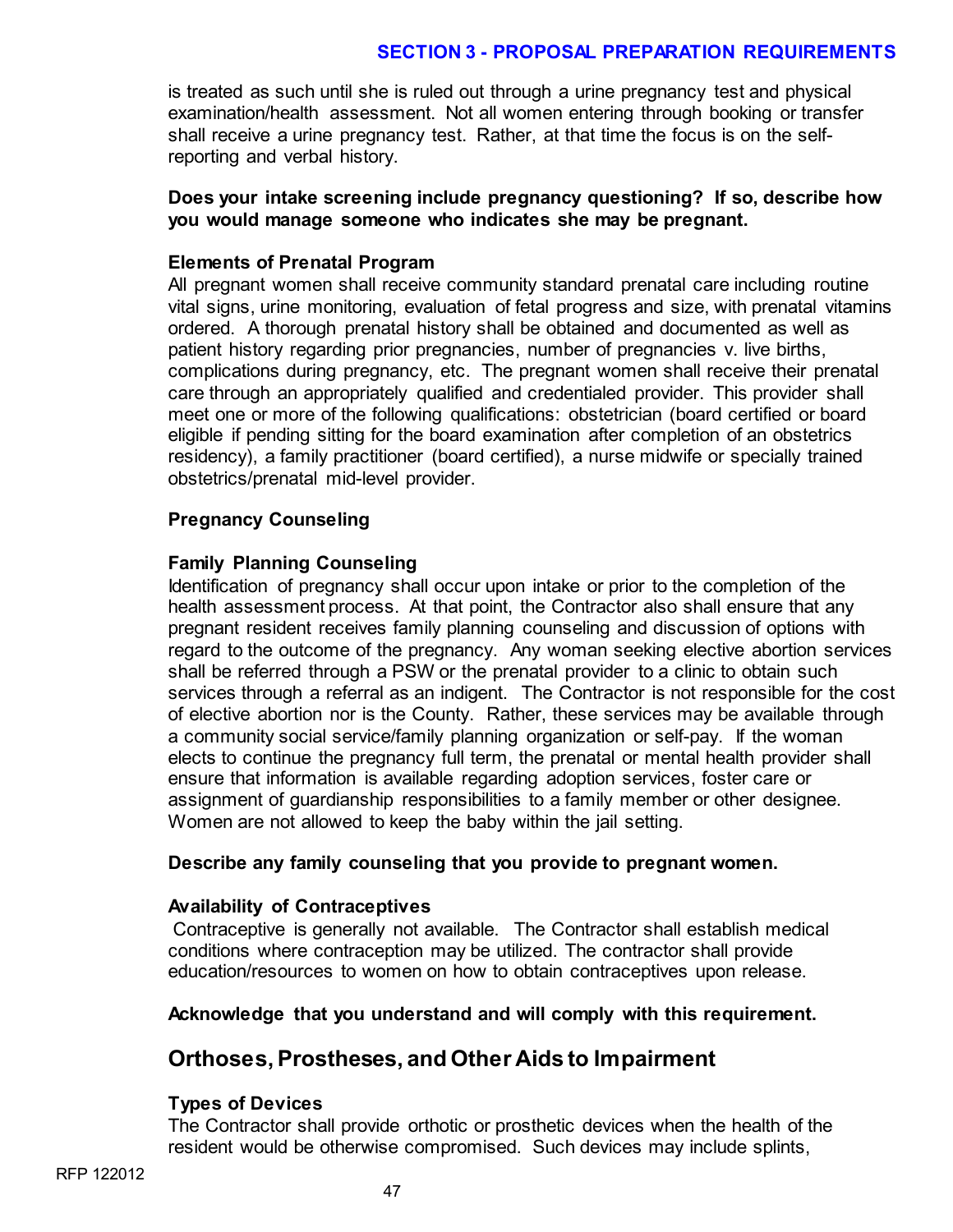is treated as such until she is ruled out through a urine pregnancy test and physical examination/health assessment. Not all women entering through booking or transfer shall receive a urine pregnancy test. Rather, at that time the focus is on the self-reporting and verbal history.

**Does your intake screening include pregnancy questioning? If so, describe how you would manage someone who indicates she may be pregnant.**

**Elements of Prenatal Program**

All pregnant women shall receive community standard prenatal care including routine vital signs, urine monitoring, evaluation of fetal progress and size, with prenatal vitamins ordered. A thorough prenatal history shall be obtained and documented as well as patient history regarding prior pregnancies, number of pregnancies v. live births, complications during pregnancy, etc. The pregnant women shall receive their prenatal care through an appropriately qualified and credentialed provider. This provider shall meet one or more of the following qualifications: obstetrician (board certified or board eligible if pending sitting for the board examination after completion of an obstetrics residency), a family practitioner (board certified), a nurse midwife or specially trained obstetrics/prenatal mid-level provider.

**Pregnancy Counseling**

**Family Planning Counseling**

Identification of pregnancy shall occur upon intake or prior to the completion of the health assessment process. At that point, the Contractor also shall ensure that any pregnant resident receives family planning counseling and discussion of options with regard to the outcome of the pregnancy. Any woman seeking elective abortion services shall be referred through a PSW or the prenatal provider to a clinic to obtain such services through a referral as an indigent. The Contractor is not responsible for the cost of elective abortion nor is the County. Rather, these services may be available through a community social service/family planning organization or self-pay. If the woman elects to continue the pregnancy full term, the prenatal or mental health provider shall ensure that information is available regarding adoption services, foster care or assignment of guardianship responsibilities to a family member or other designee. Women are not allowed to keep the baby within the jail setting.

**Describe any family counseling that you provide to pregnant women.**

**Availability of Contraceptives**

Contraceptive is generally not available. The Contractor shall establish medical conditions where contraception may be utilized. The contractor shall provide education/resources to women on how to obtain contraceptives upon release.

**Acknowledge that you understand and will comply with this requirement.**

## Orthoses, Prostheses, and Other Aids to Impairment

**Types of Devices**

The Contractor shall provide orthotic or prosthetic devices when the health of the resident would be otherwise compromised. Such devices may include splints,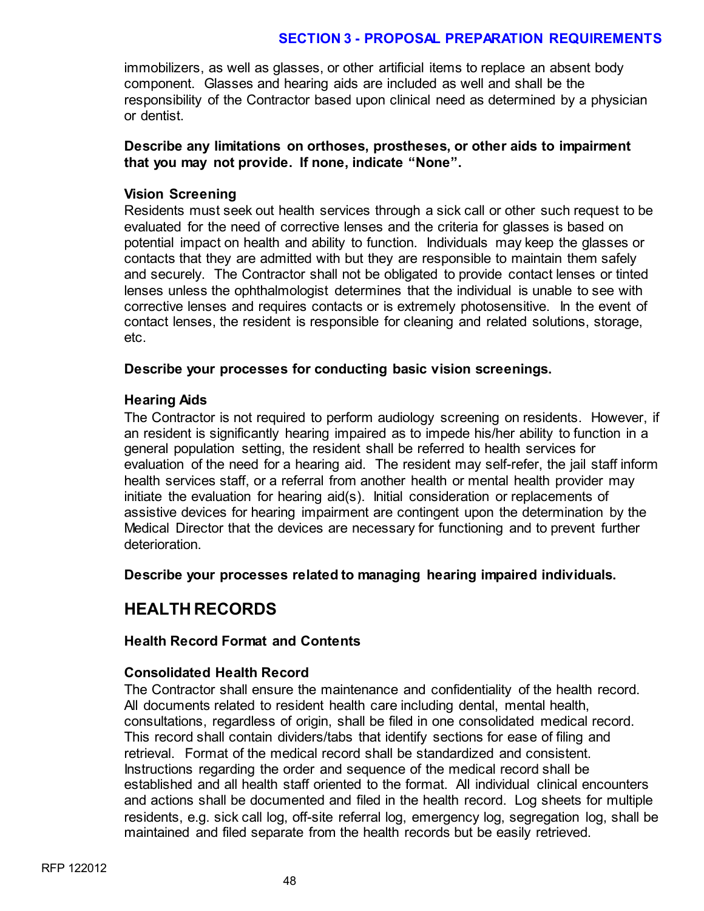immobilizers, as well as glasses, or other artificial items to replace an absent body component. Glasses and hearing aids are included as well and shall be the responsibility of the Contractor based upon clinical need as determined by a physician or dentist.

**Describe any limitations on orthoses, prostheses, or other aids to impairment that you may not provide. If none, indicate "None".**

**Vision Screening**

Residents must seek out health services through a sick call or other such request to be evaluated for the need of corrective lenses and the criteria for glasses is based on potential impact on health and ability to function. Individuals may keep the glasses or contacts that they are admitted with but they are responsible to maintain them safely and securely. The Contractor shall not be obligated to provide contact lenses or tinted lenses unless the ophthalmologist determines that the individual is unable to see with corrective lenses and requires contacts or is extremely photosensitive. In the event of contact lenses, the resident is responsible for cleaning and related solutions, storage, etc.

**Describe your processes for conducting basic vision screenings.**

**Hearing Aids**

The Contractor is not required to perform audiology screening on residents. However, if an resident is significantly hearing impaired as to impede his/her ability to function in a general population setting, the resident shall be referred to health services for evaluation of the need for a hearing aid. The resident may self-refer, the jail staff inform health services staff, or a referral from another health or mental health provider may initiate the evaluation for hearing aid(s). Initial consideration or replacements of assistive devices for hearing impairment are contingent upon the determination by the Medical Director that the devices are necessary for functioning and to prevent further deterioration.

**Describe your processes related to managing hearing impaired individuals.**

## HEALTH RECORDS

**Health Record Format and Contents**

**Consolidated Health Record**

The Contractor shall ensure the maintenance and confidentiality of the health record. All documents related to resident health care including dental, mental health, consultations, regardless of origin, shall be filed in one consolidated medical record. This record shall contain dividers/tabs that identify sections for ease of filing and retrieval. Format of the medical record shall be standardized and consistent. Instructions regarding the order and sequence of the medical record shall be established and all health staff oriented to the format. All individual clinical encounters and actions shall be documented and filed in the health record. Log sheets for multiple residents, e.g. sick call log, off-site referral log, emergency log, segregation log, shall be maintained and filed separate from the health records but be easily retrieved.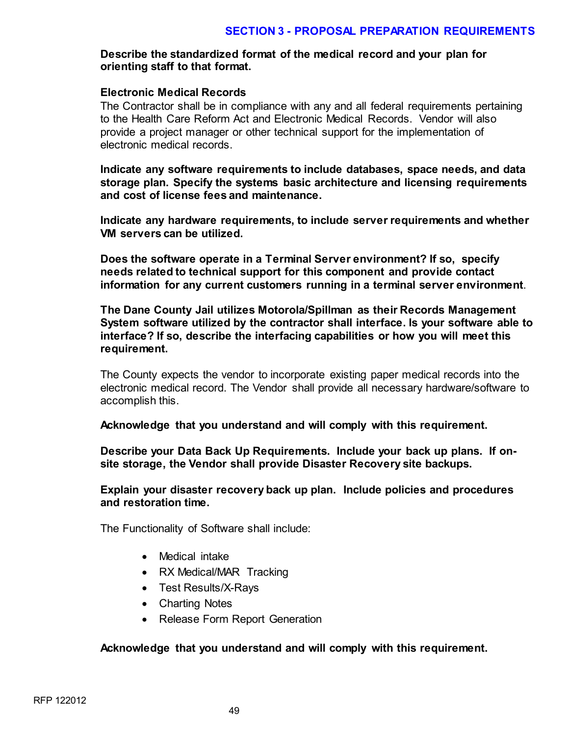**Describe the standardized format of the medical record and your plan for orienting staff to that format.**

**Electronic Medical Records**

The Contractor shall be in compliance with any and all federal requirements pertaining to the Health Care Reform Act and Electronic Medical Records. Vendor will also provide a project manager or other technical support for the implementation of electronic medical records.

**Indicate any software requirements to include databases, space needs, and data storage plan. Specify the systems basic architecture and licensing requirements and cost of license fees and maintenance.**

**Indicate any hardware requirements, to include server requirements and whether VM servers can be utilized.**

**Does the software operate in a Terminal Server environment? If so, specify needs related to technical support for this component and provide contact information for any current customers running in a terminal server environment**.

**The Dane County Jail utilizes Motorola/Spillman as their Records Management System software utilized by the contractor shall interface. Is your software able to interface? If so, describe the interfacing capabilities or how you will meet this requirement.**

The County expects the vendor to incorporate existing paper medical records into the electronic medical record. The Vendor shall provide all necessary hardware/software to accomplish this.

**Acknowledge that you understand and will comply with this requirement.**

**Describe your Data Back Up Requirements. Include your back up plans. If on-site storage, the Vendor shall provide Disaster Recovery site backups.**

**Explain your disaster recovery back up plan. Include policies and procedures and restoration time.**

The Functionality of Software shall include:

- Medical intake
- RX Medical/MAR Tracking
- Test Results/X-Rays
- Charting Notes
- Release Form Report Generation

**Acknowledge that you understand and will comply with this requirement.**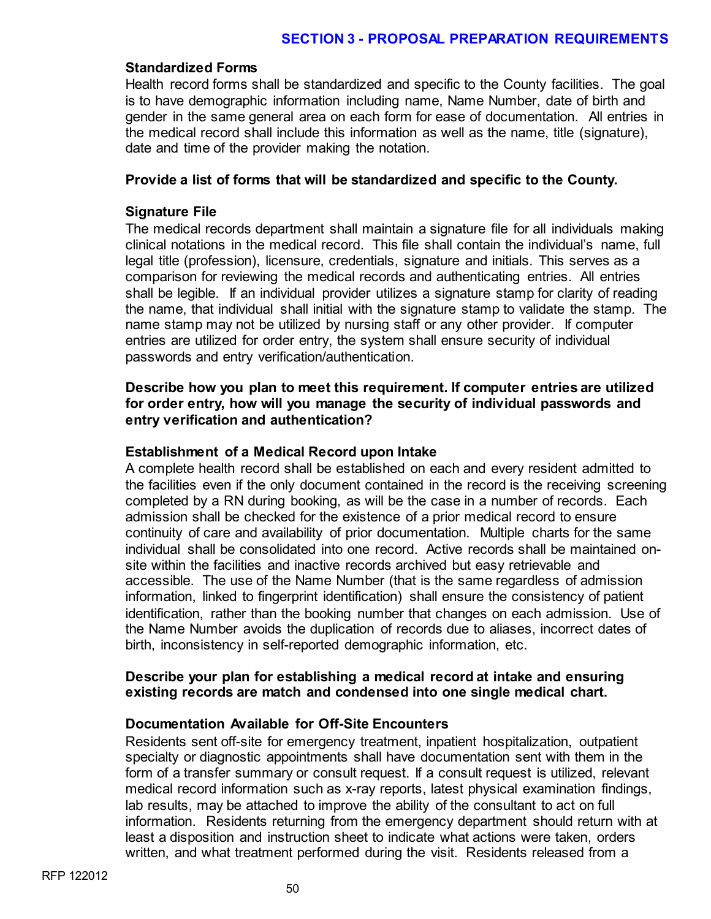### Standardized Forms

Health record forms shall be standardized and specific to the County facilities. The goal is to have demographic information including name, Name Number, date of birth and gender in the same general area on each form for ease of documentation. All entries in the medical record shall include this information as well as the name, title (signature), date and time of the provider making the notation.

**Provide a list of forms that will be standardized and specific to the County.**

### Signature File

The medical records department shall maintain a signature file for all individuals making clinical notations in the medical record. This file shall contain the individual's name, full legal title (profession), licensure, credentials, signature and initials. This serves as a comparison for reviewing the medical records and authenticating entries. All entries shall be legible. If an individual provider utilizes a signature stamp for clarity of reading the name, that individual shall initial with the signature stamp to validate the stamp. The name stamp may not be utilized by nursing staff or any other provider. If computer entries are utilized for order entry, the system shall ensure security of individual passwords and entry verification/authentication.

**Describe how you plan to meet this requirement. If computer entries are utilized for order entry, how will you manage the security of individual passwords and entry verification and authentication?**

### Establishment of a Medical Record upon Intake

A complete health record shall be established on each and every resident admitted to the facilities even if the only document contained in the record is the receiving screening completed by a RN during booking, as will be the case in a number of records. Each admission shall be checked for the existence of a prior medical record to ensure continuity of care and availability of prior documentation. Multiple charts for the same individual shall be consolidated into one record. Active records shall be maintained on-site within the facilities and inactive records archived but easy retrievable and accessible. The use of the Name Number (that is the same regardless of admission information, linked to fingerprint identification) shall ensure the consistency of patient identification, rather than the booking number that changes on each admission. Use of the Name Number avoids the duplication of records due to aliases, incorrect dates of birth, inconsistency in self-reported demographic information, etc.

**Describe your plan for establishing a medical record at intake and ensuring existing records are match and condensed into one single medical chart.**

### Documentation Available for Off-Site Encounters

Residents sent off-site for emergency treatment, inpatient hospitalization, outpatient specialty or diagnostic appointments shall have documentation sent with them in the form of a transfer summary or consult request. If a consult request is utilized, relevant medical record information such as x-ray reports, latest physical examination findings, lab results, may be attached to improve the ability of the consultant to act on full information. Residents returning from the emergency department should return with at least a disposition and instruction sheet to indicate what actions were taken, orders written, and what treatment performed during the visit. Residents released from a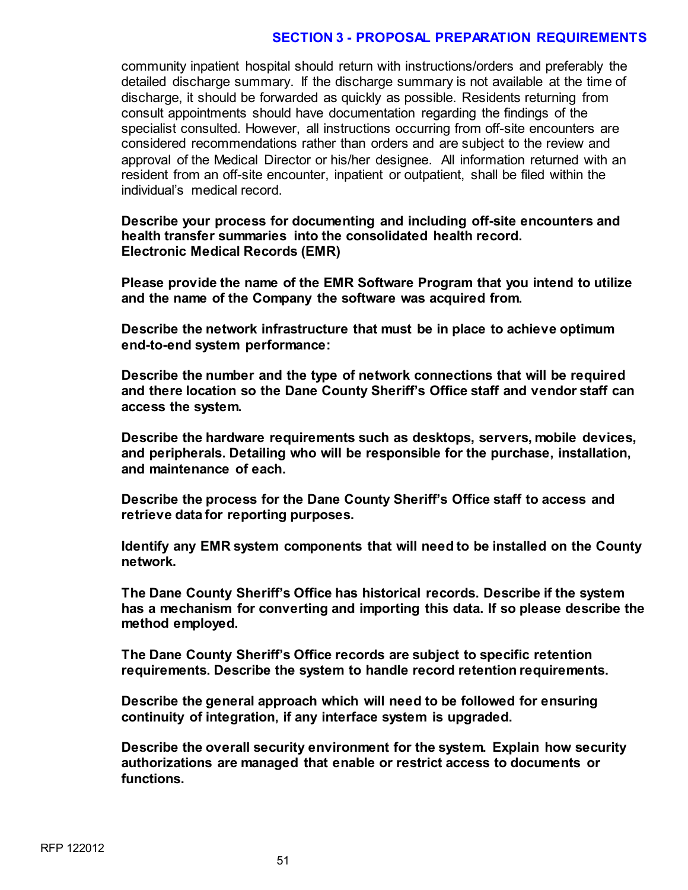community inpatient hospital should return with instructions/orders and preferably the detailed discharge summary. If the discharge summary is not available at the time of discharge, it should be forwarded as quickly as possible. Residents returning from consult appointments should have documentation regarding the findings of the specialist consulted. However, all instructions occurring from off-site encounters are considered recommendations rather than orders and are subject to the review and approval of the Medical Director or his/her designee. All information returned with an resident from an off-site encounter, inpatient or outpatient, shall be filed within the individual's medical record.

**Describe your process for documenting and including off-site encounters and health transfer summaries into the consolidated health record.**
**Electronic Medical Records (EMR)**

**Please provide the name of the EMR Software Program that you intend to utilize and the name of the Company the software was acquired from.**

**Describe the network infrastructure that must be in place to achieve optimum end-to-end system performance:**

**Describe the number and the type of network connections that will be required and there location so the Dane County Sheriff's Office staff and vendor staff can access the system.**

**Describe the hardware requirements such as desktops, servers, mobile devices, and peripherals. Detailing who will be responsible for the purchase, installation, and maintenance of each.**

**Describe the process for the Dane County Sheriff's Office staff to access and retrieve data for reporting purposes.**

**Identify any EMR system components that will need to be installed on the County network.**

**The Dane County Sheriff's Office has historical records. Describe if the system has a mechanism for converting and importing this data. If so please describe the method employed.**

**The Dane County Sheriff's Office records are subject to specific retention requirements. Describe the system to handle record retention requirements.**

**Describe the general approach which will need to be followed for ensuring continuity of integration, if any interface system is upgraded.**

**Describe the overall security environment for the system. Explain how security authorizations are managed that enable or restrict access to documents or functions.**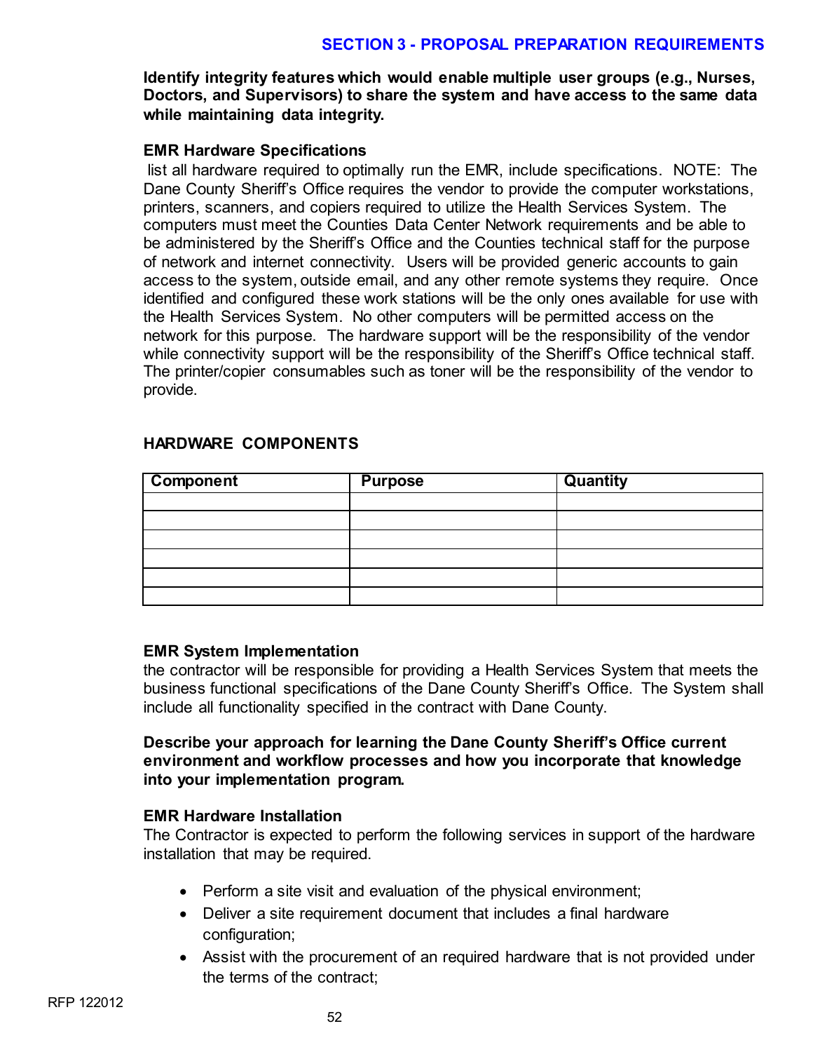**Identify integrity features which would enable multiple user groups (e.g., Nurses, Doctors, and Supervisors) to share the system and have access to the same data while maintaining data integrity.**

**EMR Hardware Specifications**

list all hardware required to optimally run the EMR, include specifications. NOTE: The Dane County Sheriff's Office requires the vendor to provide the computer workstations, printers, scanners, and copiers required to utilize the Health Services System. The computers must meet the Counties Data Center Network requirements and be able to be administered by the Sheriff's Office and the Counties technical staff for the purpose of network and internet connectivity. Users will be provided generic accounts to gain access to the system, outside email, and any other remote systems they require. Once identified and configured these work stations will be the only ones available for use with the Health Services System. No other computers will be permitted access on the network for this purpose. The hardware support will be the responsibility of the vendor while connectivity support will be the responsibility of the Sheriff's Office technical staff. The printer/copier consumables such as toner will be the responsibility of the vendor to provide.

**HARDWARE COMPONENTS**

| Component | Purpose | Quantity |
|---|---|---|
| | | |
| | | |
| | | |
| | | |
| | | |
| | | |

**EMR System Implementation**

the contractor will be responsible for providing a Health Services System that meets the business functional specifications of the Dane County Sheriff's Office. The System shall include all functionality specified in the contract with Dane County.

**Describe your approach for learning the Dane County Sheriff's Office current environment and workflow processes and how you incorporate that knowledge into your implementation program.**

**EMR Hardware Installation**

The Contractor is expected to perform the following services in support of the hardware installation that may be required.

- Perform a site visit and evaluation of the physical environment;
- Deliver a site requirement document that includes a final hardware configuration;
- Assist with the procurement of an required hardware that is not provided under the terms of the contract;

RFP 122012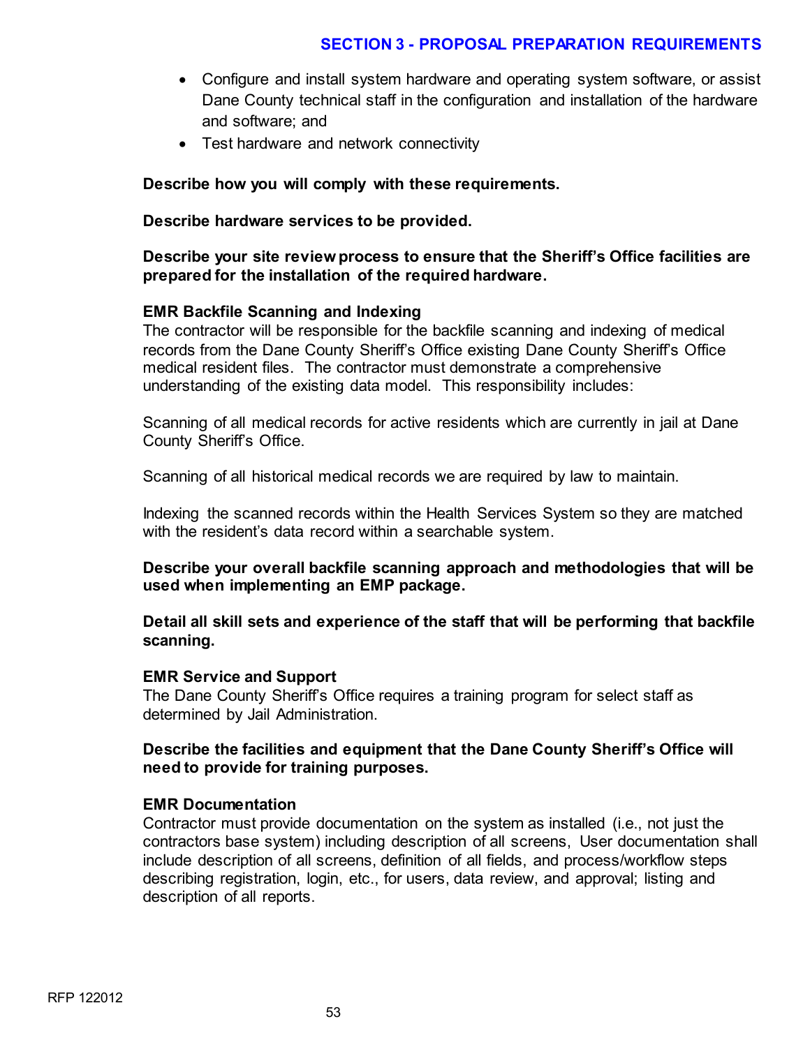- Configure and install system hardware and operating system software, or assist Dane County technical staff in the configuration and installation of the hardware and software; and
- Test hardware and network connectivity

**Describe how you will comply with these requirements.**

**Describe hardware services to be provided.**

**Describe your site review process to ensure that the Sheriff's Office facilities are prepared for the installation of the required hardware.**

**EMR Backfile Scanning and Indexing**
The contractor will be responsible for the backfile scanning and indexing of medical records from the Dane County Sheriff's Office existing Dane County Sheriff's Office medical resident files. The contractor must demonstrate a comprehensive understanding of the existing data model. This responsibility includes:

Scanning of all medical records for active residents which are currently in jail at Dane County Sheriff's Office.

Scanning of all historical medical records we are required by law to maintain.

Indexing the scanned records within the Health Services System so they are matched with the resident's data record within a searchable system.

**Describe your overall backfile scanning approach and methodologies that will be used when implementing an EMP package.**

**Detail all skill sets and experience of the staff that will be performing that backfile scanning.**

**EMR Service and Support**
The Dane County Sheriff's Office requires a training program for select staff as determined by Jail Administration.

**Describe the facilities and equipment that the Dane County Sheriff's Office will need to provide for training purposes.**

**EMR Documentation**
Contractor must provide documentation on the system as installed (i.e., not just the contractors base system) including description of all screens, User documentation shall include description of all screens, definition of all fields, and process/workflow steps describing registration, login, etc., for users, data review, and approval; listing and description of all reports.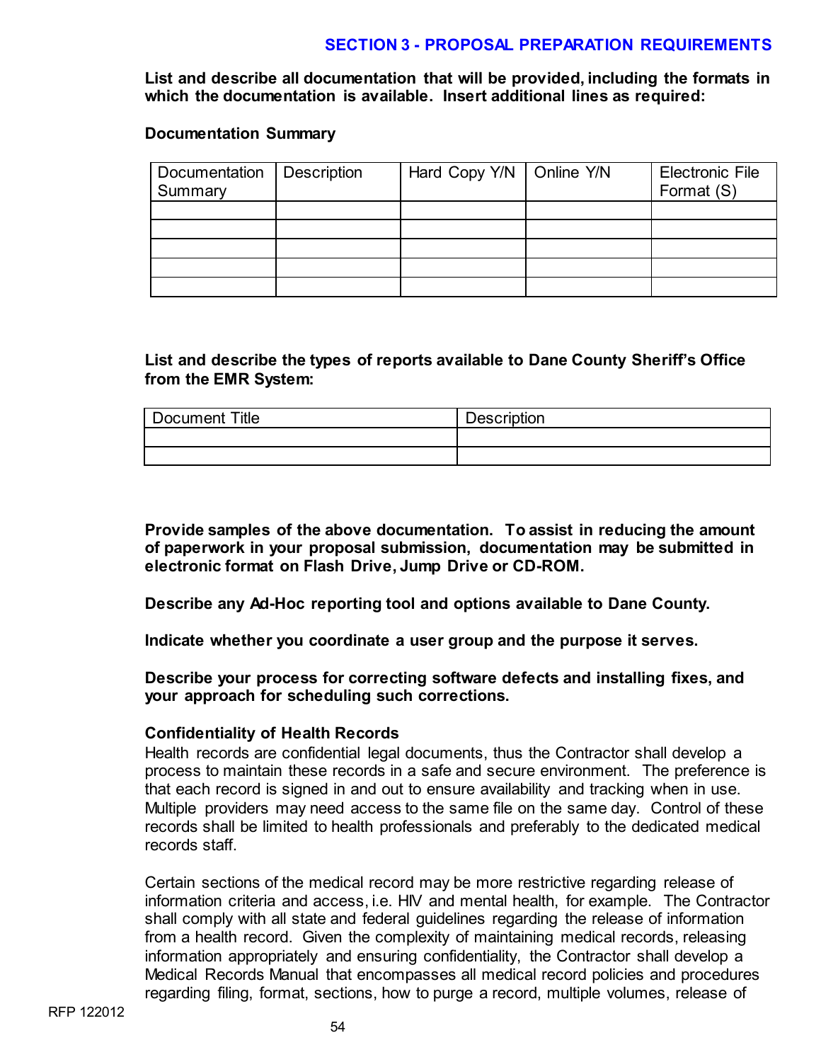## SECTION 3 - PROPOSAL PREPARATION REQUIREMENTS

**List and describe all documentation that will be provided, including the formats in which the documentation is available. Insert additional lines as required:**

**Documentation Summary**

| Documentation Summary | Description | Hard Copy Y/N | Online Y/N | Electronic File Format (S) |
|---|---|---|---|---|
| | | | | |
| | | | | |
| | | | | |
| | | | | |
| | | | | |

**List and describe the types of reports available to Dane County Sheriff's Office from the EMR System:**

| Document Title | Description |
|---|---|
| | |
| | |

**Provide samples of the above documentation. To assist in reducing the amount of paperwork in your proposal submission, documentation may be submitted in electronic format on Flash Drive, Jump Drive or CD-ROM.**

**Describe any Ad-Hoc reporting tool and options available to Dane County.**

**Indicate whether you coordinate a user group and the purpose it serves.**

**Describe your process for correcting software defects and installing fixes, and your approach for scheduling such corrections.**

**Confidentiality of Health Records**

Health records are confidential legal documents, thus the Contractor shall develop a process to maintain these records in a safe and secure environment. The preference is that each record is signed in and out to ensure availability and tracking when in use. Multiple providers may need access to the same file on the same day. Control of these records shall be limited to health professionals and preferably to the dedicated medical records staff.

Certain sections of the medical record may be more restrictive regarding release of information criteria and access, i.e. HIV and mental health, for example. The Contractor shall comply with all state and federal guidelines regarding the release of information from a health record. Given the complexity of maintaining medical records, releasing information appropriately and ensuring confidentiality, the Contractor shall develop a Medical Records Manual that encompasses all medical record policies and procedures regarding filing, format, sections, how to purge a record, multiple volumes, release of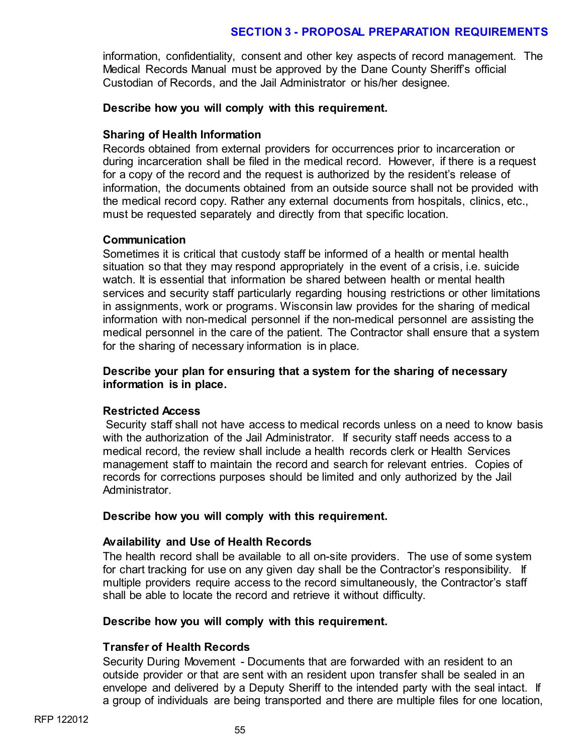information, confidentiality, consent and other key aspects of record management. The Medical Records Manual must be approved by the Dane County Sheriff's official Custodian of Records, and the Jail Administrator or his/her designee.

**Describe how you will comply with this requirement.**

**Sharing of Health Information**

Records obtained from external providers for occurrences prior to incarceration or during incarceration shall be filed in the medical record. However, if there is a request for a copy of the record and the request is authorized by the resident's release of information, the documents obtained from an outside source shall not be provided with the medical record copy. Rather any external documents from hospitals, clinics, etc., must be requested separately and directly from that specific location.

**Communication**

Sometimes it is critical that custody staff be informed of a health or mental health situation so that they may respond appropriately in the event of a crisis, i.e. suicide watch. It is essential that information be shared between health or mental health services and security staff particularly regarding housing restrictions or other limitations in assignments, work or programs. Wisconsin law provides for the sharing of medical information with non-medical personnel if the non-medical personnel are assisting the medical personnel in the care of the patient. The Contractor shall ensure that a system for the sharing of necessary information is in place.

**Describe your plan for ensuring that a system for the sharing of necessary information is in place.**

**Restricted Access**

Security staff shall not have access to medical records unless on a need to know basis with the authorization of the Jail Administrator. If security staff needs access to a medical record, the review shall include a health records clerk or Health Services management staff to maintain the record and search for relevant entries. Copies of records for corrections purposes should be limited and only authorized by the Jail Administrator.

**Describe how you will comply with this requirement.**

**Availability and Use of Health Records**

The health record shall be available to all on-site providers. The use of some system for chart tracking for use on any given day shall be the Contractor's responsibility. If multiple providers require access to the record simultaneously, the Contractor's staff shall be able to locate the record and retrieve it without difficulty.

**Describe how you will comply with this requirement.**

**Transfer of Health Records**

Security During Movement - Documents that are forwarded with an resident to an outside provider or that are sent with an resident upon transfer shall be sealed in an envelope and delivered by a Deputy Sheriff to the intended party with the seal intact. If a group of individuals are being transported and there are multiple files for one location,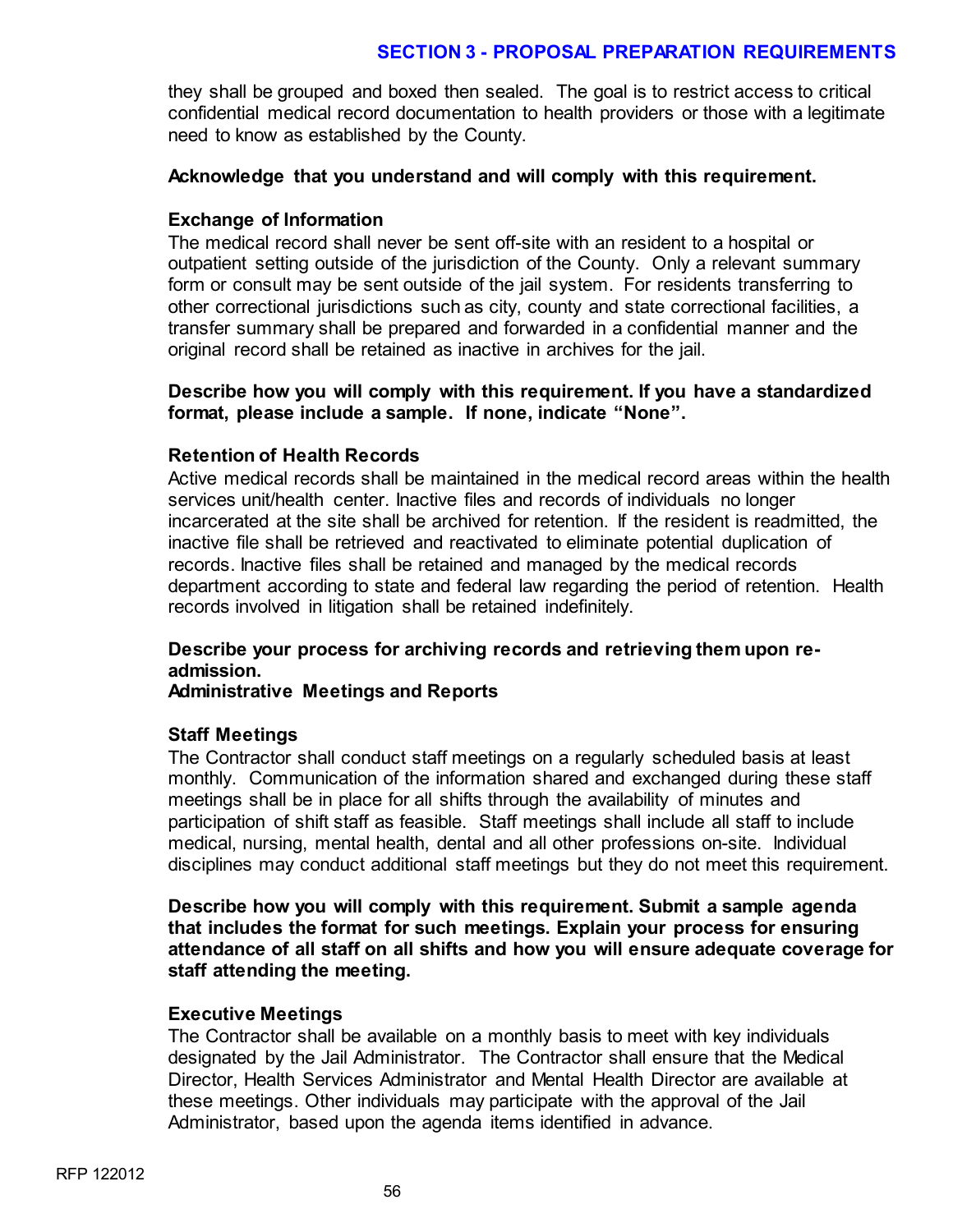they shall be grouped and boxed then sealed. The goal is to restrict access to critical confidential medical record documentation to health providers or those with a legitimate need to know as established by the County.

**Acknowledge that you understand and will comply with this requirement.**

**Exchange of Information**

The medical record shall never be sent off-site with an resident to a hospital or outpatient setting outside of the jurisdiction of the County. Only a relevant summary form or consult may be sent outside of the jail system. For residents transferring to other correctional jurisdictions such as city, county and state correctional facilities, a transfer summary shall be prepared and forwarded in a confidential manner and the original record shall be retained as inactive in archives for the jail.

**Describe how you will comply with this requirement. If you have a standardized format, please include a sample. If none, indicate "None".**

**Retention of Health Records**

Active medical records shall be maintained in the medical record areas within the health services unit/health center. Inactive files and records of individuals no longer incarcerated at the site shall be archived for retention. If the resident is readmitted, the inactive file shall be retrieved and reactivated to eliminate potential duplication of records. Inactive files shall be retained and managed by the medical records department according to state and federal law regarding the period of retention. Health records involved in litigation shall be retained indefinitely.

**Describe your process for archiving records and retrieving them upon re-admission.**

**Administrative Meetings and Reports**

**Staff Meetings**

The Contractor shall conduct staff meetings on a regularly scheduled basis at least monthly. Communication of the information shared and exchanged during these staff meetings shall be in place for all shifts through the availability of minutes and participation of shift staff as feasible. Staff meetings shall include all staff to include medical, nursing, mental health, dental and all other professions on-site. Individual disciplines may conduct additional staff meetings but they do not meet this requirement.

**Describe how you will comply with this requirement. Submit a sample agenda that includes the format for such meetings. Explain your process for ensuring attendance of all staff on all shifts and how you will ensure adequate coverage for staff attending the meeting.**

**Executive Meetings**

The Contractor shall be available on a monthly basis to meet with key individuals designated by the Jail Administrator. The Contractor shall ensure that the Medical Director, Health Services Administrator and Mental Health Director are available at these meetings. Other individuals may participate with the approval of the Jail Administrator, based upon the agenda items identified in advance.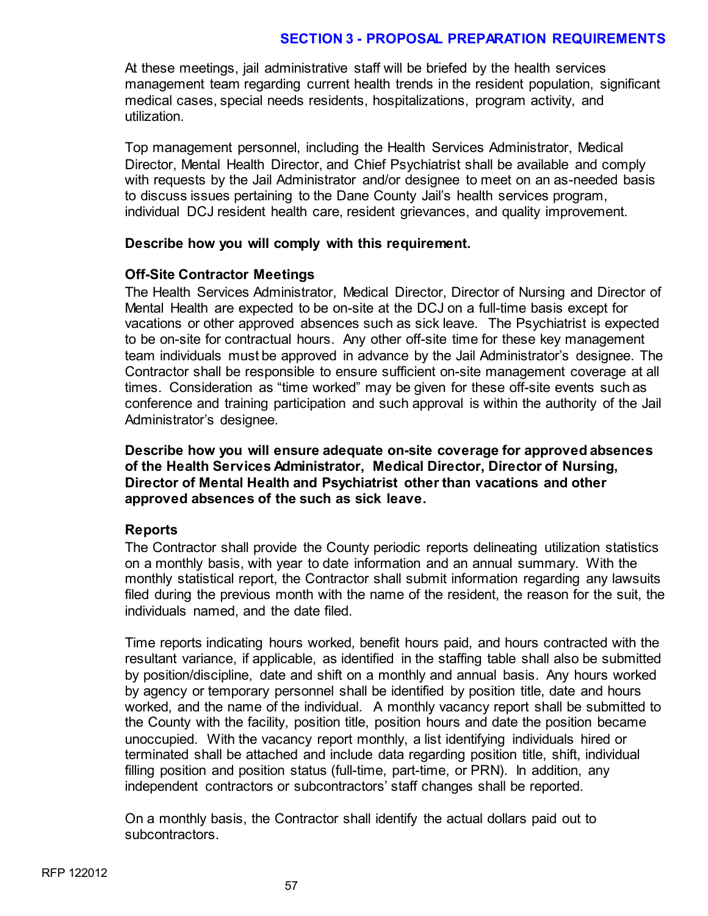At these meetings, jail administrative staff will be briefed by the health services management team regarding current health trends in the resident population, significant medical cases, special needs residents, hospitalizations, program activity, and utilization.

Top management personnel, including the Health Services Administrator, Medical Director, Mental Health Director, and Chief Psychiatrist shall be available and comply with requests by the Jail Administrator and/or designee to meet on an as-needed basis to discuss issues pertaining to the Dane County Jail's health services program, individual DCJ resident health care, resident grievances, and quality improvement.

**Describe how you will comply with this requirement.**

**Off-Site Contractor Meetings**

The Health Services Administrator, Medical Director, Director of Nursing and Director of Mental Health are expected to be on-site at the DCJ on a full-time basis except for vacations or other approved absences such as sick leave. The Psychiatrist is expected to be on-site for contractual hours. Any other off-site time for these key management team individuals must be approved in advance by the Jail Administrator's designee. The Contractor shall be responsible to ensure sufficient on-site management coverage at all times. Consideration as "time worked" may be given for these off-site events such as conference and training participation and such approval is within the authority of the Jail Administrator's designee.

**Describe how you will ensure adequate on-site coverage for approved absences of the Health Services Administrator, Medical Director, Director of Nursing, Director of Mental Health and Psychiatrist other than vacations and other approved absences of the such as sick leave.**

**Reports**

The Contractor shall provide the County periodic reports delineating utilization statistics on a monthly basis, with year to date information and an annual summary. With the monthly statistical report, the Contractor shall submit information regarding any lawsuits filed during the previous month with the name of the resident, the reason for the suit, the individuals named, and the date filed.

Time reports indicating hours worked, benefit hours paid, and hours contracted with the resultant variance, if applicable, as identified in the staffing table shall also be submitted by position/discipline, date and shift on a monthly and annual basis. Any hours worked by agency or temporary personnel shall be identified by position title, date and hours worked, and the name of the individual. A monthly vacancy report shall be submitted to the County with the facility, position title, position hours and date the position became unoccupied. With the vacancy report monthly, a list identifying individuals hired or terminated shall be attached and include data regarding position title, shift, individual filling position and position status (full-time, part-time, or PRN). In addition, any independent contractors or subcontractors' staff changes shall be reported.

On a monthly basis, the Contractor shall identify the actual dollars paid out to subcontractors.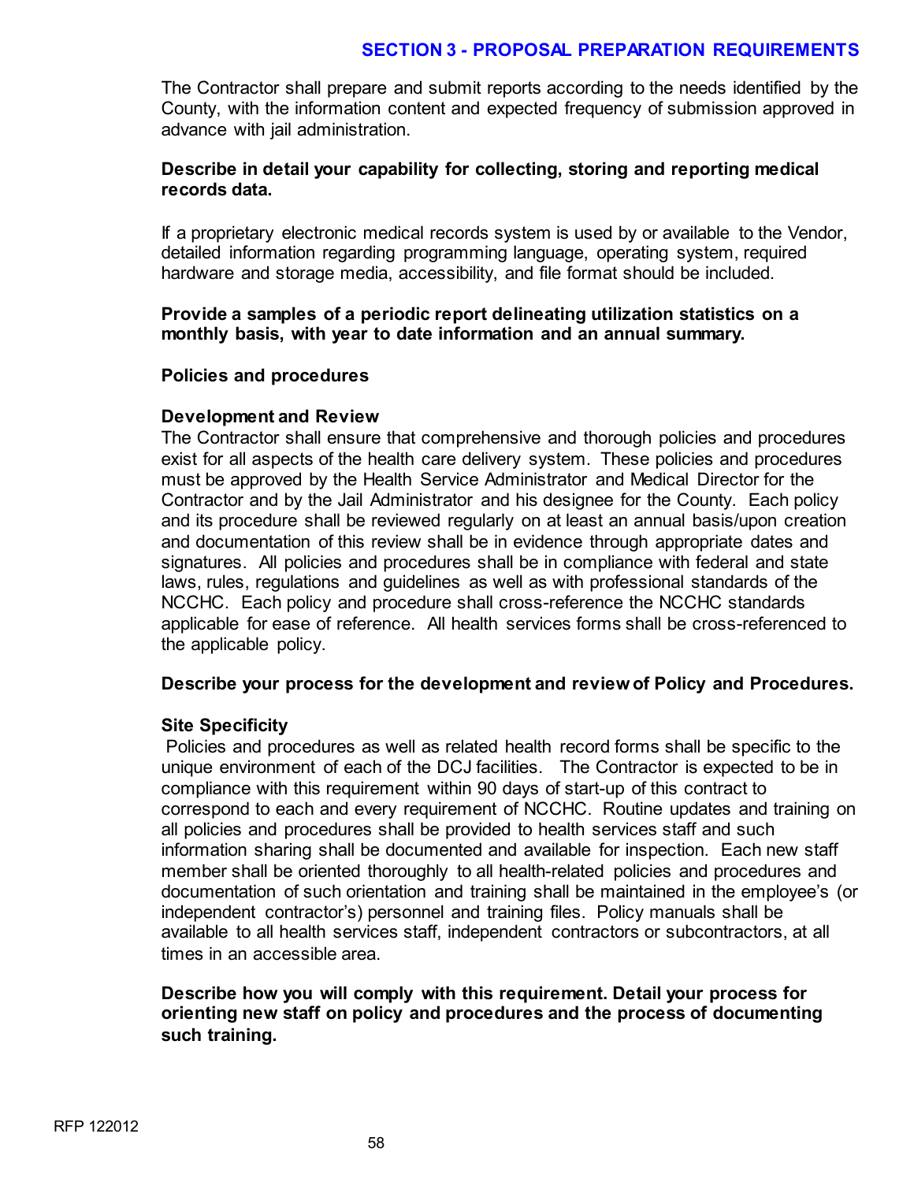The Contractor shall prepare and submit reports according to the needs identified by the County, with the information content and expected frequency of submission approved in advance with jail administration.

**Describe in detail your capability for collecting, storing and reporting medical records data.**

If a proprietary electronic medical records system is used by or available to the Vendor, detailed information regarding programming language, operating system, required hardware and storage media, accessibility, and file format should be included.

**Provide a samples of a periodic report delineating utilization statistics on a monthly basis, with year to date information and an annual summary.**

**Policies and procedures**

**Development and Review**

The Contractor shall ensure that comprehensive and thorough policies and procedures exist for all aspects of the health care delivery system. These policies and procedures must be approved by the Health Service Administrator and Medical Director for the Contractor and by the Jail Administrator and his designee for the County. Each policy and its procedure shall be reviewed regularly on at least an annual basis/upon creation and documentation of this review shall be in evidence through appropriate dates and signatures. All policies and procedures shall be in compliance with federal and state laws, rules, regulations and guidelines as well as with professional standards of the NCCHC. Each policy and procedure shall cross-reference the NCCHC standards applicable for ease of reference. All health services forms shall be cross-referenced to the applicable policy.

**Describe your process for the development and review of Policy and Procedures.**

**Site Specificity**

Policies and procedures as well as related health record forms shall be specific to the unique environment of each of the DCJ facilities. The Contractor is expected to be in compliance with this requirement within 90 days of start-up of this contract to correspond to each and every requirement of NCCHC. Routine updates and training on all policies and procedures shall be provided to health services staff and such information sharing shall be documented and available for inspection. Each new staff member shall be oriented thoroughly to all health-related policies and procedures and documentation of such orientation and training shall be maintained in the employee's (or independent contractor's) personnel and training files. Policy manuals shall be available to all health services staff, independent contractors or subcontractors, at all times in an accessible area.

**Describe how you will comply with this requirement. Detail your process for orienting new staff on policy and procedures and the process of documenting such training.**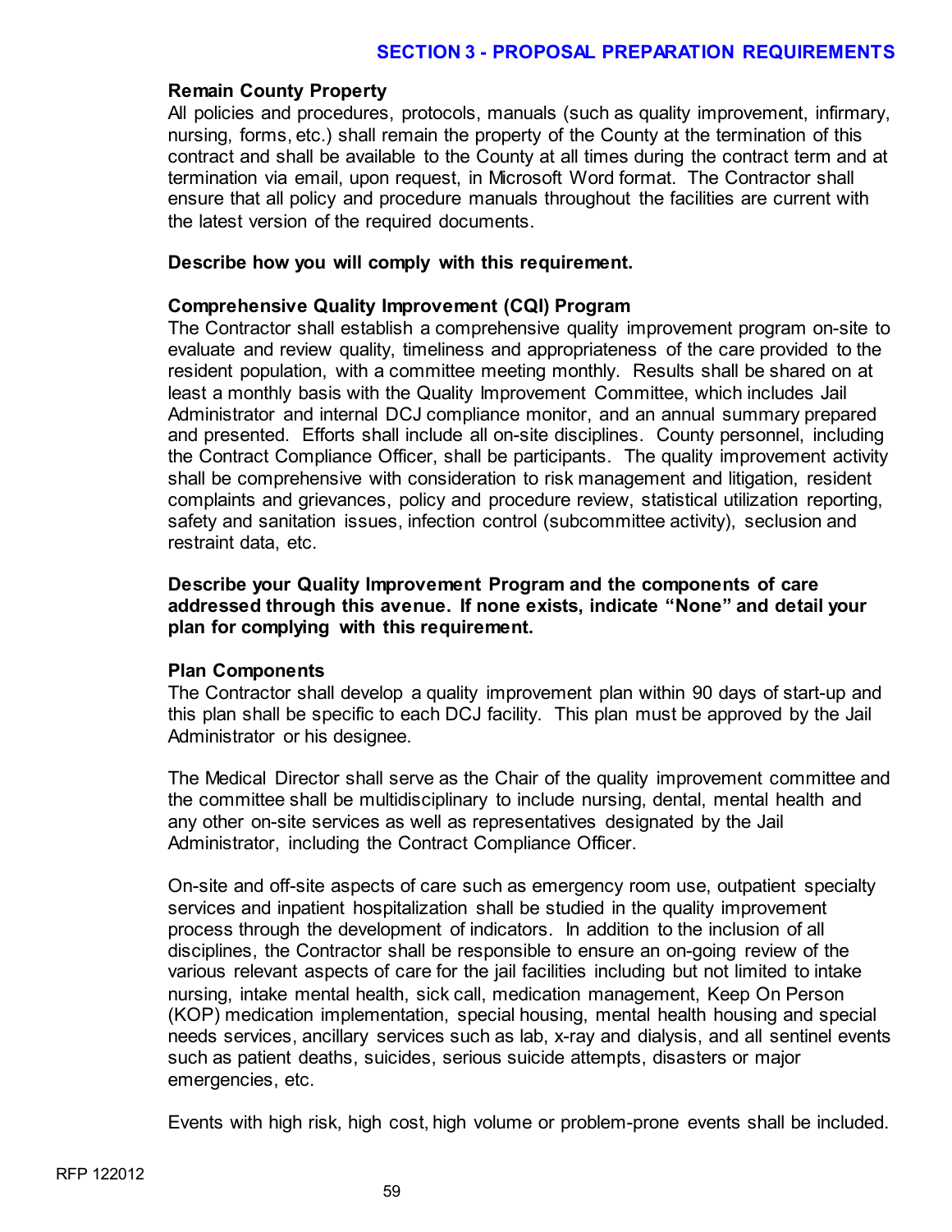## SECTION 3 - PROPOSAL PREPARATION REQUIREMENTS

**Remain County Property**

All policies and procedures, protocols, manuals (such as quality improvement, infirmary, nursing, forms, etc.) shall remain the property of the County at the termination of this contract and shall be available to the County at all times during the contract term and at termination via email, upon request, in Microsoft Word format. The Contractor shall ensure that all policy and procedure manuals throughout the facilities are current with the latest version of the required documents.

**Describe how you will comply with this requirement.**

**Comprehensive Quality Improvement (CQI) Program**

The Contractor shall establish a comprehensive quality improvement program on-site to evaluate and review quality, timeliness and appropriateness of the care provided to the resident population, with a committee meeting monthly. Results shall be shared on at least a monthly basis with the Quality Improvement Committee, which includes Jail Administrator and internal DCJ compliance monitor, and an annual summary prepared and presented. Efforts shall include all on-site disciplines. County personnel, including the Contract Compliance Officer, shall be participants. The quality improvement activity shall be comprehensive with consideration to risk management and litigation, resident complaints and grievances, policy and procedure review, statistical utilization reporting, safety and sanitation issues, infection control (subcommittee activity), seclusion and restraint data, etc.

**Describe your Quality Improvement Program and the components of care addressed through this avenue. If none exists, indicate "None" and detail your plan for complying with this requirement.**

**Plan Components**

The Contractor shall develop a quality improvement plan within 90 days of start-up and this plan shall be specific to each DCJ facility. This plan must be approved by the Jail Administrator or his designee.

The Medical Director shall serve as the Chair of the quality improvement committee and the committee shall be multidisciplinary to include nursing, dental, mental health and any other on-site services as well as representatives designated by the Jail Administrator, including the Contract Compliance Officer.

On-site and off-site aspects of care such as emergency room use, outpatient specialty services and inpatient hospitalization shall be studied in the quality improvement process through the development of indicators. In addition to the inclusion of all disciplines, the Contractor shall be responsible to ensure an on-going review of the various relevant aspects of care for the jail facilities including but not limited to intake nursing, intake mental health, sick call, medication management, Keep On Person (KOP) medication implementation, special housing, mental health housing and special needs services, ancillary services such as lab, x-ray and dialysis, and all sentinel events such as patient deaths, suicides, serious suicide attempts, disasters or major emergencies, etc.

Events with high risk, high cost, high volume or problem-prone events shall be included.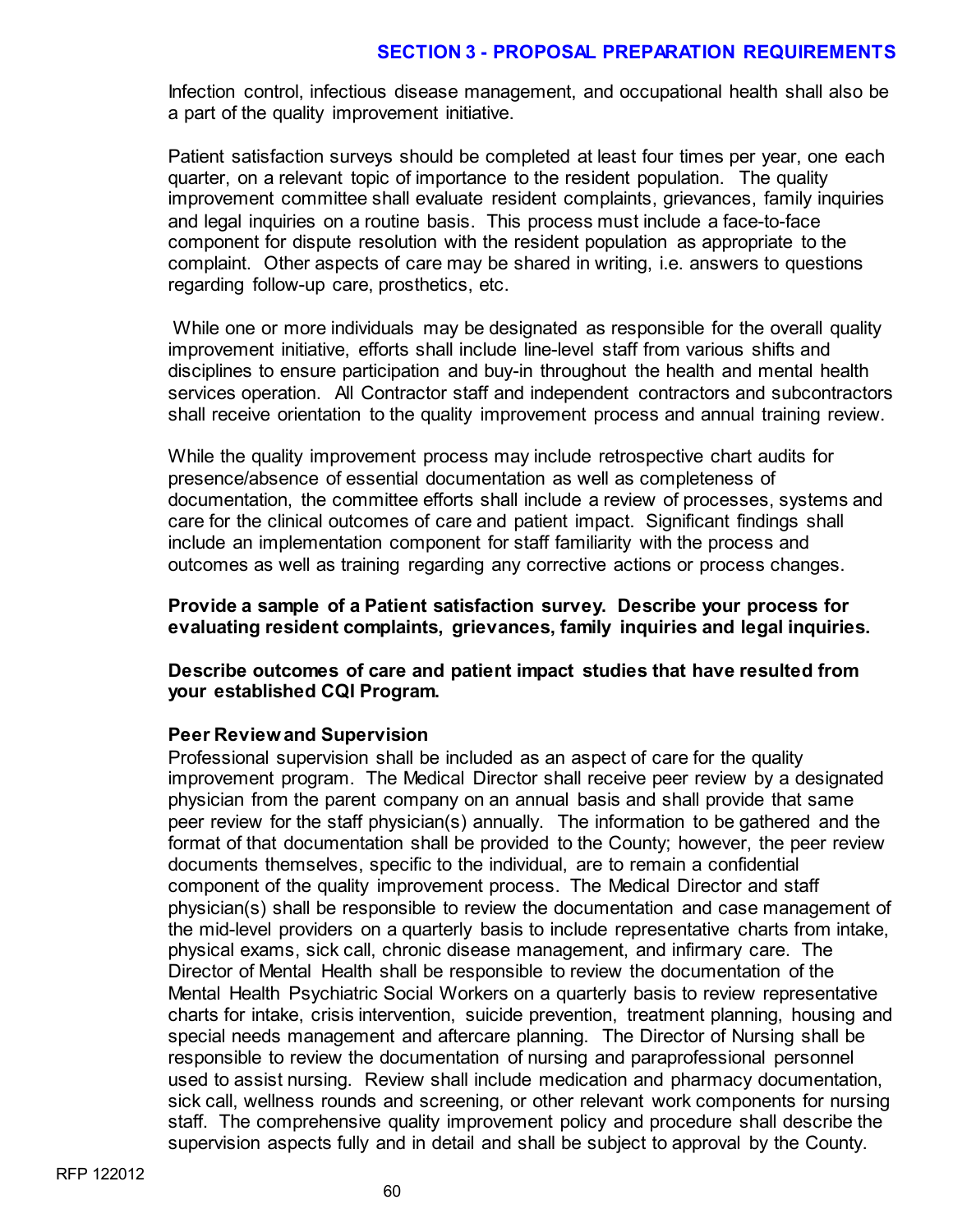Infection control, infectious disease management, and occupational health shall also be a part of the quality improvement initiative.

Patient satisfaction surveys should be completed at least four times per year, one each quarter, on a relevant topic of importance to the resident population. The quality improvement committee shall evaluate resident complaints, grievances, family inquiries and legal inquiries on a routine basis. This process must include a face-to-face component for dispute resolution with the resident population as appropriate to the complaint. Other aspects of care may be shared in writing, i.e. answers to questions regarding follow-up care, prosthetics, etc.

While one or more individuals may be designated as responsible for the overall quality improvement initiative, efforts shall include line-level staff from various shifts and disciplines to ensure participation and buy-in throughout the health and mental health services operation. All Contractor staff and independent contractors and subcontractors shall receive orientation to the quality improvement process and annual training review.

While the quality improvement process may include retrospective chart audits for presence/absence of essential documentation as well as completeness of documentation, the committee efforts shall include a review of processes, systems and care for the clinical outcomes of care and patient impact. Significant findings shall include an implementation component for staff familiarity with the process and outcomes as well as training regarding any corrective actions or process changes.

**Provide a sample of a Patient satisfaction survey. Describe your process for evaluating resident complaints, grievances, family inquiries and legal inquiries.**

**Describe outcomes of care and patient impact studies that have resulted from your established CQI Program.**

**Peer Review and Supervision**

Professional supervision shall be included as an aspect of care for the quality improvement program. The Medical Director shall receive peer review by a designated physician from the parent company on an annual basis and shall provide that same peer review for the staff physician(s) annually. The information to be gathered and the format of that documentation shall be provided to the County; however, the peer review documents themselves, specific to the individual, are to remain a confidential component of the quality improvement process. The Medical Director and staff physician(s) shall be responsible to review the documentation and case management of the mid-level providers on a quarterly basis to include representative charts from intake, physical exams, sick call, chronic disease management, and infirmary care. The Director of Mental Health shall be responsible to review the documentation of the Mental Health Psychiatric Social Workers on a quarterly basis to review representative charts for intake, crisis intervention, suicide prevention, treatment planning, housing and special needs management and aftercare planning. The Director of Nursing shall be responsible to review the documentation of nursing and paraprofessional personnel used to assist nursing. Review shall include medication and pharmacy documentation, sick call, wellness rounds and screening, or other relevant work components for nursing staff. The comprehensive quality improvement policy and procedure shall describe the supervision aspects fully and in detail and shall be subject to approval by the County.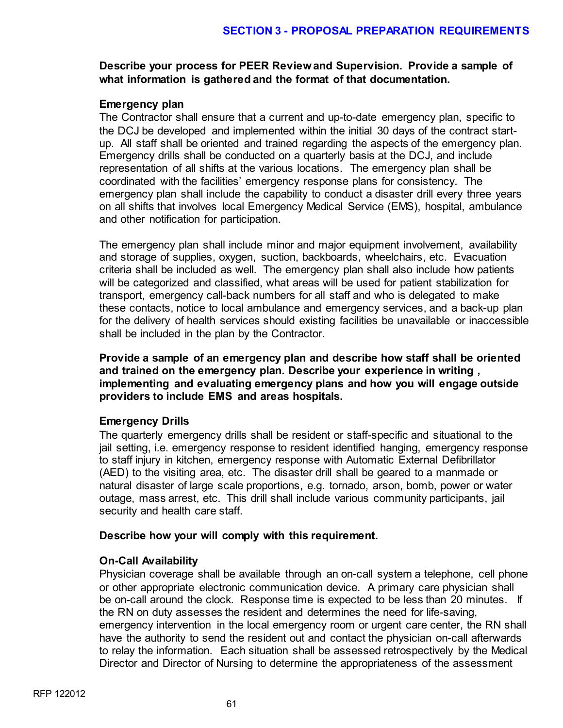**Describe your process for PEER Review and Supervision. Provide a sample of what information is gathered and the format of that documentation.**

**Emergency plan**

The Contractor shall ensure that a current and up-to-date emergency plan, specific to the DCJ be developed and implemented within the initial 30 days of the contract start-up. All staff shall be oriented and trained regarding the aspects of the emergency plan. Emergency drills shall be conducted on a quarterly basis at the DCJ, and include representation of all shifts at the various locations. The emergency plan shall be coordinated with the facilities' emergency response plans for consistency. The emergency plan shall include the capability to conduct a disaster drill every three years on all shifts that involves local Emergency Medical Service (EMS), hospital, ambulance and other notification for participation.

The emergency plan shall include minor and major equipment involvement, availability and storage of supplies, oxygen, suction, backboards, wheelchairs, etc. Evacuation criteria shall be included as well. The emergency plan shall also include how patients will be categorized and classified, what areas will be used for patient stabilization for transport, emergency call-back numbers for all staff and who is delegated to make these contacts, notice to local ambulance and emergency services, and a back-up plan for the delivery of health services should existing facilities be unavailable or inaccessible shall be included in the plan by the Contractor.

**Provide a sample of an emergency plan and describe how staff shall be oriented and trained on the emergency plan. Describe your experience in writing , implementing and evaluating emergency plans and how you will engage outside providers to include EMS and areas hospitals.**

**Emergency Drills**

The quarterly emergency drills shall be resident or staff-specific and situational to the jail setting, i.e. emergency response to resident identified hanging, emergency response to staff injury in kitchen, emergency response with Automatic External Defibrillator (AED) to the visiting area, etc. The disaster drill shall be geared to a manmade or natural disaster of large scale proportions, e.g. tornado, arson, bomb, power or water outage, mass arrest, etc. This drill shall include various community participants, jail security and health care staff.

**Describe how your will comply with this requirement.**

**On-Call Availability**

Physician coverage shall be available through an on-call system a telephone, cell phone or other appropriate electronic communication device. A primary care physician shall be on-call around the clock. Response time is expected to be less than 20 minutes. If the RN on duty assesses the resident and determines the need for life-saving, emergency intervention in the local emergency room or urgent care center, the RN shall have the authority to send the resident out and contact the physician on-call afterwards to relay the information. Each situation shall be assessed retrospectively by the Medical Director and Director of Nursing to determine the appropriateness of the assessment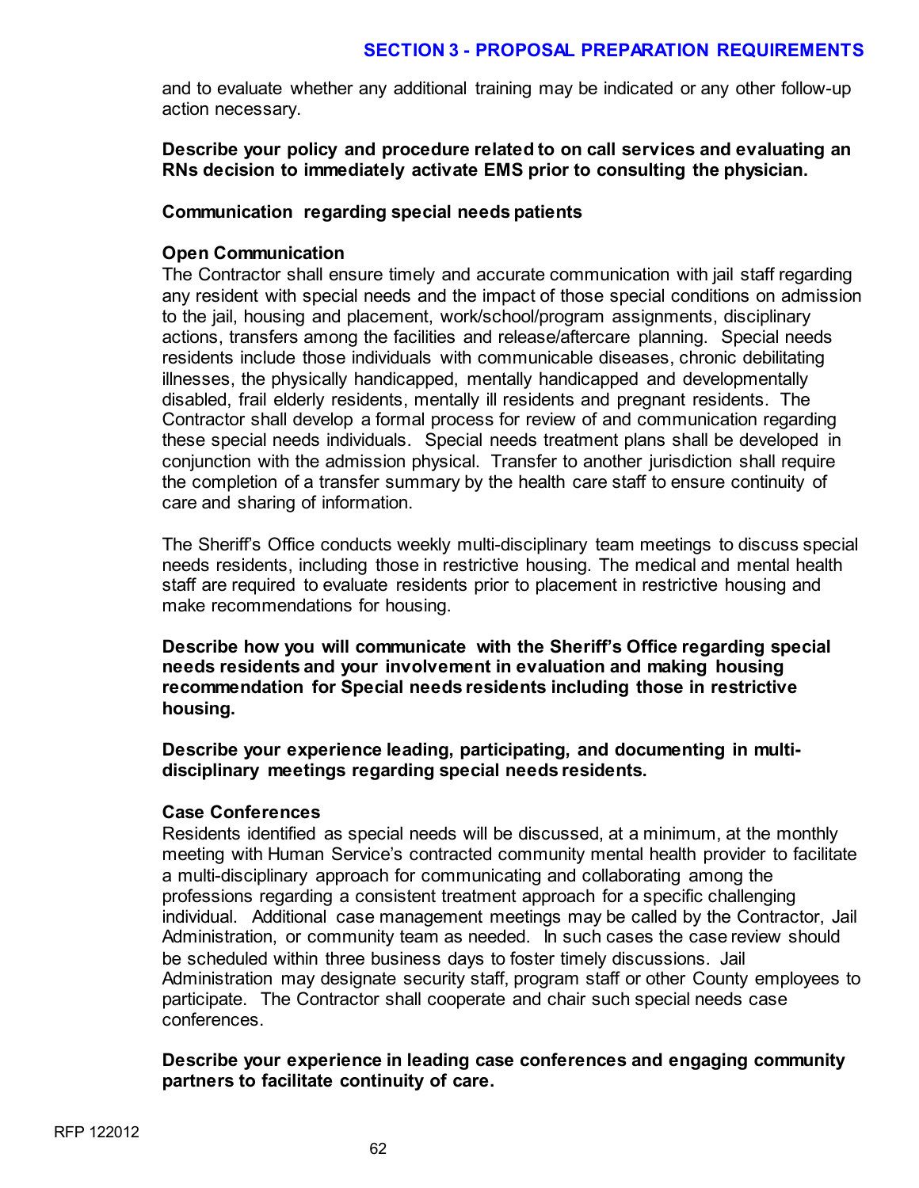and to evaluate whether any additional training may be indicated or any other follow-up action necessary.

**Describe your policy and procedure related to on call services and evaluating an RNs decision to immediately activate EMS prior to consulting the physician.**

**Communication regarding special needs patients**

**Open Communication**

The Contractor shall ensure timely and accurate communication with jail staff regarding any resident with special needs and the impact of those special conditions on admission to the jail, housing and placement, work/school/program assignments, disciplinary actions, transfers among the facilities and release/aftercare planning. Special needs residents include those individuals with communicable diseases, chronic debilitating illnesses, the physically handicapped, mentally handicapped and developmentally disabled, frail elderly residents, mentally ill residents and pregnant residents. The Contractor shall develop a formal process for review of and communication regarding these special needs individuals. Special needs treatment plans shall be developed in conjunction with the admission physical. Transfer to another jurisdiction shall require the completion of a transfer summary by the health care staff to ensure continuity of care and sharing of information.

The Sheriff's Office conducts weekly multi-disciplinary team meetings to discuss special needs residents, including those in restrictive housing. The medical and mental health staff are required to evaluate residents prior to placement in restrictive housing and make recommendations for housing.

**Describe how you will communicate with the Sheriff's Office regarding special needs residents and your involvement in evaluation and making housing recommendation for Special needs residents including those in restrictive housing.**

**Describe your experience leading, participating, and documenting in multi-disciplinary meetings regarding special needs residents.**

**Case Conferences**

Residents identified as special needs will be discussed, at a minimum, at the monthly meeting with Human Service's contracted community mental health provider to facilitate a multi-disciplinary approach for communicating and collaborating among the professions regarding a consistent treatment approach for a specific challenging individual. Additional case management meetings may be called by the Contractor, Jail Administration, or community team as needed. In such cases the case review should be scheduled within three business days to foster timely discussions. Jail Administration may designate security staff, program staff or other County employees to participate. The Contractor shall cooperate and chair such special needs case conferences.

**Describe your experience in leading case conferences and engaging community partners to facilitate continuity of care.**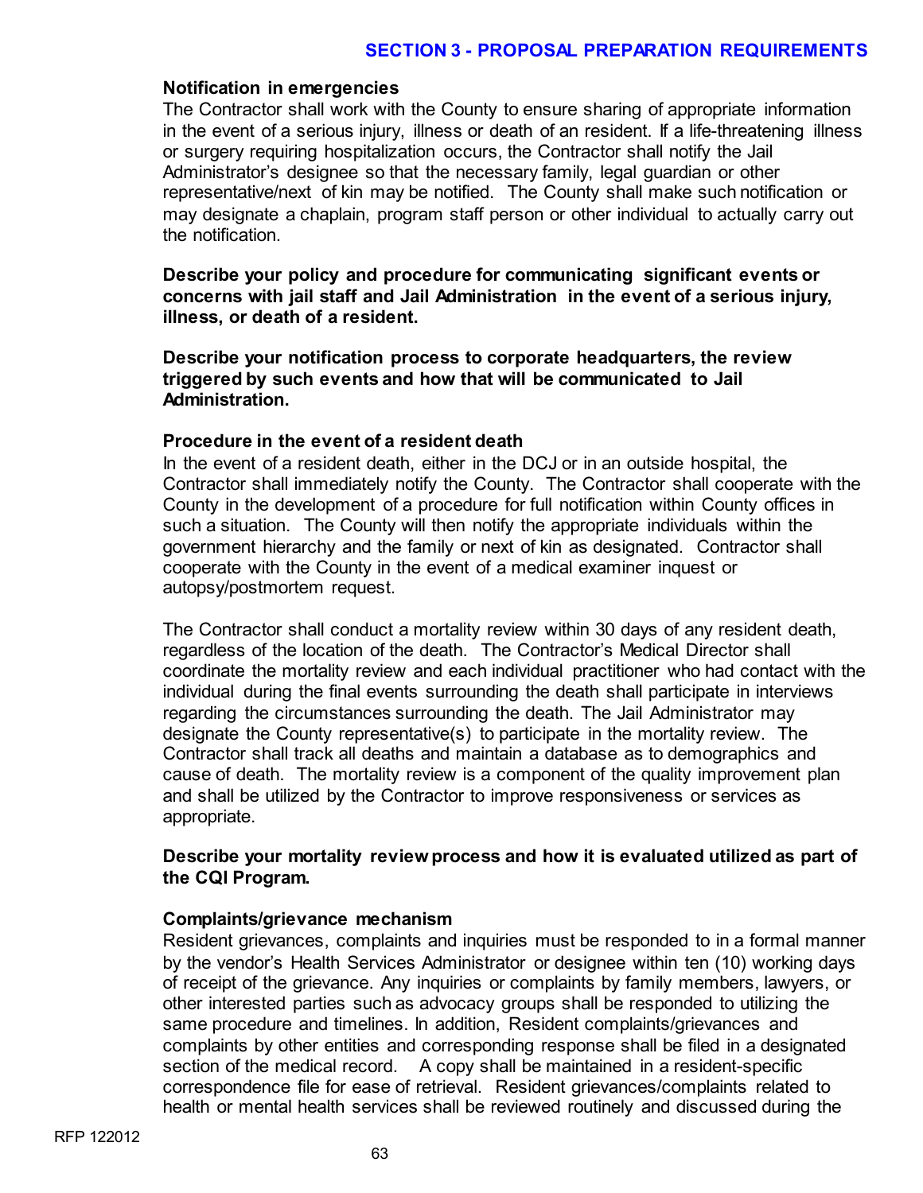**Notification in emergencies**

The Contractor shall work with the County to ensure sharing of appropriate information in the event of a serious injury, illness or death of an resident. If a life-threatening illness or surgery requiring hospitalization occurs, the Contractor shall notify the Jail Administrator's designee so that the necessary family, legal guardian or other representative/next of kin may be notified. The County shall make such notification or may designate a chaplain, program staff person or other individual to actually carry out the notification.

**Describe your policy and procedure for communicating significant events or concerns with jail staff and Jail Administration in the event of a serious injury, illness, or death of a resident.**

**Describe your notification process to corporate headquarters, the review triggered by such events and how that will be communicated to Jail Administration.**

**Procedure in the event of a resident death**

In the event of a resident death, either in the DCJ or in an outside hospital, the Contractor shall immediately notify the County. The Contractor shall cooperate with the County in the development of a procedure for full notification within County offices in such a situation. The County will then notify the appropriate individuals within the government hierarchy and the family or next of kin as designated. Contractor shall cooperate with the County in the event of a medical examiner inquest or autopsy/postmortem request.

The Contractor shall conduct a mortality review within 30 days of any resident death, regardless of the location of the death. The Contractor's Medical Director shall coordinate the mortality review and each individual practitioner who had contact with the individual during the final events surrounding the death shall participate in interviews regarding the circumstances surrounding the death. The Jail Administrator may designate the County representative(s) to participate in the mortality review. The Contractor shall track all deaths and maintain a database as to demographics and cause of death. The mortality review is a component of the quality improvement plan and shall be utilized by the Contractor to improve responsiveness or services as appropriate.

**Describe your mortality review process and how it is evaluated utilized as part of the CQI Program.**

**Complaints/grievance mechanism**

Resident grievances, complaints and inquiries must be responded to in a formal manner by the vendor's Health Services Administrator or designee within ten (10) working days of receipt of the grievance. Any inquiries or complaints by family members, lawyers, or other interested parties such as advocacy groups shall be responded to utilizing the same procedure and timelines. In addition, Resident complaints/grievances and complaints by other entities and corresponding response shall be filed in a designated section of the medical record. A copy shall be maintained in a resident-specific correspondence file for ease of retrieval. Resident grievances/complaints related to health or mental health services shall be reviewed routinely and discussed during the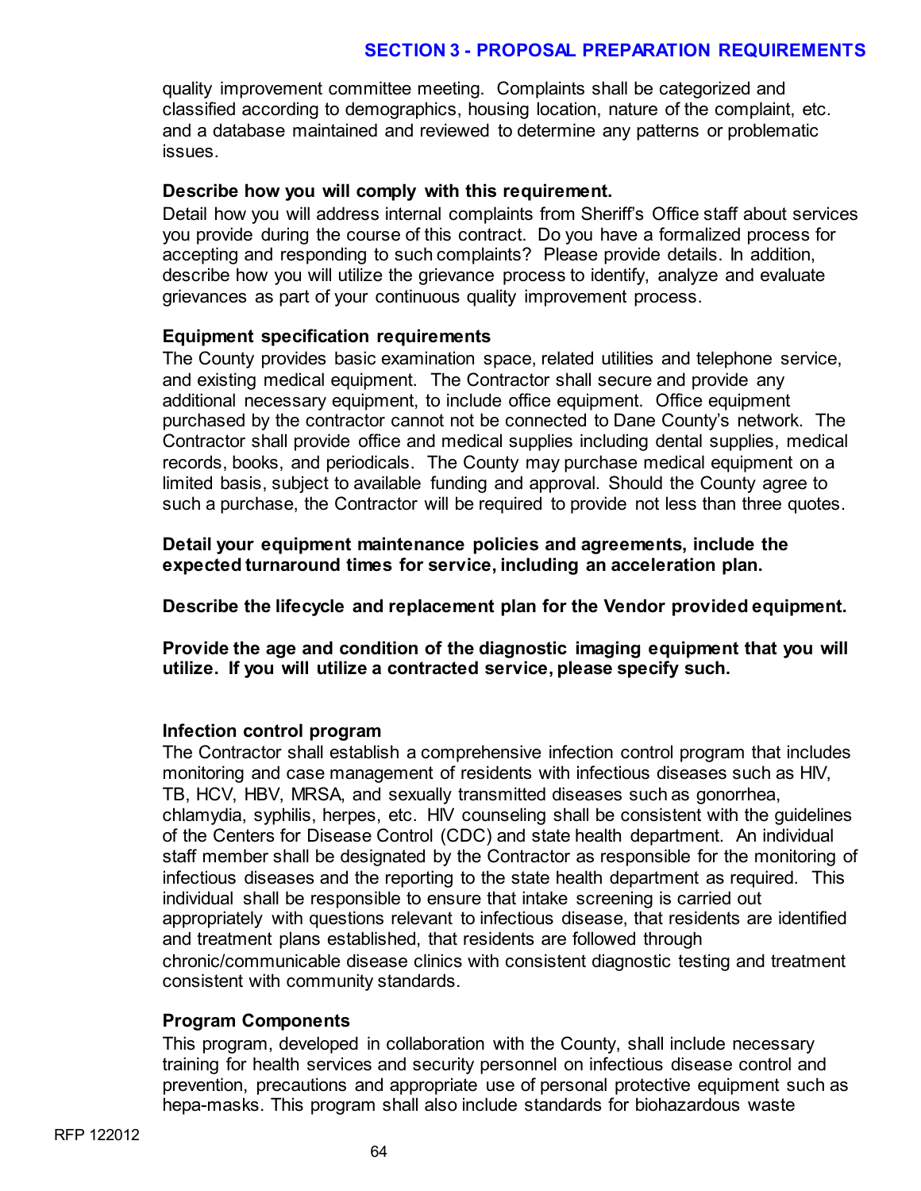quality improvement committee meeting. Complaints shall be categorized and classified according to demographics, housing location, nature of the complaint, etc. and a database maintained and reviewed to determine any patterns or problematic issues.

**Describe how you will comply with this requirement.**

Detail how you will address internal complaints from Sheriff's Office staff about services you provide during the course of this contract. Do you have a formalized process for accepting and responding to such complaints? Please provide details. In addition, describe how you will utilize the grievance process to identify, analyze and evaluate grievances as part of your continuous quality improvement process.

**Equipment specification requirements**

The County provides basic examination space, related utilities and telephone service, and existing medical equipment. The Contractor shall secure and provide any additional necessary equipment, to include office equipment. Office equipment purchased by the contractor cannot not be connected to Dane County's network. The Contractor shall provide office and medical supplies including dental supplies, medical records, books, and periodicals. The County may purchase medical equipment on a limited basis, subject to available funding and approval. Should the County agree to such a purchase, the Contractor will be required to provide not less than three quotes.

**Detail your equipment maintenance policies and agreements, include the expected turnaround times for service, including an acceleration plan.**

**Describe the lifecycle and replacement plan for the Vendor provided equipment.**

**Provide the age and condition of the diagnostic imaging equipment that you will utilize. If you will utilize a contracted service, please specify such.**

**Infection control program**

The Contractor shall establish a comprehensive infection control program that includes monitoring and case management of residents with infectious diseases such as HIV, TB, HCV, HBV, MRSA, and sexually transmitted diseases such as gonorrhea, chlamydia, syphilis, herpes, etc. HIV counseling shall be consistent with the guidelines of the Centers for Disease Control (CDC) and state health department. An individual staff member shall be designated by the Contractor as responsible for the monitoring of infectious diseases and the reporting to the state health department as required. This individual shall be responsible to ensure that intake screening is carried out appropriately with questions relevant to infectious disease, that residents are identified and treatment plans established, that residents are followed through chronic/communicable disease clinics with consistent diagnostic testing and treatment consistent with community standards.

**Program Components**

This program, developed in collaboration with the County, shall include necessary training for health services and security personnel on infectious disease control and prevention, precautions and appropriate use of personal protective equipment such as hepa-masks. This program shall also include standards for biohazardous waste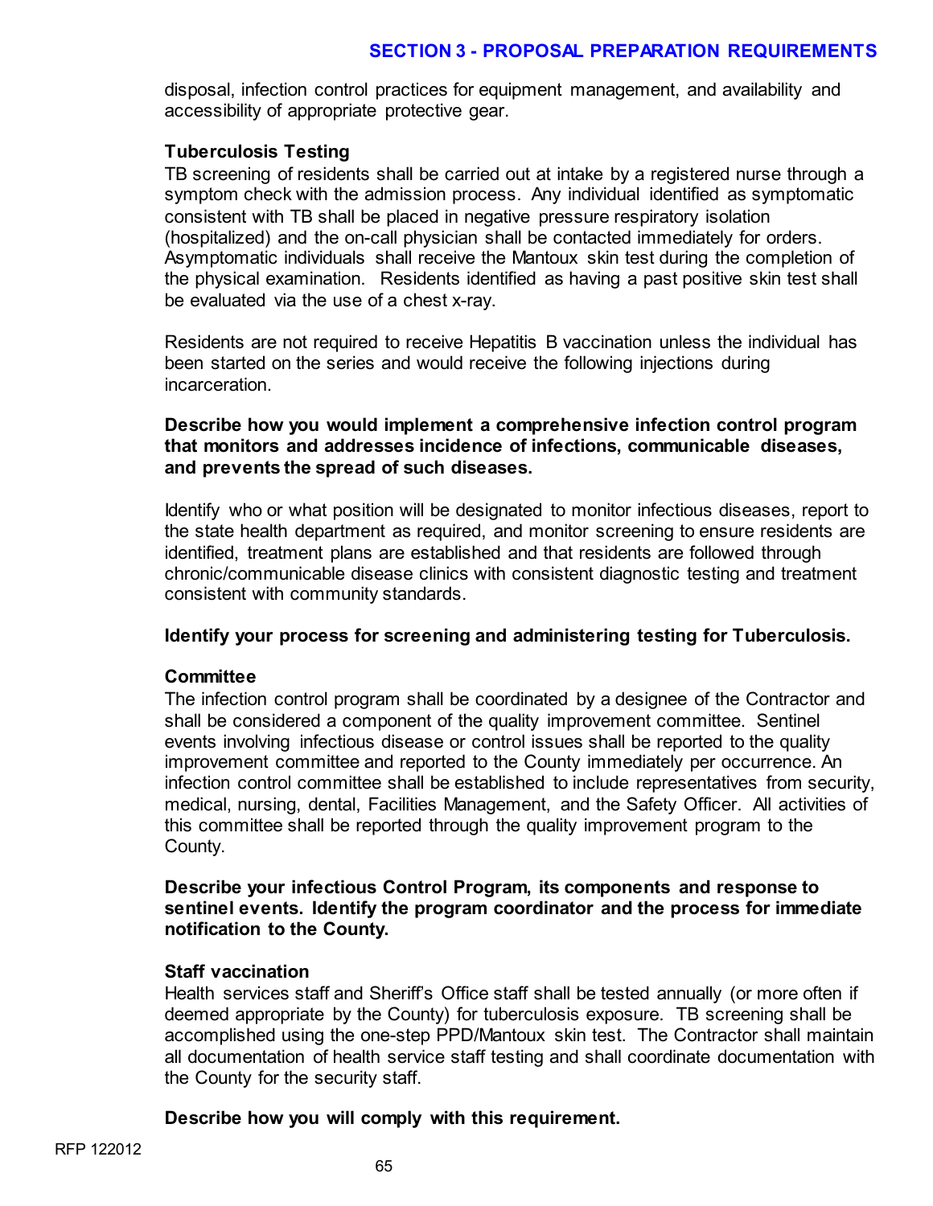disposal, infection control practices for equipment management, and availability and accessibility of appropriate protective gear.

**Tuberculosis Testing**

TB screening of residents shall be carried out at intake by a registered nurse through a symptom check with the admission process. Any individual identified as symptomatic consistent with TB shall be placed in negative pressure respiratory isolation (hospitalized) and the on-call physician shall be contacted immediately for orders. Asymptomatic individuals shall receive the Mantoux skin test during the completion of the physical examination. Residents identified as having a past positive skin test shall be evaluated via the use of a chest x-ray.

Residents are not required to receive Hepatitis B vaccination unless the individual has been started on the series and would receive the following injections during incarceration.

**Describe how you would implement a comprehensive infection control program that monitors and addresses incidence of infections, communicable diseases, and prevents the spread of such diseases.**

Identify who or what position will be designated to monitor infectious diseases, report to the state health department as required, and monitor screening to ensure residents are identified, treatment plans are established and that residents are followed through chronic/communicable disease clinics with consistent diagnostic testing and treatment consistent with community standards.

**Identify your process for screening and administering testing for Tuberculosis.**

**Committee**

The infection control program shall be coordinated by a designee of the Contractor and shall be considered a component of the quality improvement committee. Sentinel events involving infectious disease or control issues shall be reported to the quality improvement committee and reported to the County immediately per occurrence. An infection control committee shall be established to include representatives from security, medical, nursing, dental, Facilities Management, and the Safety Officer. All activities of this committee shall be reported through the quality improvement program to the County.

**Describe your infectious Control Program, its components and response to sentinel events. Identify the program coordinator and the process for immediate notification to the County.**

**Staff vaccination**

Health services staff and Sheriff's Office staff shall be tested annually (or more often if deemed appropriate by the County) for tuberculosis exposure. TB screening shall be accomplished using the one-step PPD/Mantoux skin test. The Contractor shall maintain all documentation of health service staff testing and shall coordinate documentation with the County for the security staff.

**Describe how you will comply with this requirement.**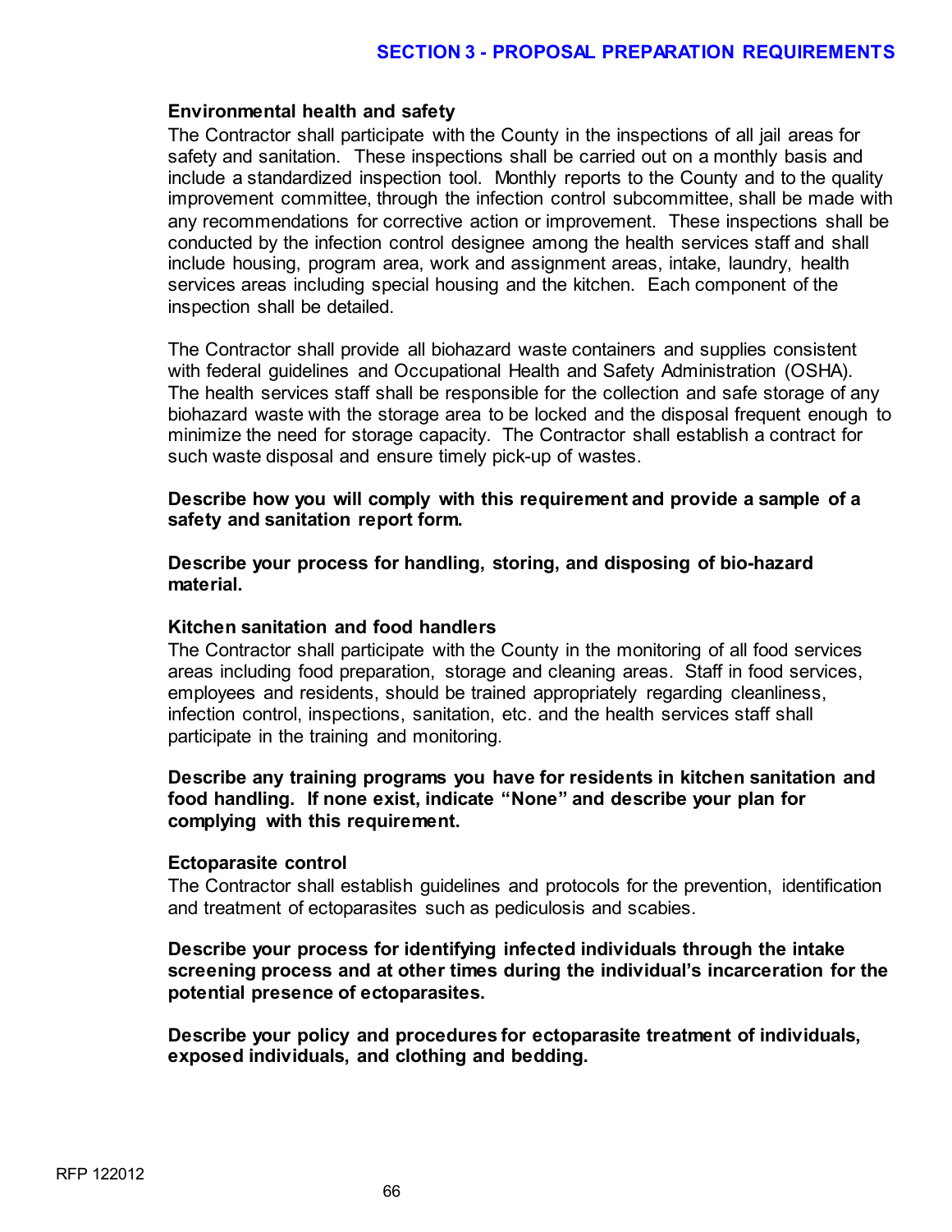### Environmental health and safety

The Contractor shall participate with the County in the inspections of all jail areas for safety and sanitation. These inspections shall be carried out on a monthly basis and include a standardized inspection tool. Monthly reports to the County and to the quality improvement committee, through the infection control subcommittee, shall be made with any recommendations for corrective action or improvement. These inspections shall be conducted by the infection control designee among the health services staff and shall include housing, program area, work and assignment areas, intake, laundry, health services areas including special housing and the kitchen. Each component of the inspection shall be detailed.

The Contractor shall provide all biohazard waste containers and supplies consistent with federal guidelines and Occupational Health and Safety Administration (OSHA). The health services staff shall be responsible for the collection and safe storage of any biohazard waste with the storage area to be locked and the disposal frequent enough to minimize the need for storage capacity. The Contractor shall establish a contract for such waste disposal and ensure timely pick-up of wastes.

**Describe how you will comply with this requirement and provide a sample of a safety and sanitation report form.**

**Describe your process for handling, storing, and disposing of bio-hazard material.**

### Kitchen sanitation and food handlers

The Contractor shall participate with the County in the monitoring of all food services areas including food preparation, storage and cleaning areas. Staff in food services, employees and residents, should be trained appropriately regarding cleanliness, infection control, inspections, sanitation, etc. and the health services staff shall participate in the training and monitoring.

**Describe any training programs you have for residents in kitchen sanitation and food handling. If none exist, indicate "None" and describe your plan for complying with this requirement.**

### Ectoparasite control

The Contractor shall establish guidelines and protocols for the prevention, identification and treatment of ectoparasites such as pediculosis and scabies.

**Describe your process for identifying infected individuals through the intake screening process and at other times during the individual's incarceration for the potential presence of ectoparasites.**

**Describe your policy and procedures for ectoparasite treatment of individuals, exposed individuals, and clothing and bedding.**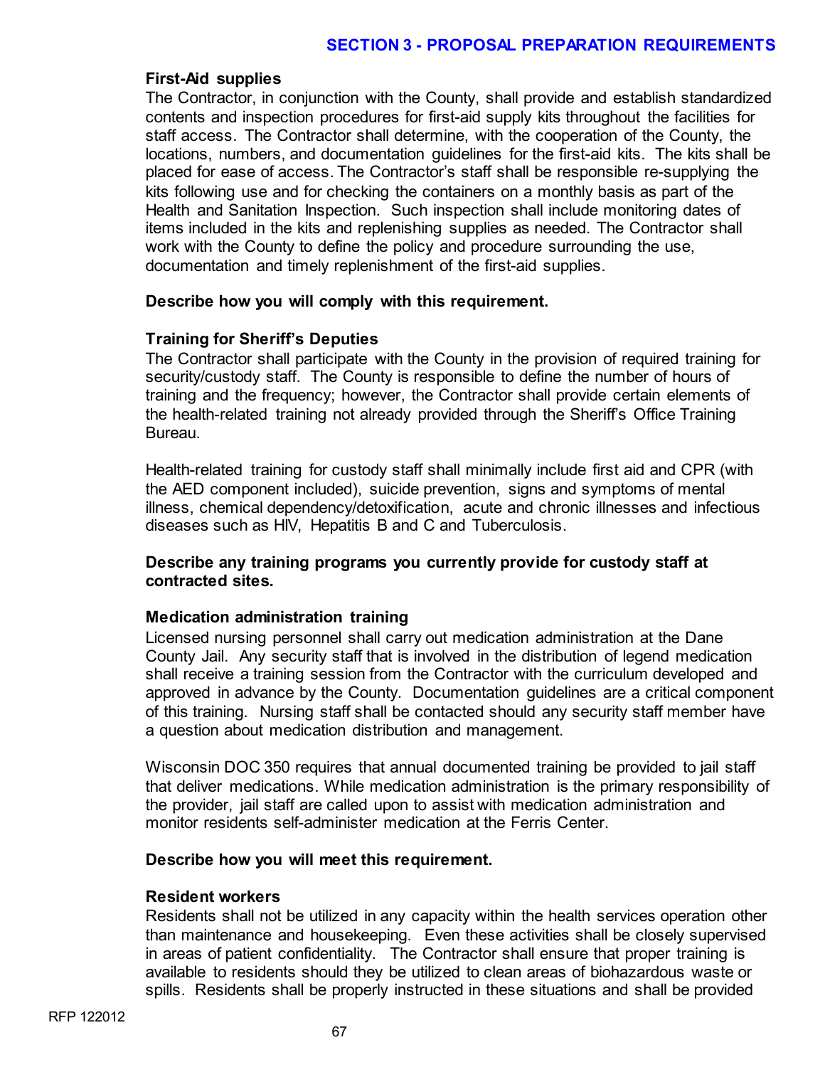**First-Aid supplies**

The Contractor, in conjunction with the County, shall provide and establish standardized contents and inspection procedures for first-aid supply kits throughout the facilities for staff access. The Contractor shall determine, with the cooperation of the County, the locations, numbers, and documentation guidelines for the first-aid kits. The kits shall be placed for ease of access. The Contractor's staff shall be responsible re-supplying the kits following use and for checking the containers on a monthly basis as part of the Health and Sanitation Inspection. Such inspection shall include monitoring dates of items included in the kits and replenishing supplies as needed. The Contractor shall work with the County to define the policy and procedure surrounding the use, documentation and timely replenishment of the first-aid supplies.

**Describe how you will comply with this requirement.**

**Training for Sheriff's Deputies**

The Contractor shall participate with the County in the provision of required training for security/custody staff. The County is responsible to define the number of hours of training and the frequency; however, the Contractor shall provide certain elements of the health-related training not already provided through the Sheriff's Office Training Bureau.

Health-related training for custody staff shall minimally include first aid and CPR (with the AED component included), suicide prevention, signs and symptoms of mental illness, chemical dependency/detoxification, acute and chronic illnesses and infectious diseases such as HIV, Hepatitis B and C and Tuberculosis.

**Describe any training programs you currently provide for custody staff at contracted sites.**

**Medication administration training**

Licensed nursing personnel shall carry out medication administration at the Dane County Jail. Any security staff that is involved in the distribution of legend medication shall receive a training session from the Contractor with the curriculum developed and approved in advance by the County. Documentation guidelines are a critical component of this training. Nursing staff shall be contacted should any security staff member have a question about medication distribution and management.

Wisconsin DOC 350 requires that annual documented training be provided to jail staff that deliver medications. While medication administration is the primary responsibility of the provider, jail staff are called upon to assist with medication administration and monitor residents self-administer medication at the Ferris Center.

**Describe how you will meet this requirement.**

**Resident workers**

Residents shall not be utilized in any capacity within the health services operation other than maintenance and housekeeping. Even these activities shall be closely supervised in areas of patient confidentiality. The Contractor shall ensure that proper training is available to residents should they be utilized to clean areas of biohazardous waste or spills. Residents shall be properly instructed in these situations and shall be provided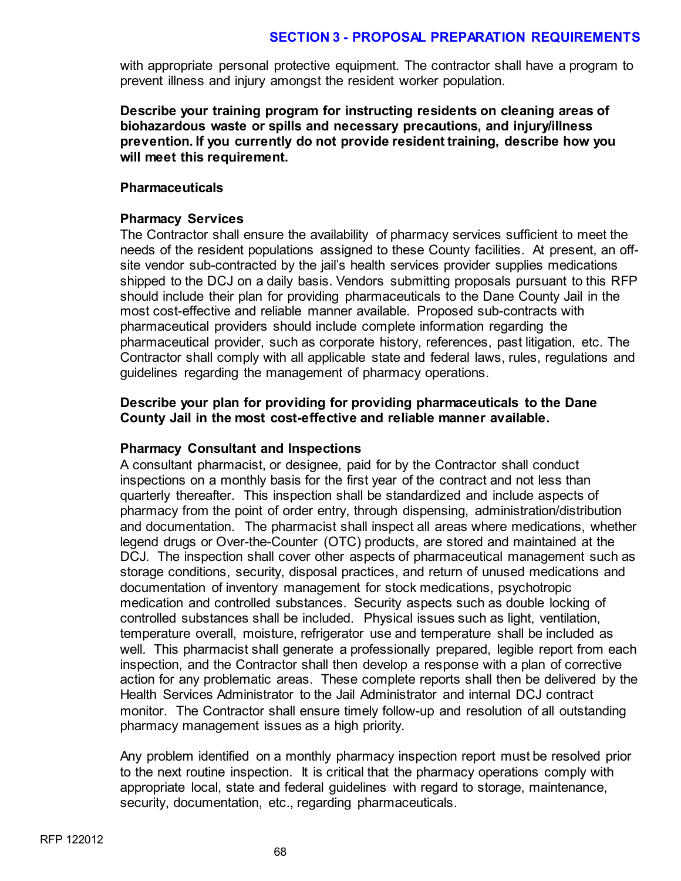with appropriate personal protective equipment. The contractor shall have a program to prevent illness and injury amongst the resident worker population.

**Describe your training program for instructing residents on cleaning areas of biohazardous waste or spills and necessary precautions, and injury/illness prevention. If you currently do not provide resident training, describe how you will meet this requirement.**

**Pharmaceuticals**

**Pharmacy Services**

The Contractor shall ensure the availability of pharmacy services sufficient to meet the needs of the resident populations assigned to these County facilities. At present, an off-site vendor sub-contracted by the jail's health services provider supplies medications shipped to the DCJ on a daily basis. Vendors submitting proposals pursuant to this RFP should include their plan for providing pharmaceuticals to the Dane County Jail in the most cost-effective and reliable manner available. Proposed sub-contracts with pharmaceutical providers should include complete information regarding the pharmaceutical provider, such as corporate history, references, past litigation, etc. The Contractor shall comply with all applicable state and federal laws, rules, regulations and guidelines regarding the management of pharmacy operations.

**Describe your plan for providing for providing pharmaceuticals to the Dane County Jail in the most cost-effective and reliable manner available.**

**Pharmacy Consultant and Inspections**

A consultant pharmacist, or designee, paid for by the Contractor shall conduct inspections on a monthly basis for the first year of the contract and not less than quarterly thereafter. This inspection shall be standardized and include aspects of pharmacy from the point of order entry, through dispensing, administration/distribution and documentation. The pharmacist shall inspect all areas where medications, whether legend drugs or Over-the-Counter (OTC) products, are stored and maintained at the DCJ. The inspection shall cover other aspects of pharmaceutical management such as storage conditions, security, disposal practices, and return of unused medications and documentation of inventory management for stock medications, psychotropic medication and controlled substances. Security aspects such as double locking of controlled substances shall be included. Physical issues such as light, ventilation, temperature overall, moisture, refrigerator use and temperature shall be included as well. This pharmacist shall generate a professionally prepared, legible report from each inspection, and the Contractor shall then develop a response with a plan of corrective action for any problematic areas. These complete reports shall then be delivered by the Health Services Administrator to the Jail Administrator and internal DCJ contract monitor. The Contractor shall ensure timely follow-up and resolution of all outstanding pharmacy management issues as a high priority.

Any problem identified on a monthly pharmacy inspection report must be resolved prior to the next routine inspection. It is critical that the pharmacy operations comply with appropriate local, state and federal guidelines with regard to storage, maintenance, security, documentation, etc., regarding pharmaceuticals.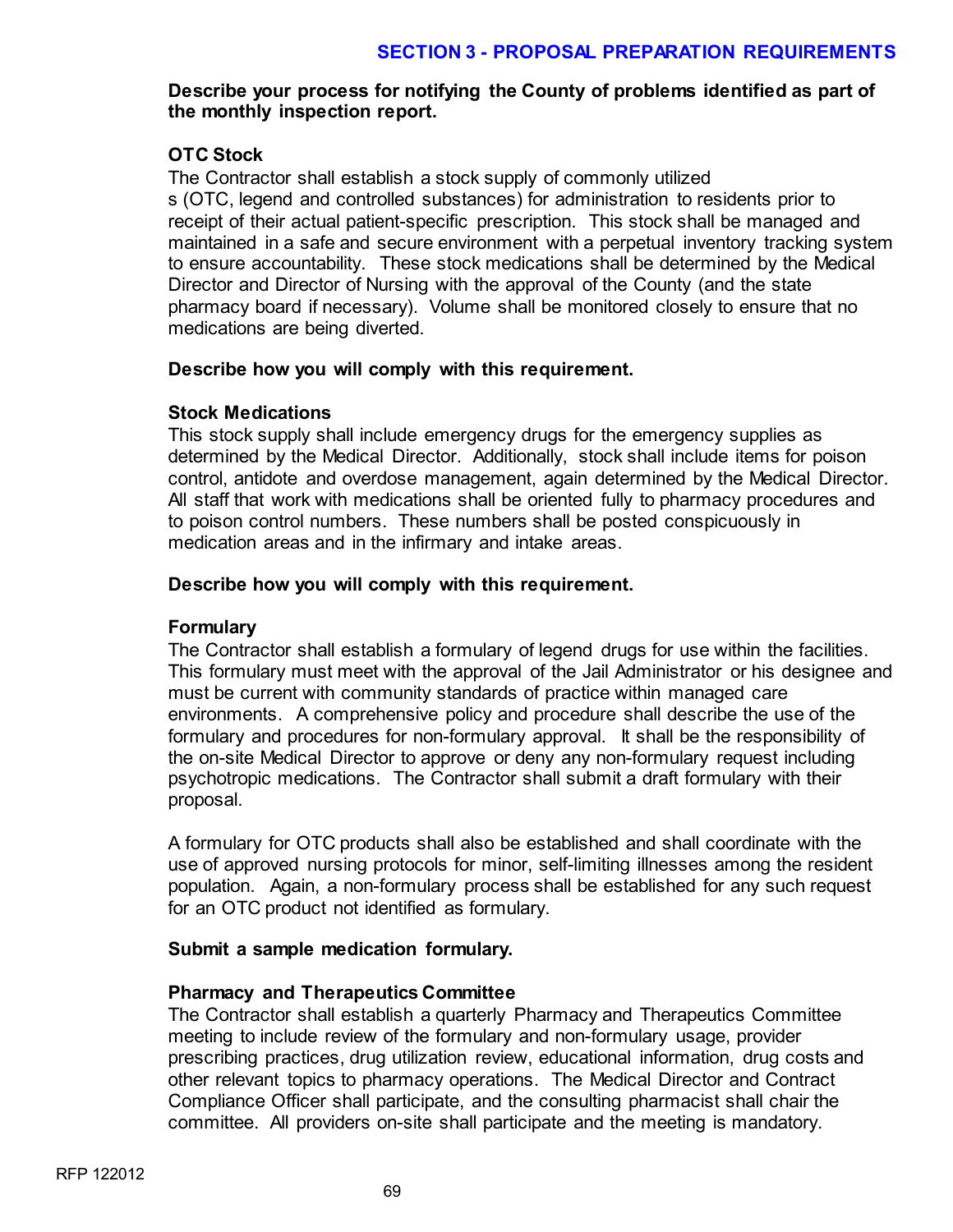**Describe your process for notifying the County of problems identified as part of the monthly inspection report.**

**OTC Stock**

The Contractor shall establish a stock supply of commonly utilized s (OTC, legend and controlled substances) for administration to residents prior to receipt of their actual patient-specific prescription. This stock shall be managed and maintained in a safe and secure environment with a perpetual inventory tracking system to ensure accountability. These stock medications shall be determined by the Medical Director and Director of Nursing with the approval of the County (and the state pharmacy board if necessary). Volume shall be monitored closely to ensure that no medications are being diverted.

**Describe how you will comply with this requirement.**

**Stock Medications**

This stock supply shall include emergency drugs for the emergency supplies as determined by the Medical Director. Additionally, stock shall include items for poison control, antidote and overdose management, again determined by the Medical Director. All staff that work with medications shall be oriented fully to pharmacy procedures and to poison control numbers. These numbers shall be posted conspicuously in medication areas and in the infirmary and intake areas.

**Describe how you will comply with this requirement.**

**Formulary**

The Contractor shall establish a formulary of legend drugs for use within the facilities. This formulary must meet with the approval of the Jail Administrator or his designee and must be current with community standards of practice within managed care environments. A comprehensive policy and procedure shall describe the use of the formulary and procedures for non-formulary approval. It shall be the responsibility of the on-site Medical Director to approve or deny any non-formulary request including psychotropic medications. The Contractor shall submit a draft formulary with their proposal.

A formulary for OTC products shall also be established and shall coordinate with the use of approved nursing protocols for minor, self-limiting illnesses among the resident population. Again, a non-formulary process shall be established for any such request for an OTC product not identified as formulary.

**Submit a sample medication formulary.**

**Pharmacy and Therapeutics Committee**

The Contractor shall establish a quarterly Pharmacy and Therapeutics Committee meeting to include review of the formulary and non-formulary usage, provider prescribing practices, drug utilization review, educational information, drug costs and other relevant topics to pharmacy operations. The Medical Director and Contract Compliance Officer shall participate, and the consulting pharmacist shall chair the committee. All providers on-site shall participate and the meeting is mandatory.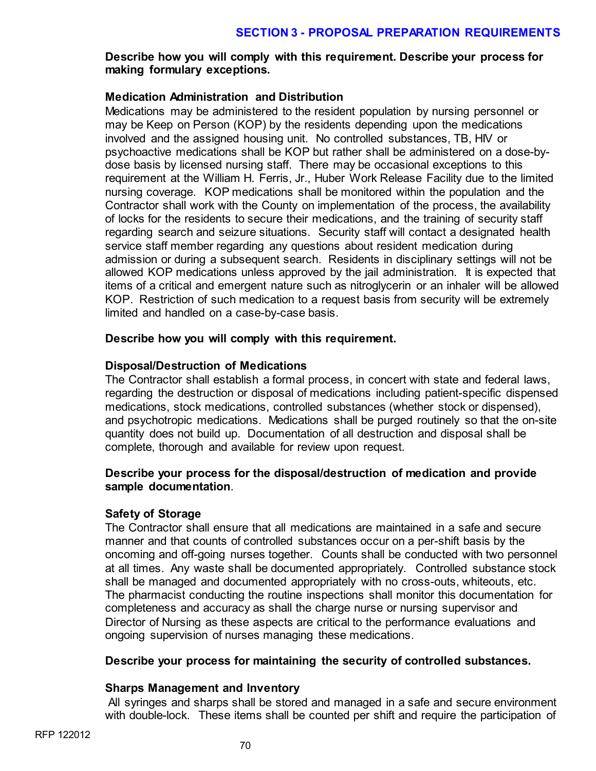**Describe how you will comply with this requirement. Describe your process for making formulary exceptions.**

**Medication Administration and Distribution**

Medications may be administered to the resident population by nursing personnel or may be Keep on Person (KOP) by the residents depending upon the medications involved and the assigned housing unit. No controlled substances, TB, HIV or psychoactive medications shall be KOP but rather shall be administered on a dose-by-dose basis by licensed nursing staff. There may be occasional exceptions to this requirement at the William H. Ferris, Jr., Huber Work Release Facility due to the limited nursing coverage. KOP medications shall be monitored within the population and the Contractor shall work with the County on implementation of the process, the availability of locks for the residents to secure their medications, and the training of security staff regarding search and seizure situations. Security staff will contact a designated health service staff member regarding any questions about resident medication during admission or during a subsequent search. Residents in disciplinary settings will not be allowed KOP medications unless approved by the jail administration. It is expected that items of a critical and emergent nature such as nitroglycerin or an inhaler will be allowed KOP. Restriction of such medication to a request basis from security will be extremely limited and handled on a case-by-case basis.

**Describe how you will comply with this requirement.**

**Disposal/Destruction of Medications**

The Contractor shall establish a formal process, in concert with state and federal laws, regarding the destruction or disposal of medications including patient-specific dispensed medications, stock medications, controlled substances (whether stock or dispensed), and psychotropic medications. Medications shall be purged routinely so that the on-site quantity does not build up. Documentation of all destruction and disposal shall be complete, thorough and available for review upon request.

**Describe your process for the disposal/destruction of medication and provide sample documentation**.

**Safety of Storage**

The Contractor shall ensure that all medications are maintained in a safe and secure manner and that counts of controlled substances occur on a per-shift basis by the oncoming and off-going nurses together. Counts shall be conducted with two personnel at all times. Any waste shall be documented appropriately. Controlled substance stock shall be managed and documented appropriately with no cross-outs, whiteouts, etc. The pharmacist conducting the routine inspections shall monitor this documentation for completeness and accuracy as shall the charge nurse or nursing supervisor and Director of Nursing as these aspects are critical to the performance evaluations and ongoing supervision of nurses managing these medications.

**Describe your process for maintaining the security of controlled substances.**

**Sharps Management and Inventory**

All syringes and sharps shall be stored and managed in a safe and secure environment with double-lock. These items shall be counted per shift and require the participation of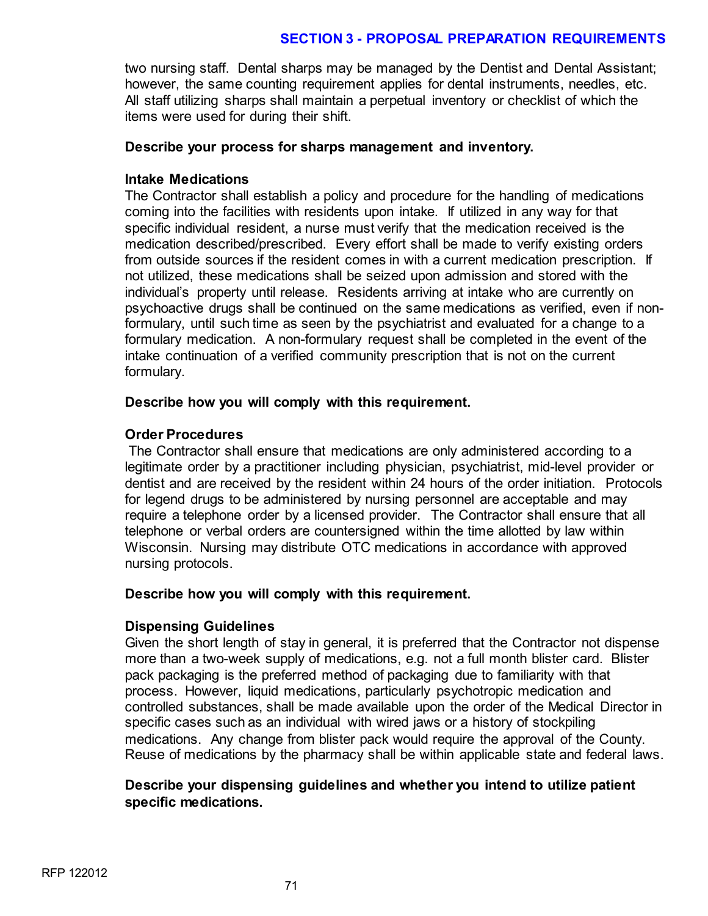two nursing staff. Dental sharps may be managed by the Dentist and Dental Assistant; however, the same counting requirement applies for dental instruments, needles, etc. All staff utilizing sharps shall maintain a perpetual inventory or checklist of which the items were used for during their shift.

**Describe your process for sharps management and inventory.**

**Intake Medications**

The Contractor shall establish a policy and procedure for the handling of medications coming into the facilities with residents upon intake. If utilized in any way for that specific individual resident, a nurse must verify that the medication received is the medication described/prescribed. Every effort shall be made to verify existing orders from outside sources if the resident comes in with a current medication prescription. If not utilized, these medications shall be seized upon admission and stored with the individual's property until release. Residents arriving at intake who are currently on psychoactive drugs shall be continued on the same medications as verified, even if non-formulary, until such time as seen by the psychiatrist and evaluated for a change to a formulary medication. A non-formulary request shall be completed in the event of the intake continuation of a verified community prescription that is not on the current formulary.

**Describe how you will comply with this requirement.**

**Order Procedures**

The Contractor shall ensure that medications are only administered according to a legitimate order by a practitioner including physician, psychiatrist, mid-level provider or dentist and are received by the resident within 24 hours of the order initiation. Protocols for legend drugs to be administered by nursing personnel are acceptable and may require a telephone order by a licensed provider. The Contractor shall ensure that all telephone or verbal orders are countersigned within the time allotted by law within Wisconsin. Nursing may distribute OTC medications in accordance with approved nursing protocols.

**Describe how you will comply with this requirement.**

**Dispensing Guidelines**

Given the short length of stay in general, it is preferred that the Contractor not dispense more than a two-week supply of medications, e.g. not a full month blister card. Blister pack packaging is the preferred method of packaging due to familiarity with that process. However, liquid medications, particularly psychotropic medication and controlled substances, shall be made available upon the order of the Medical Director in specific cases such as an individual with wired jaws or a history of stockpiling medications. Any change from blister pack would require the approval of the County. Reuse of medications by the pharmacy shall be within applicable state and federal laws.

**Describe your dispensing guidelines and whether you intend to utilize patient specific medications.**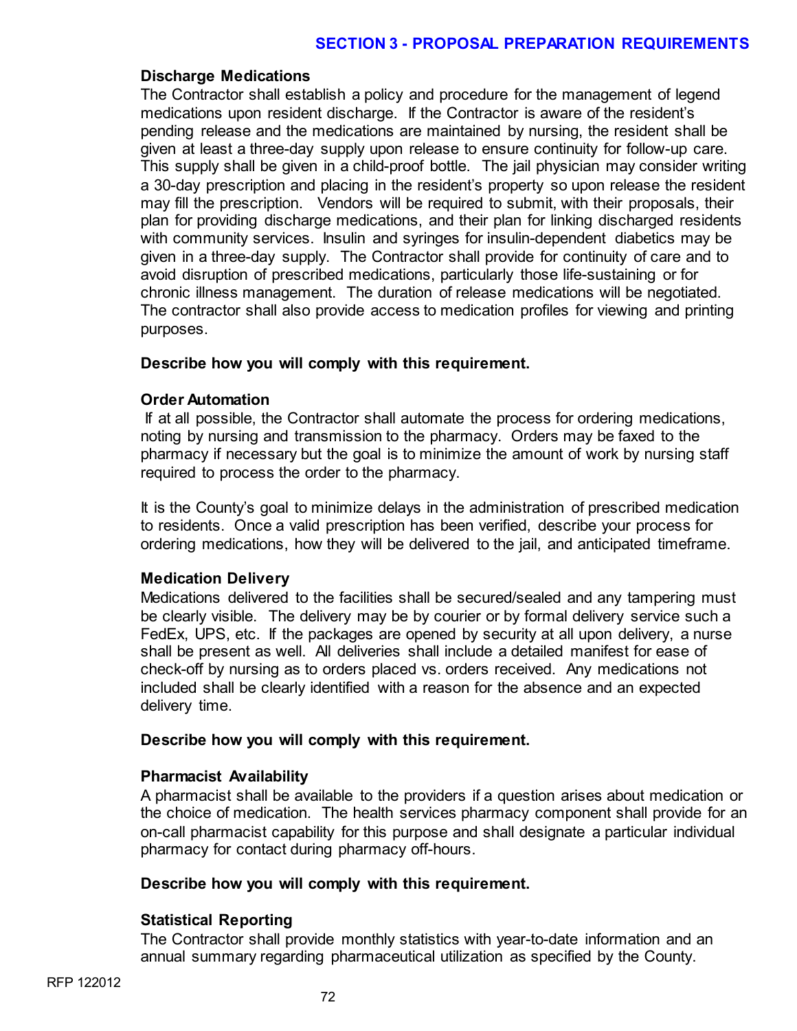### Discharge Medications

The Contractor shall establish a policy and procedure for the management of legend medications upon resident discharge. If the Contractor is aware of the resident's pending release and the medications are maintained by nursing, the resident shall be given at least a three-day supply upon release to ensure continuity for follow-up care. This supply shall be given in a child-proof bottle. The jail physician may consider writing a 30-day prescription and placing in the resident's property so upon release the resident may fill the prescription. Vendors will be required to submit, with their proposals, their plan for providing discharge medications, and their plan for linking discharged residents with community services. Insulin and syringes for insulin-dependent diabetics may be given in a three-day supply. The Contractor shall provide for continuity of care and to avoid disruption of prescribed medications, particularly those life-sustaining or for chronic illness management. The duration of release medications will be negotiated. The contractor shall also provide access to medication profiles for viewing and printing purposes.

**Describe how you will comply with this requirement.**

### Order Automation

If at all possible, the Contractor shall automate the process for ordering medications, noting by nursing and transmission to the pharmacy. Orders may be faxed to the pharmacy if necessary but the goal is to minimize the amount of work by nursing staff required to process the order to the pharmacy.

It is the County's goal to minimize delays in the administration of prescribed medication to residents. Once a valid prescription has been verified, describe your process for ordering medications, how they will be delivered to the jail, and anticipated timeframe.

### Medication Delivery

Medications delivered to the facilities shall be secured/sealed and any tampering must be clearly visible. The delivery may be by courier or by formal delivery service such a FedEx, UPS, etc. If the packages are opened by security at all upon delivery, a nurse shall be present as well. All deliveries shall include a detailed manifest for ease of check-off by nursing as to orders placed vs. orders received. Any medications not included shall be clearly identified with a reason for the absence and an expected delivery time.

**Describe how you will comply with this requirement.**

### Pharmacist Availability

A pharmacist shall be available to the providers if a question arises about medication or the choice of medication. The health services pharmacy component shall provide for an on-call pharmacist capability for this purpose and shall designate a particular individual pharmacy for contact during pharmacy off-hours.

**Describe how you will comply with this requirement.**

### Statistical Reporting

The Contractor shall provide monthly statistics with year-to-date information and an annual summary regarding pharmaceutical utilization as specified by the County.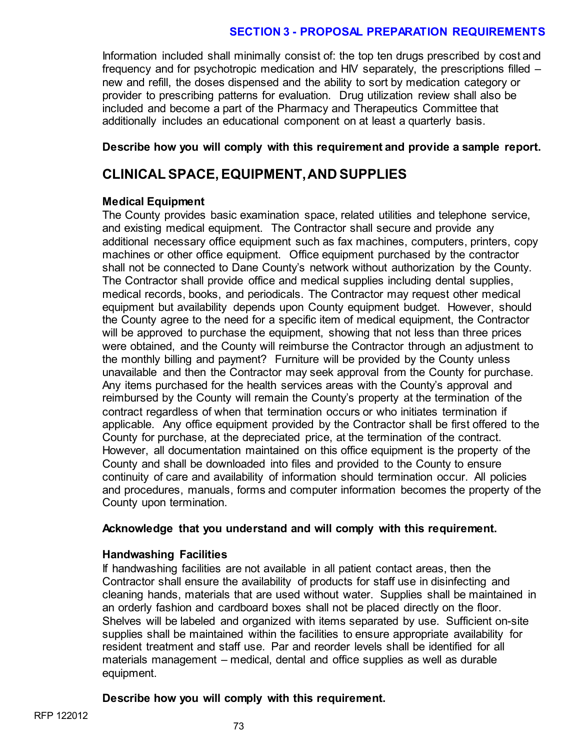Information included shall minimally consist of: the top ten drugs prescribed by cost and frequency and for psychotropic medication and HIV separately, the prescriptions filled – new and refill, the doses dispensed and the ability to sort by medication category or provider to prescribing patterns for evaluation. Drug utilization review shall also be included and become a part of the Pharmacy and Therapeutics Committee that additionally includes an educational component on at least a quarterly basis.

**Describe how you will comply with this requirement and provide a sample report.**

## CLINICAL SPACE, EQUIPMENT, AND SUPPLIES

### Medical Equipment

The County provides basic examination space, related utilities and telephone service, and existing medical equipment. The Contractor shall secure and provide any additional necessary office equipment such as fax machines, computers, printers, copy machines or other office equipment. Office equipment purchased by the contractor shall not be connected to Dane County's network without authorization by the County. The Contractor shall provide office and medical supplies including dental supplies, medical records, books, and periodicals. The Contractor may request other medical equipment but availability depends upon County equipment budget. However, should the County agree to the need for a specific item of medical equipment, the Contractor will be approved to purchase the equipment, showing that not less than three prices were obtained, and the County will reimburse the Contractor through an adjustment to the monthly billing and payment? Furniture will be provided by the County unless unavailable and then the Contractor may seek approval from the County for purchase. Any items purchased for the health services areas with the County's approval and reimbursed by the County will remain the County's property at the termination of the contract regardless of when that termination occurs or who initiates termination if applicable. Any office equipment provided by the Contractor shall be first offered to the County for purchase, at the depreciated price, at the termination of the contract. However, all documentation maintained on this office equipment is the property of the County and shall be downloaded into files and provided to the County to ensure continuity of care and availability of information should termination occur. All policies and procedures, manuals, forms and computer information becomes the property of the County upon termination.

**Acknowledge that you understand and will comply with this requirement.**

### Handwashing Facilities

If handwashing facilities are not available in all patient contact areas, then the Contractor shall ensure the availability of products for staff use in disinfecting and cleaning hands, materials that are used without water. Supplies shall be maintained in an orderly fashion and cardboard boxes shall not be placed directly on the floor. Shelves will be labeled and organized with items separated by use. Sufficient on-site supplies shall be maintained within the facilities to ensure appropriate availability for resident treatment and staff use. Par and reorder levels shall be identified for all materials management – medical, dental and office supplies as well as durable equipment.

**Describe how you will comply with this requirement.**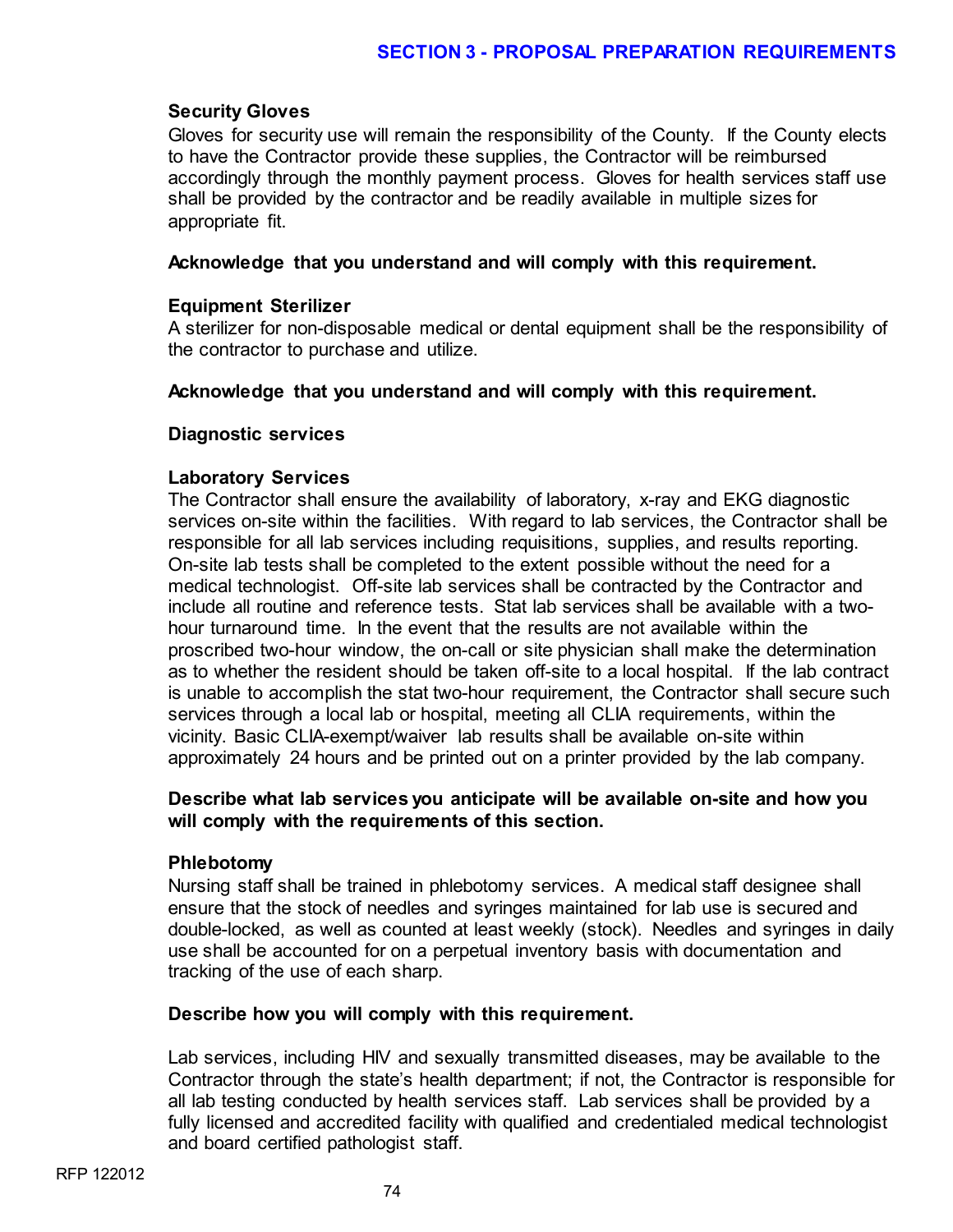### Security Gloves

Gloves for security use will remain the responsibility of the County. If the County elects to have the Contractor provide these supplies, the Contractor will be reimbursed accordingly through the monthly payment process. Gloves for health services staff use shall be provided by the contractor and be readily available in multiple sizes for appropriate fit.

**Acknowledge that you understand and will comply with this requirement.**

### Equipment Sterilizer

A sterilizer for non-disposable medical or dental equipment shall be the responsibility of the contractor to purchase and utilize.

**Acknowledge that you understand and will comply with this requirement.**

### Diagnostic services

### Laboratory Services

The Contractor shall ensure the availability of laboratory, x-ray and EKG diagnostic services on-site within the facilities. With regard to lab services, the Contractor shall be responsible for all lab services including requisitions, supplies, and results reporting. On-site lab tests shall be completed to the extent possible without the need for a medical technologist. Off-site lab services shall be contracted by the Contractor and include all routine and reference tests. Stat lab services shall be available with a two-hour turnaround time. In the event that the results are not available within the proscribed two-hour window, the on-call or site physician shall make the determination as to whether the resident should be taken off-site to a local hospital. If the lab contract is unable to accomplish the stat two-hour requirement, the Contractor shall secure such services through a local lab or hospital, meeting all CLIA requirements, within the vicinity. Basic CLIA-exempt/waiver lab results shall be available on-site within approximately 24 hours and be printed out on a printer provided by the lab company.

**Describe what lab services you anticipate will be available on-site and how you will comply with the requirements of this section.**

### Phlebotomy

Nursing staff shall be trained in phlebotomy services. A medical staff designee shall ensure that the stock of needles and syringes maintained for lab use is secured and double-locked, as well as counted at least weekly (stock). Needles and syringes in daily use shall be accounted for on a perpetual inventory basis with documentation and tracking of the use of each sharp.

**Describe how you will comply with this requirement.**

Lab services, including HIV and sexually transmitted diseases, may be available to the Contractor through the state's health department; if not, the Contractor is responsible for all lab testing conducted by health services staff. Lab services shall be provided by a fully licensed and accredited facility with qualified and credentialed medical technologist and board certified pathologist staff.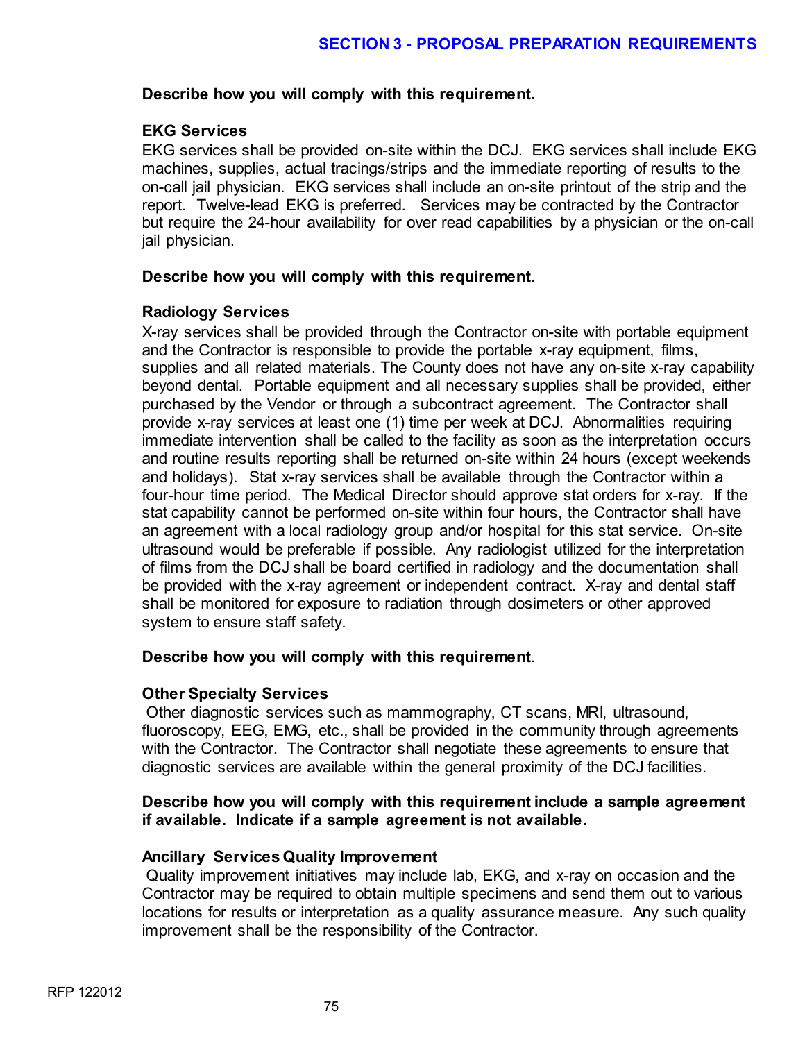**Describe how you will comply with this requirement.**

**EKG Services**

EKG services shall be provided on-site within the DCJ. EKG services shall include EKG machines, supplies, actual tracings/strips and the immediate reporting of results to the on-call jail physician. EKG services shall include an on-site printout of the strip and the report. Twelve-lead EKG is preferred. Services may be contracted by the Contractor but require the 24-hour availability for over read capabilities by a physician or the on-call jail physician.

**Describe how you will comply with this requirement**.

**Radiology Services**

X-ray services shall be provided through the Contractor on-site with portable equipment and the Contractor is responsible to provide the portable x-ray equipment, films, supplies and all related materials. The County does not have any on-site x-ray capability beyond dental. Portable equipment and all necessary supplies shall be provided, either purchased by the Vendor or through a subcontract agreement. The Contractor shall provide x-ray services at least one (1) time per week at DCJ. Abnormalities requiring immediate intervention shall be called to the facility as soon as the interpretation occurs and routine results reporting shall be returned on-site within 24 hours (except weekends and holidays). Stat x-ray services shall be available through the Contractor within a four-hour time period. The Medical Director should approve stat orders for x-ray. If the stat capability cannot be performed on-site within four hours, the Contractor shall have an agreement with a local radiology group and/or hospital for this stat service. On-site ultrasound would be preferable if possible. Any radiologist utilized for the interpretation of films from the DCJ shall be board certified in radiology and the documentation shall be provided with the x-ray agreement or independent contract. X-ray and dental staff shall be monitored for exposure to radiation through dosimeters or other approved system to ensure staff safety.

**Describe how you will comply with this requirement**.

**Other Specialty Services**

Other diagnostic services such as mammography, CT scans, MRI, ultrasound, fluoroscopy, EEG, EMG, etc., shall be provided in the community through agreements with the Contractor. The Contractor shall negotiate these agreements to ensure that diagnostic services are available within the general proximity of the DCJ facilities.

**Describe how you will comply with this requirement include a sample agreement if available. Indicate if a sample agreement is not available.**

**Ancillary Services Quality Improvement**

Quality improvement initiatives may include lab, EKG, and x-ray on occasion and the Contractor may be required to obtain multiple specimens and send them out to various locations for results or interpretation as a quality assurance measure. Any such quality improvement shall be the responsibility of the Contractor.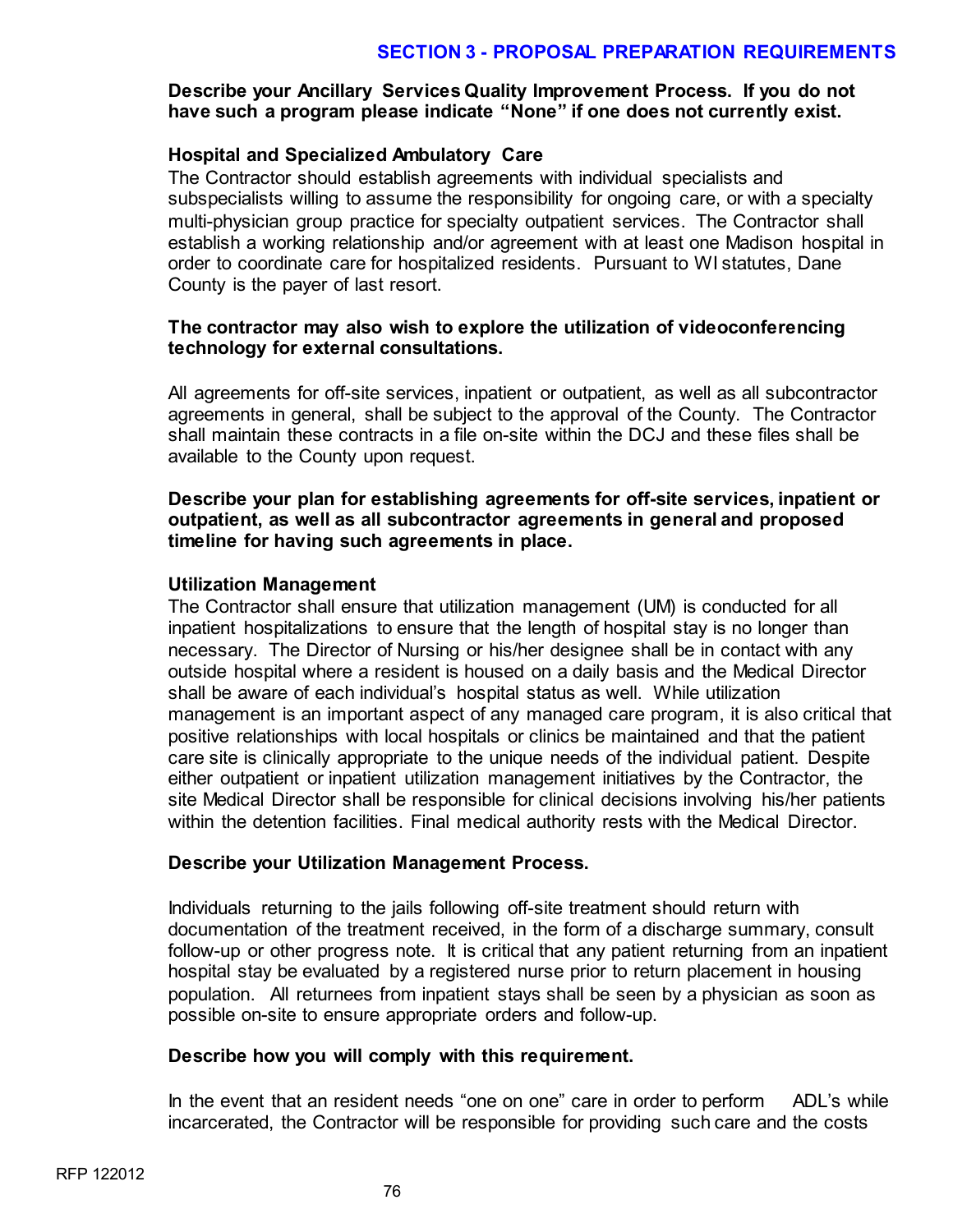**Describe your Ancillary Services Quality Improvement Process. If you do not have such a program please indicate "None" if one does not currently exist.**

**Hospital and Specialized Ambulatory Care**

The Contractor should establish agreements with individual specialists and subspecialists willing to assume the responsibility for ongoing care, or with a specialty multi-physician group practice for specialty outpatient services. The Contractor shall establish a working relationship and/or agreement with at least one Madison hospital in order to coordinate care for hospitalized residents. Pursuant to WI statutes, Dane County is the payer of last resort.

**The contractor may also wish to explore the utilization of videoconferencing technology for external consultations.**

All agreements for off-site services, inpatient or outpatient, as well as all subcontractor agreements in general, shall be subject to the approval of the County. The Contractor shall maintain these contracts in a file on-site within the DCJ and these files shall be available to the County upon request.

**Describe your plan for establishing agreements for off-site services, inpatient or outpatient, as well as all subcontractor agreements in general and proposed timeline for having such agreements in place.**

**Utilization Management**

The Contractor shall ensure that utilization management (UM) is conducted for all inpatient hospitalizations to ensure that the length of hospital stay is no longer than necessary. The Director of Nursing or his/her designee shall be in contact with any outside hospital where a resident is housed on a daily basis and the Medical Director shall be aware of each individual's hospital status as well. While utilization management is an important aspect of any managed care program, it is also critical that positive relationships with local hospitals or clinics be maintained and that the patient care site is clinically appropriate to the unique needs of the individual patient. Despite either outpatient or inpatient utilization management initiatives by the Contractor, the site Medical Director shall be responsible for clinical decisions involving his/her patients within the detention facilities. Final medical authority rests with the Medical Director.

**Describe your Utilization Management Process.**

Individuals returning to the jails following off-site treatment should return with documentation of the treatment received, in the form of a discharge summary, consult follow-up or other progress note. It is critical that any patient returning from an inpatient hospital stay be evaluated by a registered nurse prior to return placement in housing population. All returnees from inpatient stays shall be seen by a physician as soon as possible on-site to ensure appropriate orders and follow-up.

**Describe how you will comply with this requirement.**

In the event that an resident needs "one on one" care in order to perform ADL's while incarcerated, the Contractor will be responsible for providing such care and the costs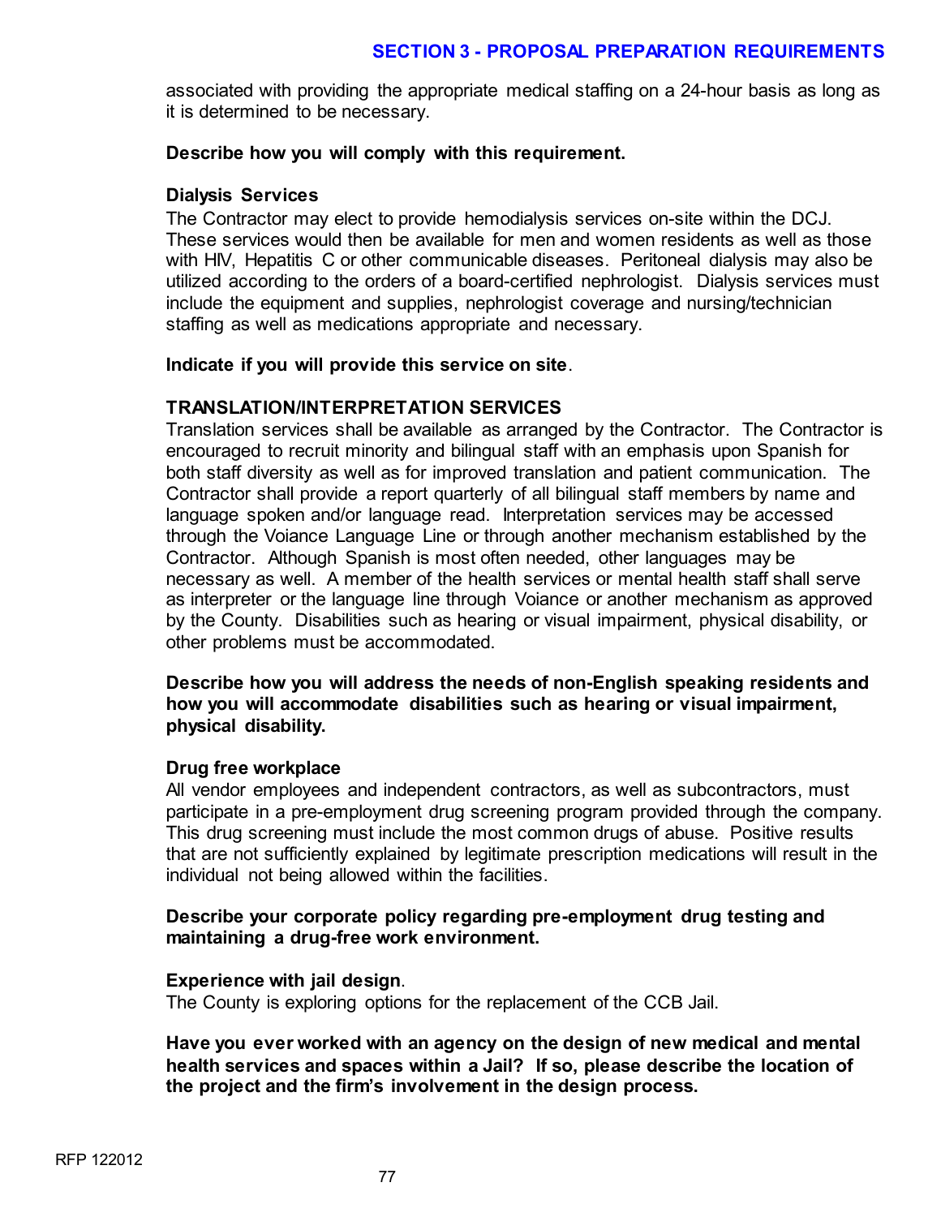associated with providing the appropriate medical staffing on a 24-hour basis as long as it is determined to be necessary.

**Describe how you will comply with this requirement.**

**Dialysis Services**

The Contractor may elect to provide hemodialysis services on-site within the DCJ. These services would then be available for men and women residents as well as those with HIV, Hepatitis C or other communicable diseases. Peritoneal dialysis may also be utilized according to the orders of a board-certified nephrologist. Dialysis services must include the equipment and supplies, nephrologist coverage and nursing/technician staffing as well as medications appropriate and necessary.

**Indicate if you will provide this service on site**.

**TRANSLATION/INTERPRETATION SERVICES**

Translation services shall be available as arranged by the Contractor. The Contractor is encouraged to recruit minority and bilingual staff with an emphasis upon Spanish for both staff diversity as well as for improved translation and patient communication. The Contractor shall provide a report quarterly of all bilingual staff members by name and language spoken and/or language read. Interpretation services may be accessed through the Voiance Language Line or through another mechanism established by the Contractor. Although Spanish is most often needed, other languages may be necessary as well. A member of the health services or mental health staff shall serve as interpreter or the language line through Voiance or another mechanism as approved by the County. Disabilities such as hearing or visual impairment, physical disability, or other problems must be accommodated.

**Describe how you will address the needs of non-English speaking residents and how you will accommodate disabilities such as hearing or visual impairment, physical disability.**

**Drug free workplace**

All vendor employees and independent contractors, as well as subcontractors, must participate in a pre-employment drug screening program provided through the company. This drug screening must include the most common drugs of abuse. Positive results that are not sufficiently explained by legitimate prescription medications will result in the individual not being allowed within the facilities.

**Describe your corporate policy regarding pre-employment drug testing and maintaining a drug-free work environment.**

**Experience with jail design**.

The County is exploring options for the replacement of the CCB Jail.

**Have you ever worked with an agency on the design of new medical and mental health services and spaces within a Jail? If so, please describe the location of the project and the firm's involvement in the design process.**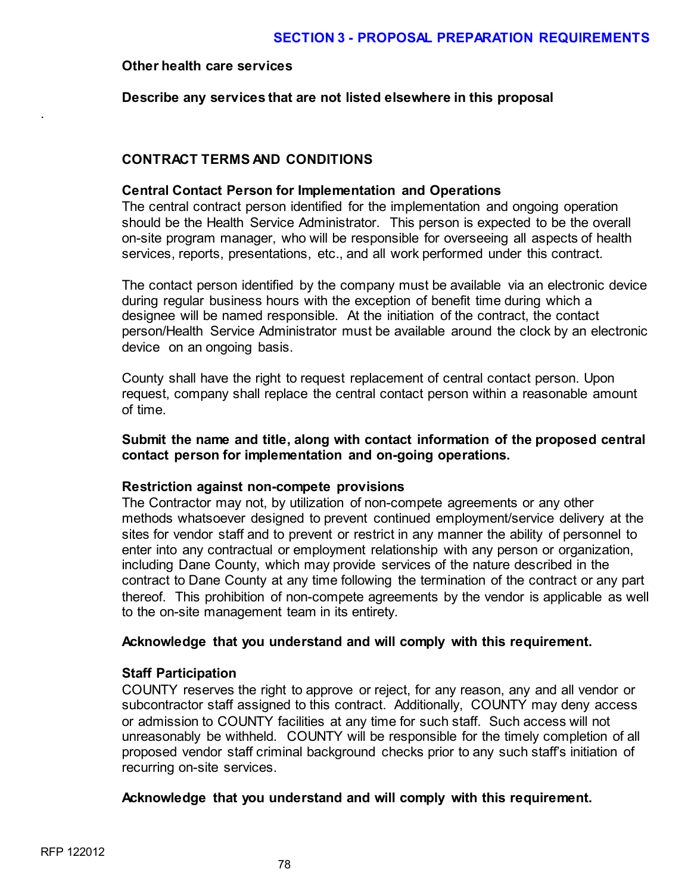**Other health care services**

**Describe any services that are not listed elsewhere in this proposal**

.

**CONTRACT TERMS AND CONDITIONS**

**Central Contact Person for Implementation and Operations**

The central contract person identified for the implementation and ongoing operation should be the Health Service Administrator. This person is expected to be the overall on-site program manager, who will be responsible for overseeing all aspects of health services, reports, presentations, etc., and all work performed under this contract.

The contact person identified by the company must be available via an electronic device during regular business hours with the exception of benefit time during which a designee will be named responsible. At the initiation of the contract, the contact person/Health Service Administrator must be available around the clock by an electronic device on an ongoing basis.

County shall have the right to request replacement of central contact person. Upon request, company shall replace the central contact person within a reasonable amount of time.

**Submit the name and title, along with contact information of the proposed central contact person for implementation and on-going operations.**

**Restriction against non-compete provisions**

The Contractor may not, by utilization of non-compete agreements or any other methods whatsoever designed to prevent continued employment/service delivery at the sites for vendor staff and to prevent or restrict in any manner the ability of personnel to enter into any contractual or employment relationship with any person or organization, including Dane County, which may provide services of the nature described in the contract to Dane County at any time following the termination of the contract or any part thereof. This prohibition of non-compete agreements by the vendor is applicable as well to the on-site management team in its entirety.

**Acknowledge that you understand and will comply with this requirement.**

**Staff Participation**

COUNTY reserves the right to approve or reject, for any reason, any and all vendor or subcontractor staff assigned to this contract. Additionally, COUNTY may deny access or admission to COUNTY facilities at any time for such staff. Such access will not unreasonably be withheld. COUNTY will be responsible for the timely completion of all proposed vendor staff criminal background checks prior to any such staff's initiation of recurring on-site services.

**Acknowledge that you understand and will comply with this requirement.**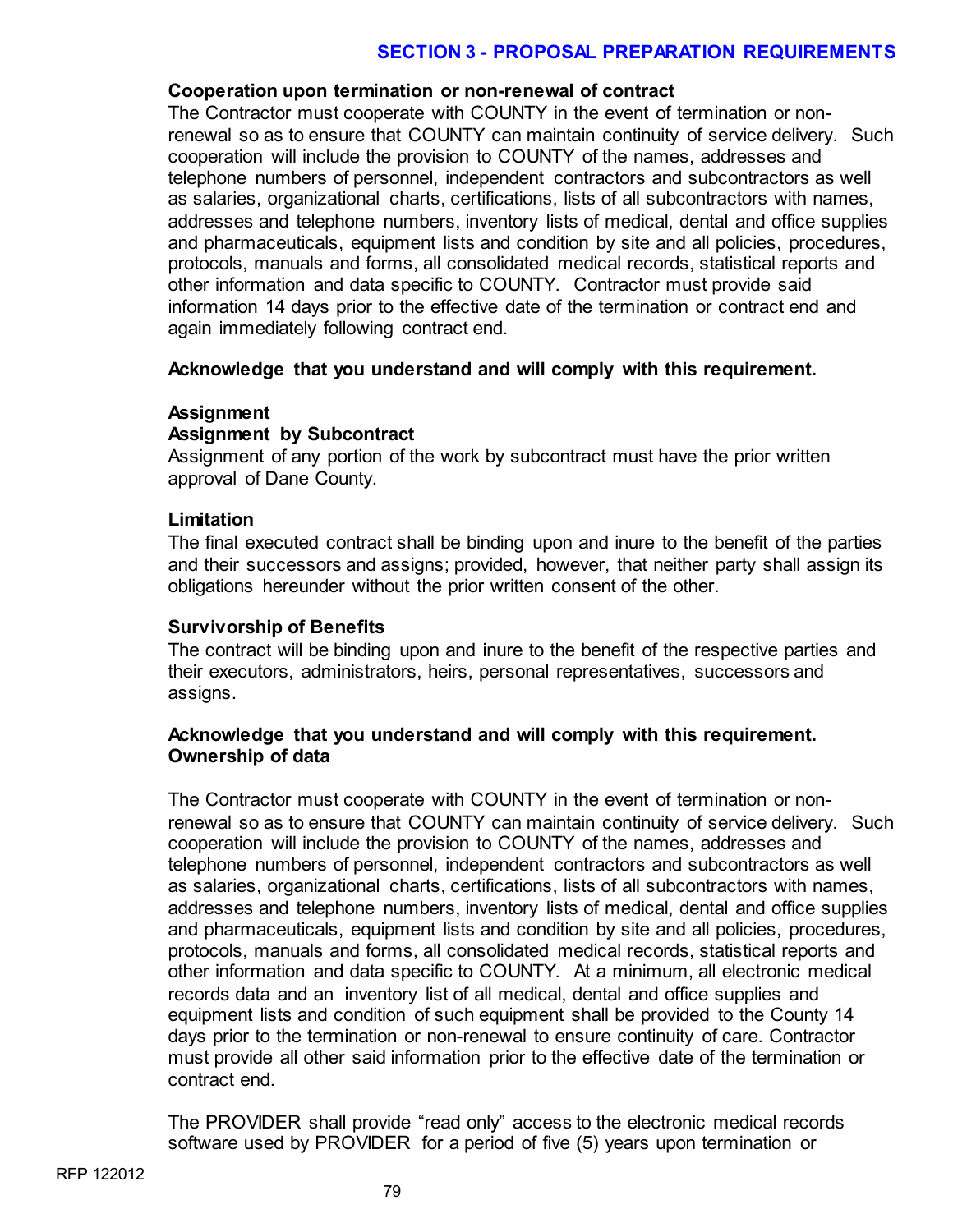**Cooperation upon termination or non-renewal of contract**

The Contractor must cooperate with COUNTY in the event of termination or non-renewal so as to ensure that COUNTY can maintain continuity of service delivery. Such cooperation will include the provision to COUNTY of the names, addresses and telephone numbers of personnel, independent contractors and subcontractors as well as salaries, organizational charts, certifications, lists of all subcontractors with names, addresses and telephone numbers, inventory lists of medical, dental and office supplies and pharmaceuticals, equipment lists and condition by site and all policies, procedures, protocols, manuals and forms, all consolidated medical records, statistical reports and other information and data specific to COUNTY. Contractor must provide said information 14 days prior to the effective date of the termination or contract end and again immediately following contract end.

**Acknowledge that you understand and will comply with this requirement.**

**Assignment**

**Assignment by Subcontract**

Assignment of any portion of the work by subcontract must have the prior written approval of Dane County.

**Limitation**

The final executed contract shall be binding upon and inure to the benefit of the parties and their successors and assigns; provided, however, that neither party shall assign its obligations hereunder without the prior written consent of the other.

**Survivorship of Benefits**

The contract will be binding upon and inure to the benefit of the respective parties and their executors, administrators, heirs, personal representatives, successors and assigns.

**Acknowledge that you understand and will comply with this requirement.**

**Ownership of data**

The Contractor must cooperate with COUNTY in the event of termination or non-renewal so as to ensure that COUNTY can maintain continuity of service delivery. Such cooperation will include the provision to COUNTY of the names, addresses and telephone numbers of personnel, independent contractors and subcontractors as well as salaries, organizational charts, certifications, lists of all subcontractors with names, addresses and telephone numbers, inventory lists of medical, dental and office supplies and pharmaceuticals, equipment lists and condition by site and all policies, procedures, protocols, manuals and forms, all consolidated medical records, statistical reports and other information and data specific to COUNTY. At a minimum, all electronic medical records data and an inventory list of all medical, dental and office supplies and equipment lists and condition of such equipment shall be provided to the County 14 days prior to the termination or non-renewal to ensure continuity of care. Contractor must provide all other said information prior to the effective date of the termination or contract end.

The PROVIDER shall provide "read only" access to the electronic medical records software used by PROVIDER for a period of five (5) years upon termination or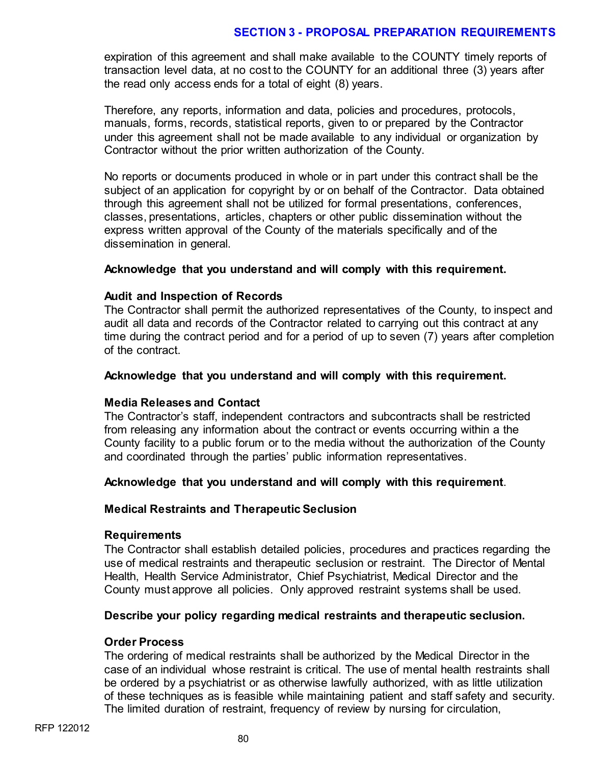expiration of this agreement and shall make available to the COUNTY timely reports of transaction level data, at no cost to the COUNTY for an additional three (3) years after the read only access ends for a total of eight (8) years.

Therefore, any reports, information and data, policies and procedures, protocols, manuals, forms, records, statistical reports, given to or prepared by the Contractor under this agreement shall not be made available to any individual or organization by Contractor without the prior written authorization of the County.

No reports or documents produced in whole or in part under this contract shall be the subject of an application for copyright by or on behalf of the Contractor. Data obtained through this agreement shall not be utilized for formal presentations, conferences, classes, presentations, articles, chapters or other public dissemination without the express written approval of the County of the materials specifically and of the dissemination in general.

**Acknowledge that you understand and will comply with this requirement.**

**Audit and Inspection of Records**

The Contractor shall permit the authorized representatives of the County, to inspect and audit all data and records of the Contractor related to carrying out this contract at any time during the contract period and for a period of up to seven (7) years after completion of the contract.

**Acknowledge that you understand and will comply with this requirement.**

**Media Releases and Contact**

The Contractor's staff, independent contractors and subcontracts shall be restricted from releasing any information about the contract or events occurring within a the County facility to a public forum or to the media without the authorization of the County and coordinated through the parties' public information representatives.

**Acknowledge that you understand and will comply with this requirement**.

**Medical Restraints and Therapeutic Seclusion**

**Requirements**

The Contractor shall establish detailed policies, procedures and practices regarding the use of medical restraints and therapeutic seclusion or restraint. The Director of Mental Health, Health Service Administrator, Chief Psychiatrist, Medical Director and the County must approve all policies. Only approved restraint systems shall be used.

**Describe your policy regarding medical restraints and therapeutic seclusion.**

**Order Process**

The ordering of medical restraints shall be authorized by the Medical Director in the case of an individual whose restraint is critical. The use of mental health restraints shall be ordered by a psychiatrist or as otherwise lawfully authorized, with as little utilization of these techniques as is feasible while maintaining patient and staff safety and security. The limited duration of restraint, frequency of review by nursing for circulation,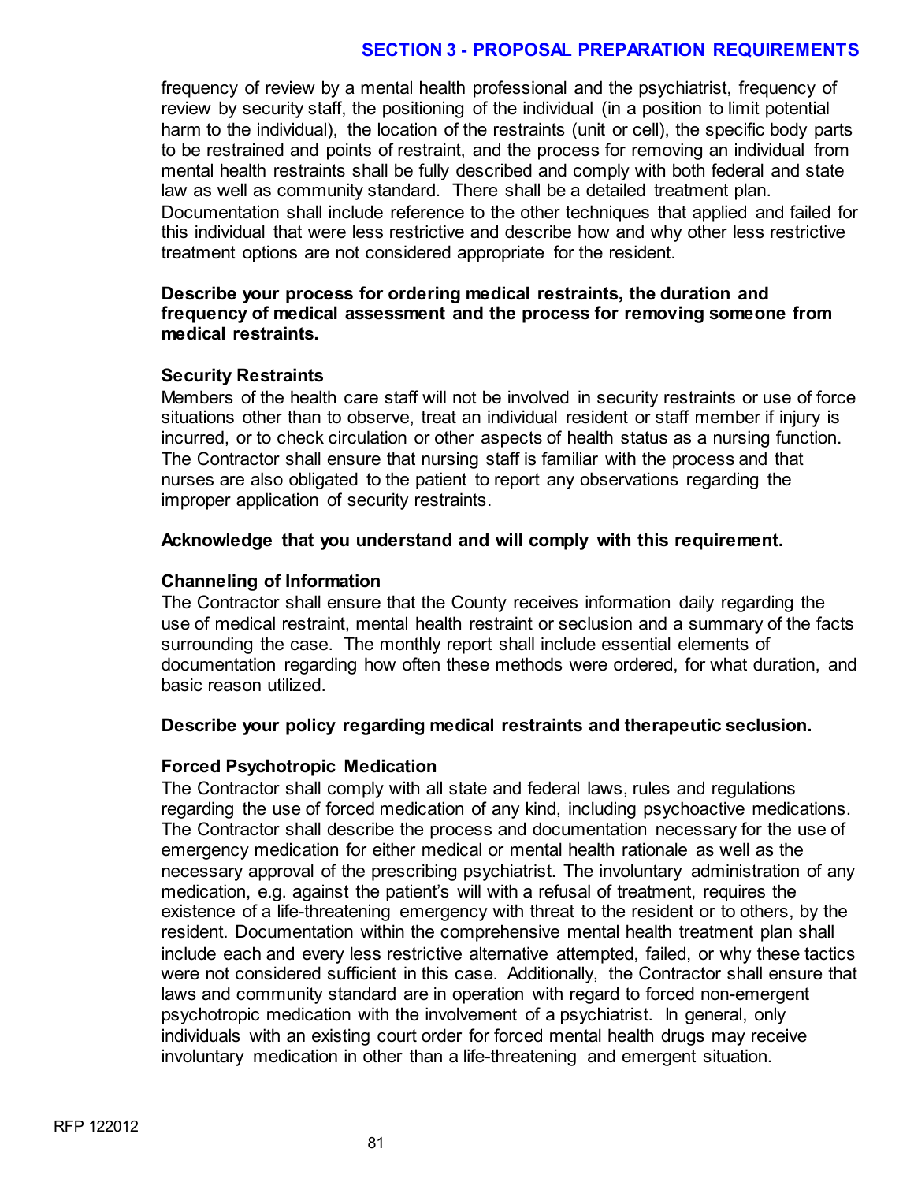frequency of review by a mental health professional and the psychiatrist, frequency of review by security staff, the positioning of the individual (in a position to limit potential harm to the individual), the location of the restraints (unit or cell), the specific body parts to be restrained and points of restraint, and the process for removing an individual from mental health restraints shall be fully described and comply with both federal and state law as well as community standard. There shall be a detailed treatment plan. Documentation shall include reference to the other techniques that applied and failed for this individual that were less restrictive and describe how and why other less restrictive treatment options are not considered appropriate for the resident.

**Describe your process for ordering medical restraints, the duration and frequency of medical assessment and the process for removing someone from medical restraints.**

**Security Restraints**

Members of the health care staff will not be involved in security restraints or use of force situations other than to observe, treat an individual resident or staff member if injury is incurred, or to check circulation or other aspects of health status as a nursing function. The Contractor shall ensure that nursing staff is familiar with the process and that nurses are also obligated to the patient to report any observations regarding the improper application of security restraints.

**Acknowledge that you understand and will comply with this requirement.**

**Channeling of Information**

The Contractor shall ensure that the County receives information daily regarding the use of medical restraint, mental health restraint or seclusion and a summary of the facts surrounding the case. The monthly report shall include essential elements of documentation regarding how often these methods were ordered, for what duration, and basic reason utilized.

**Describe your policy regarding medical restraints and therapeutic seclusion.**

**Forced Psychotropic Medication**

The Contractor shall comply with all state and federal laws, rules and regulations regarding the use of forced medication of any kind, including psychoactive medications. The Contractor shall describe the process and documentation necessary for the use of emergency medication for either medical or mental health rationale as well as the necessary approval of the prescribing psychiatrist. The involuntary administration of any medication, e.g. against the patient's will with a refusal of treatment, requires the existence of a life-threatening emergency with threat to the resident or to others, by the resident. Documentation within the comprehensive mental health treatment plan shall include each and every less restrictive alternative attempted, failed, or why these tactics were not considered sufficient in this case. Additionally, the Contractor shall ensure that laws and community standard are in operation with regard to forced non-emergent psychotropic medication with the involvement of a psychiatrist. In general, only individuals with an existing court order for forced mental health drugs may receive involuntary medication in other than a life-threatening and emergent situation.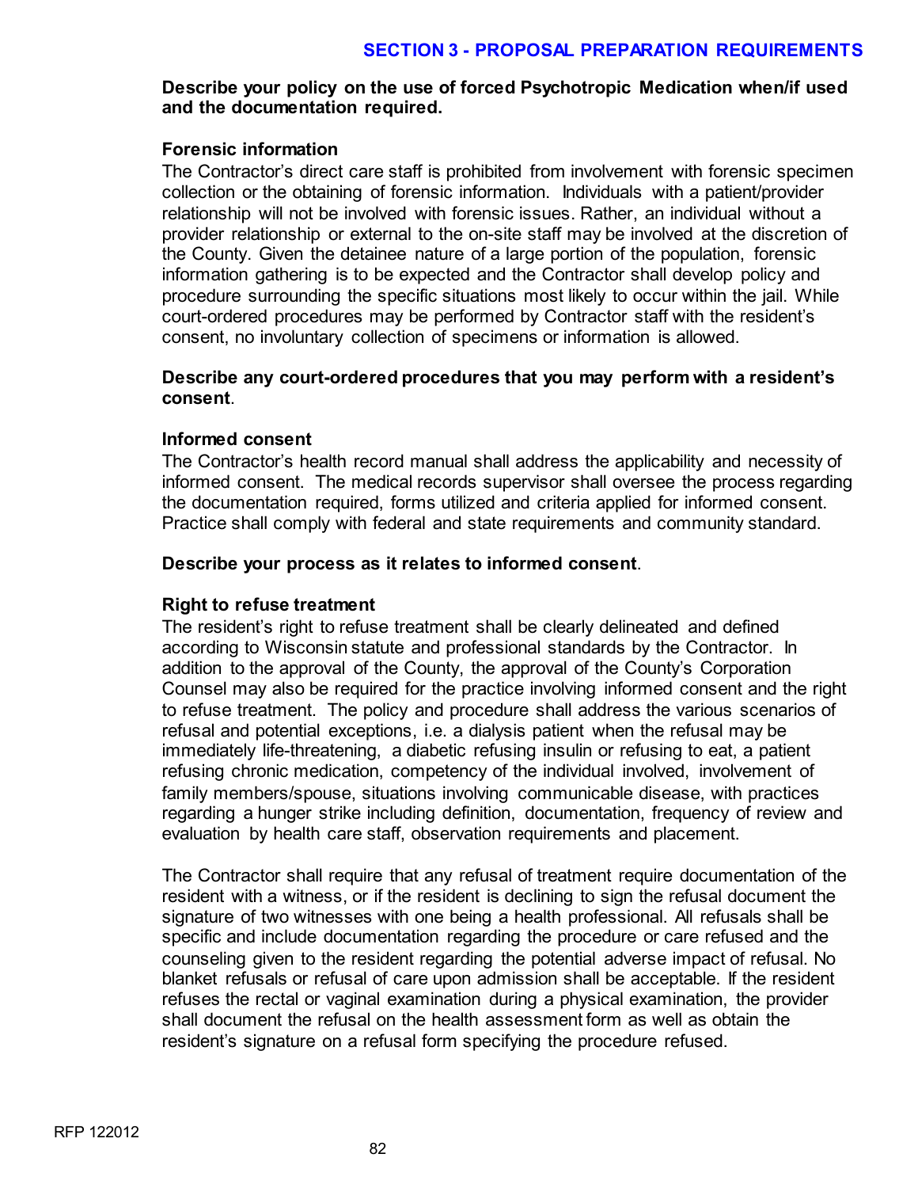**Describe your policy on the use of forced Psychotropic Medication when/if used and the documentation required.**

**Forensic information**

The Contractor's direct care staff is prohibited from involvement with forensic specimen collection or the obtaining of forensic information. Individuals with a patient/provider relationship will not be involved with forensic issues. Rather, an individual without a provider relationship or external to the on-site staff may be involved at the discretion of the County. Given the detainee nature of a large portion of the population, forensic information gathering is to be expected and the Contractor shall develop policy and procedure surrounding the specific situations most likely to occur within the jail. While court-ordered procedures may be performed by Contractor staff with the resident's consent, no involuntary collection of specimens or information is allowed.

**Describe any court-ordered procedures that you may perform with a resident's consent**.

**Informed consent**

The Contractor's health record manual shall address the applicability and necessity of informed consent. The medical records supervisor shall oversee the process regarding the documentation required, forms utilized and criteria applied for informed consent. Practice shall comply with federal and state requirements and community standard.

**Describe your process as it relates to informed consent**.

**Right to refuse treatment**

The resident's right to refuse treatment shall be clearly delineated and defined according to Wisconsin statute and professional standards by the Contractor. In addition to the approval of the County, the approval of the County's Corporation Counsel may also be required for the practice involving informed consent and the right to refuse treatment. The policy and procedure shall address the various scenarios of refusal and potential exceptions, i.e. a dialysis patient when the refusal may be immediately life-threatening, a diabetic refusing insulin or refusing to eat, a patient refusing chronic medication, competency of the individual involved, involvement of family members/spouse, situations involving communicable disease, with practices regarding a hunger strike including definition, documentation, frequency of review and evaluation by health care staff, observation requirements and placement.

The Contractor shall require that any refusal of treatment require documentation of the resident with a witness, or if the resident is declining to sign the refusal document the signature of two witnesses with one being a health professional. All refusals shall be specific and include documentation regarding the procedure or care refused and the counseling given to the resident regarding the potential adverse impact of refusal. No blanket refusals or refusal of care upon admission shall be acceptable. If the resident refuses the rectal or vaginal examination during a physical examination, the provider shall document the refusal on the health assessment form as well as obtain the resident's signature on a refusal form specifying the procedure refused.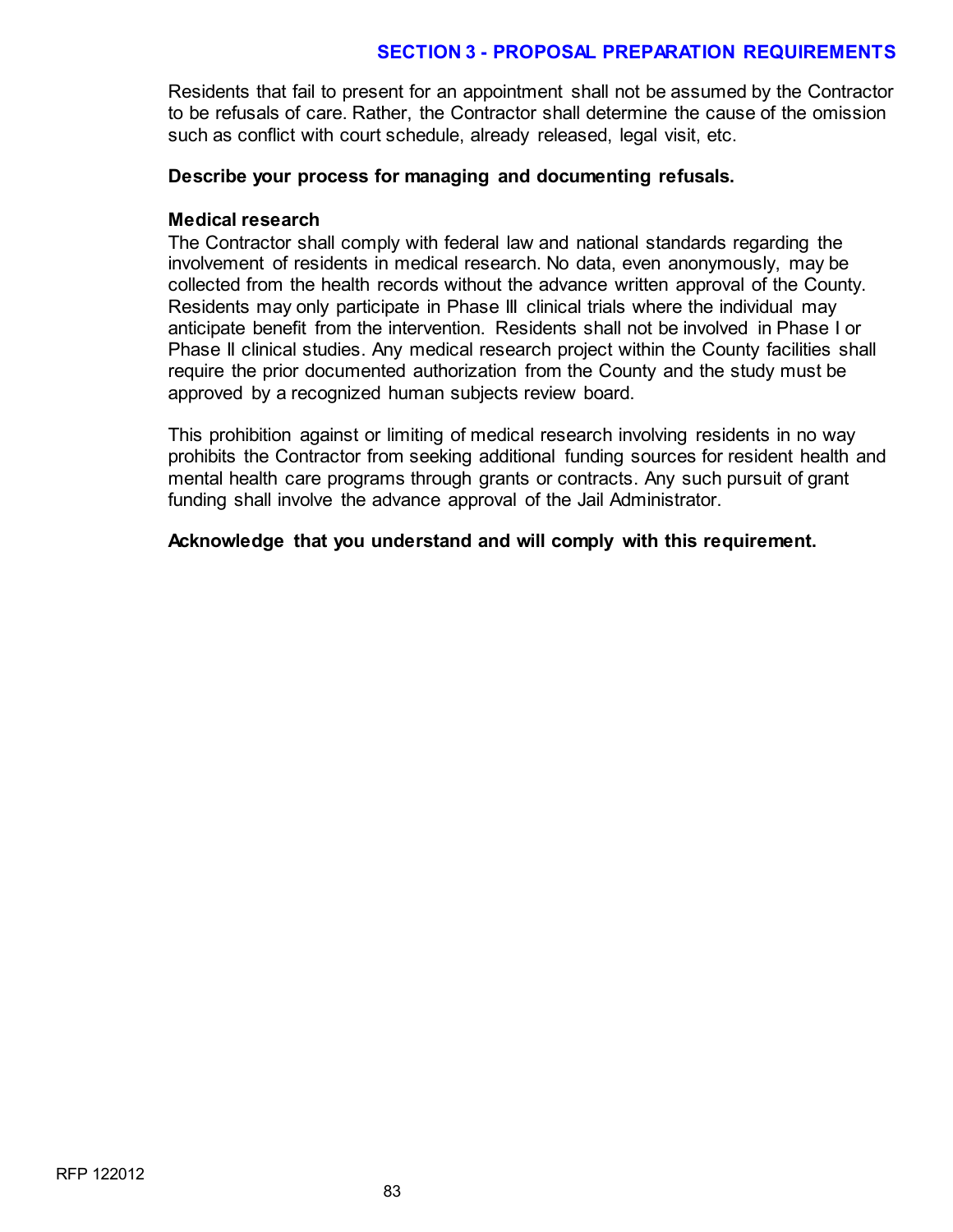Residents that fail to present for an appointment shall not be assumed by the Contractor to be refusals of care. Rather, the Contractor shall determine the cause of the omission such as conflict with court schedule, already released, legal visit, etc.

**Describe your process for managing and documenting refusals.**

**Medical research**

The Contractor shall comply with federal law and national standards regarding the involvement of residents in medical research. No data, even anonymously, may be collected from the health records without the advance written approval of the County. Residents may only participate in Phase III clinical trials where the individual may anticipate benefit from the intervention. Residents shall not be involved in Phase I or Phase II clinical studies. Any medical research project within the County facilities shall require the prior documented authorization from the County and the study must be approved by a recognized human subjects review board.

This prohibition against or limiting of medical research involving residents in no way prohibits the Contractor from seeking additional funding sources for resident health and mental health care programs through grants or contracts. Any such pursuit of grant funding shall involve the advance approval of the Jail Administrator.

**Acknowledge that you understand and will comply with this requirement.**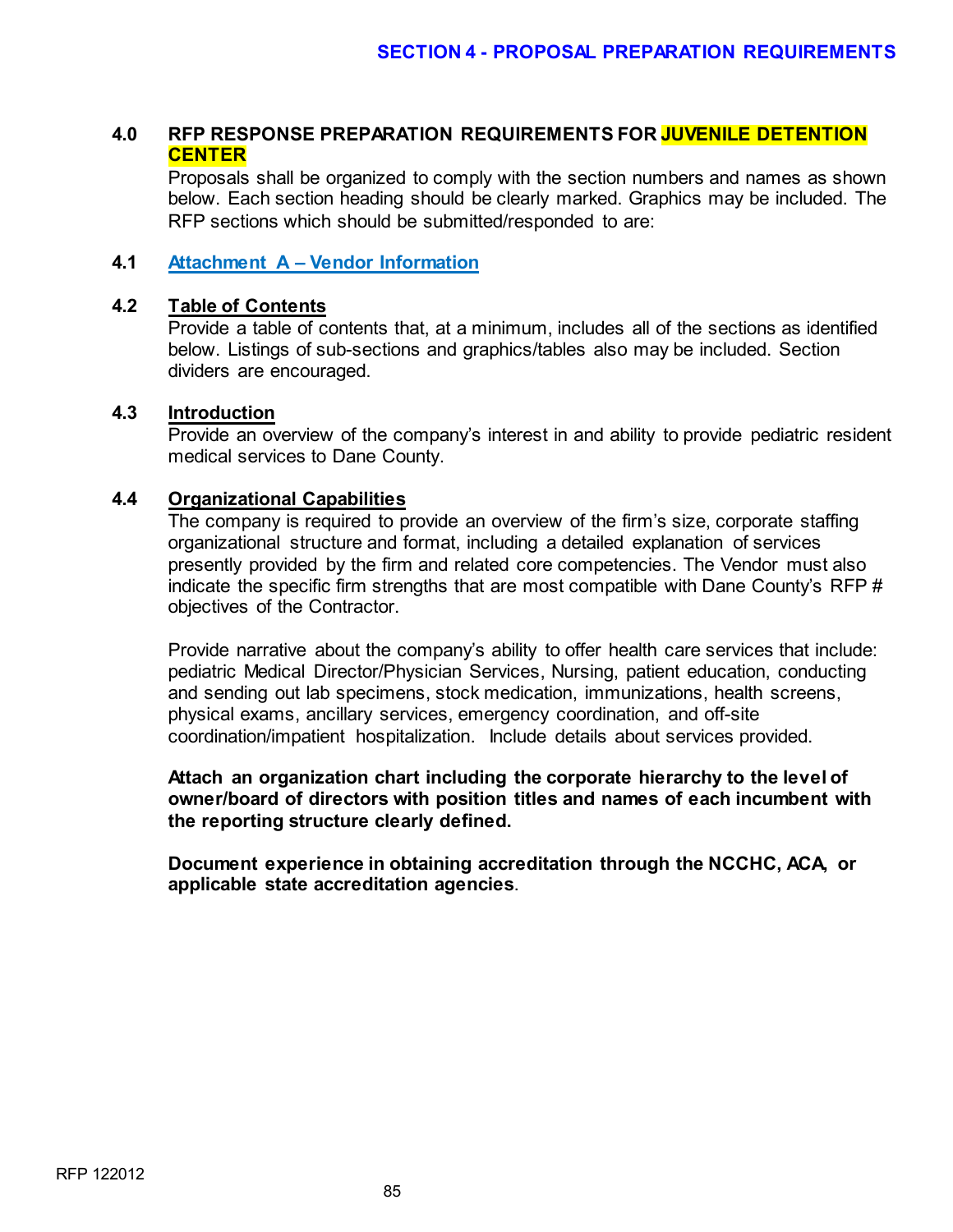# SECTION 4 - PROPOSAL PREPARATION REQUIREMENTS

## 4.0 RFP RESPONSE PREPARATION REQUIREMENTS FOR JUVENILE DETENTION CENTER

Proposals shall be organized to comply with the section numbers and names as shown below. Each section heading should be clearly marked. Graphics may be included. The RFP sections which should be submitted/responded to are:

## 4.1 Attachment A – Vendor Information

## 4.2 Table of Contents

Provide a table of contents that, at a minimum, includes all of the sections as identified below. Listings of sub-sections and graphics/tables also may be included. Section dividers are encouraged.

## 4.3 Introduction

Provide an overview of the company's interest in and ability to provide pediatric resident medical services to Dane County.

## 4.4 Organizational Capabilities

The company is required to provide an overview of the firm's size, corporate staffing organizational structure and format, including a detailed explanation of services presently provided by the firm and related core competencies. The Vendor must also indicate the specific firm strengths that are most compatible with Dane County's RFP # objectives of the Contractor.

Provide narrative about the company's ability to offer health care services that include: pediatric Medical Director/Physician Services, Nursing, patient education, conducting and sending out lab specimens, stock medication, immunizations, health screens, physical exams, ancillary services, emergency coordination, and off-site coordination/impatient hospitalization. Include details about services provided.

**Attach an organization chart including the corporate hierarchy to the level of owner/board of directors with position titles and names of each incumbent with the reporting structure clearly defined.**

**Document experience in obtaining accreditation through the NCCHC, ACA, or applicable state accreditation agencies**.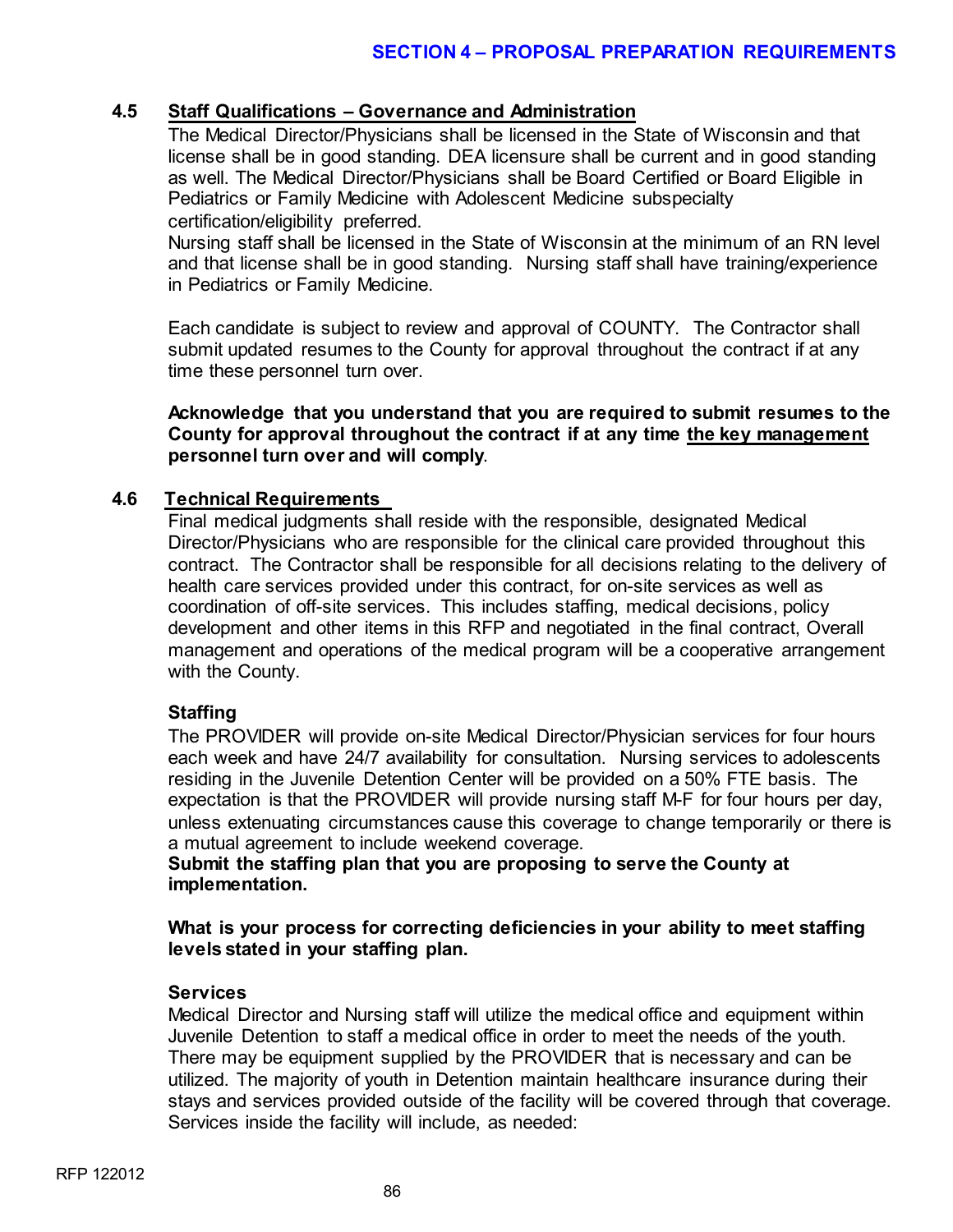### 4.5 Staff Qualifications – Governance and Administration

The Medical Director/Physicians shall be licensed in the State of Wisconsin and that license shall be in good standing. DEA licensure shall be current and in good standing as well. The Medical Director/Physicians shall be Board Certified or Board Eligible in Pediatrics or Family Medicine with Adolescent Medicine subspecialty certification/eligibility preferred.

Nursing staff shall be licensed in the State of Wisconsin at the minimum of an RN level and that license shall be in good standing. Nursing staff shall have training/experience in Pediatrics or Family Medicine.

Each candidate is subject to review and approval of COUNTY. The Contractor shall submit updated resumes to the County for approval throughout the contract if at any time these personnel turn over.

**Acknowledge that you understand that you are required to submit resumes to the County for approval throughout the contract if at any time <u>the key management</u> personnel turn over and will comply**.

### 4.6 Technical Requirements

Final medical judgments shall reside with the responsible, designated Medical Director/Physicians who are responsible for the clinical care provided throughout this contract. The Contractor shall be responsible for all decisions relating to the delivery of health care services provided under this contract, for on-site services as well as coordination of off-site services. This includes staffing, medical decisions, policy development and other items in this RFP and negotiated in the final contract, Overall management and operations of the medical program will be a cooperative arrangement with the County.

**Staffing**

The PROVIDER will provide on-site Medical Director/Physician services for four hours each week and have 24/7 availability for consultation. Nursing services to adolescents residing in the Juvenile Detention Center will be provided on a 50% FTE basis. The expectation is that the PROVIDER will provide nursing staff M-F for four hours per day, unless extenuating circumstances cause this coverage to change temporarily or there is a mutual agreement to include weekend coverage.

**Submit the staffing plan that you are proposing to serve the County at implementation.**

**What is your process for correcting deficiencies in your ability to meet staffing levels stated in your staffing plan.**

**Services**

Medical Director and Nursing staff will utilize the medical office and equipment within Juvenile Detention to staff a medical office in order to meet the needs of the youth. There may be equipment supplied by the PROVIDER that is necessary and can be utilized. The majority of youth in Detention maintain healthcare insurance during their stays and services provided outside of the facility will be covered through that coverage. Services inside the facility will include, as needed: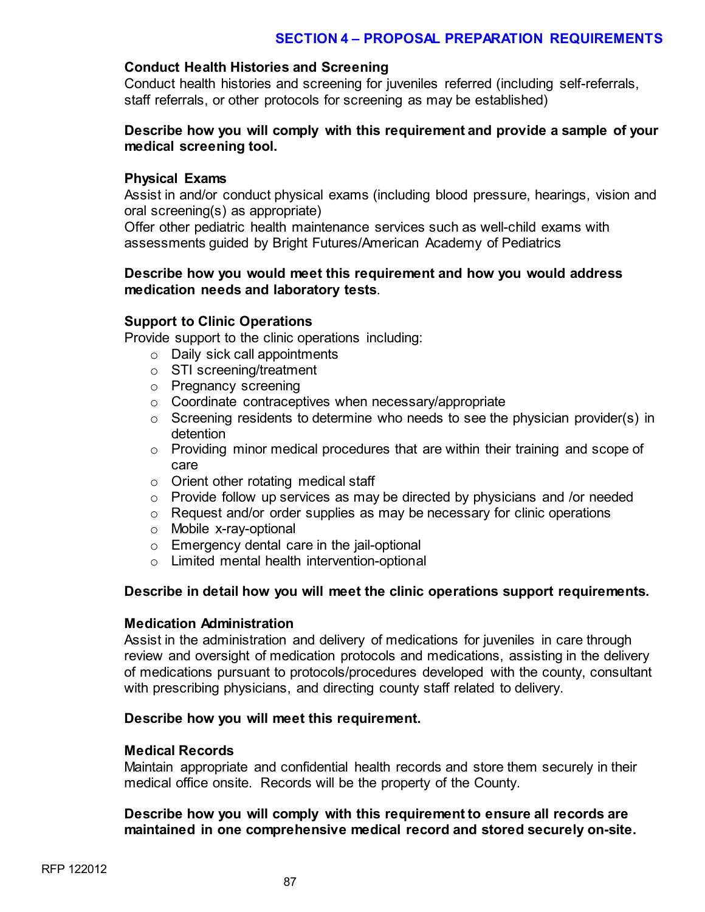## SECTION 4 – PROPOSAL PREPARATION REQUIREMENTS

**Conduct Health Histories and Screening**
Conduct health histories and screening for juveniles referred (including self-referrals, staff referrals, or other protocols for screening as may be established)

**Describe how you will comply with this requirement and provide a sample of your medical screening tool.**

**Physical Exams**
Assist in and/or conduct physical exams (including blood pressure, hearings, vision and oral screening(s) as appropriate)
Offer other pediatric health maintenance services such as well-child exams with assessments guided by Bright Futures/American Academy of Pediatrics

**Describe how you would meet this requirement and how you would address medication needs and laboratory tests**.

**Support to Clinic Operations**
Provide support to the clinic operations including:

- Daily sick call appointments
- STI screening/treatment
- Pregnancy screening
- Coordinate contraceptives when necessary/appropriate
- Screening residents to determine who needs to see the physician provider(s) in detention
- Providing minor medical procedures that are within their training and scope of care
- Orient other rotating medical staff
- Provide follow up services as may be directed by physicians and /or needed
- Request and/or order supplies as may be necessary for clinic operations
- Mobile x-ray-optional
- Emergency dental care in the jail-optional
- Limited mental health intervention-optional

**Describe in detail how you will meet the clinic operations support requirements.**

**Medication Administration**
Assist in the administration and delivery of medications for juveniles in care through review and oversight of medication protocols and medications, assisting in the delivery of medications pursuant to protocols/procedures developed with the county, consultant with prescribing physicians, and directing county staff related to delivery.

**Describe how you will meet this requirement.**

**Medical Records**
Maintain appropriate and confidential health records and store them securely in their medical office onsite. Records will be the property of the County.

**Describe how you will comply with this requirement to ensure all records are maintained in one comprehensive medical record and stored securely on-site.**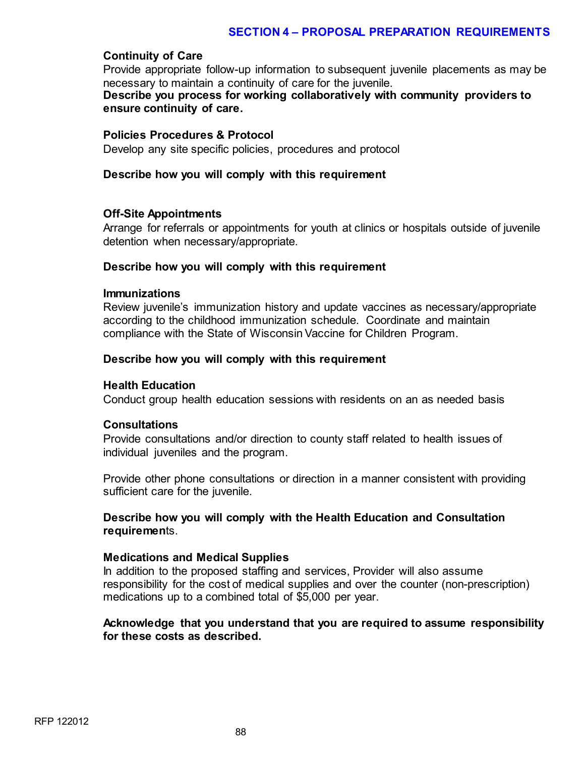**Continuity of Care**
Provide appropriate follow-up information to subsequent juvenile placements as may be necessary to maintain a continuity of care for the juvenile.
**Describe you process for working collaboratively with community providers to ensure continuity of care.**

**Policies Procedures & Protocol**
Develop any site specific policies, procedures and protocol

**Describe how you will comply with this requirement**

**Off-Site Appointments**
Arrange for referrals or appointments for youth at clinics or hospitals outside of juvenile detention when necessary/appropriate.

**Describe how you will comply with this requirement**

**Immunizations**
Review juvenile's immunization history and update vaccines as necessary/appropriate according to the childhood immunization schedule. Coordinate and maintain compliance with the State of Wisconsin Vaccine for Children Program.

**Describe how you will comply with this requirement**

**Health Education**
Conduct group health education sessions with residents on an as needed basis

**Consultations**
Provide consultations and/or direction to county staff related to health issues of individual juveniles and the program.

Provide other phone consultations or direction in a manner consistent with providing sufficient care for the juvenile.

**Describe how you will comply with the Health Education and Consultation requirement**s.

**Medications and Medical Supplies**
In addition to the proposed staffing and services, Provider will also assume responsibility for the cost of medical supplies and over the counter (non-prescription) medications up to a combined total of $5,000 per year.

**Acknowledge that you understand that you are required to assume responsibility for these costs as described.**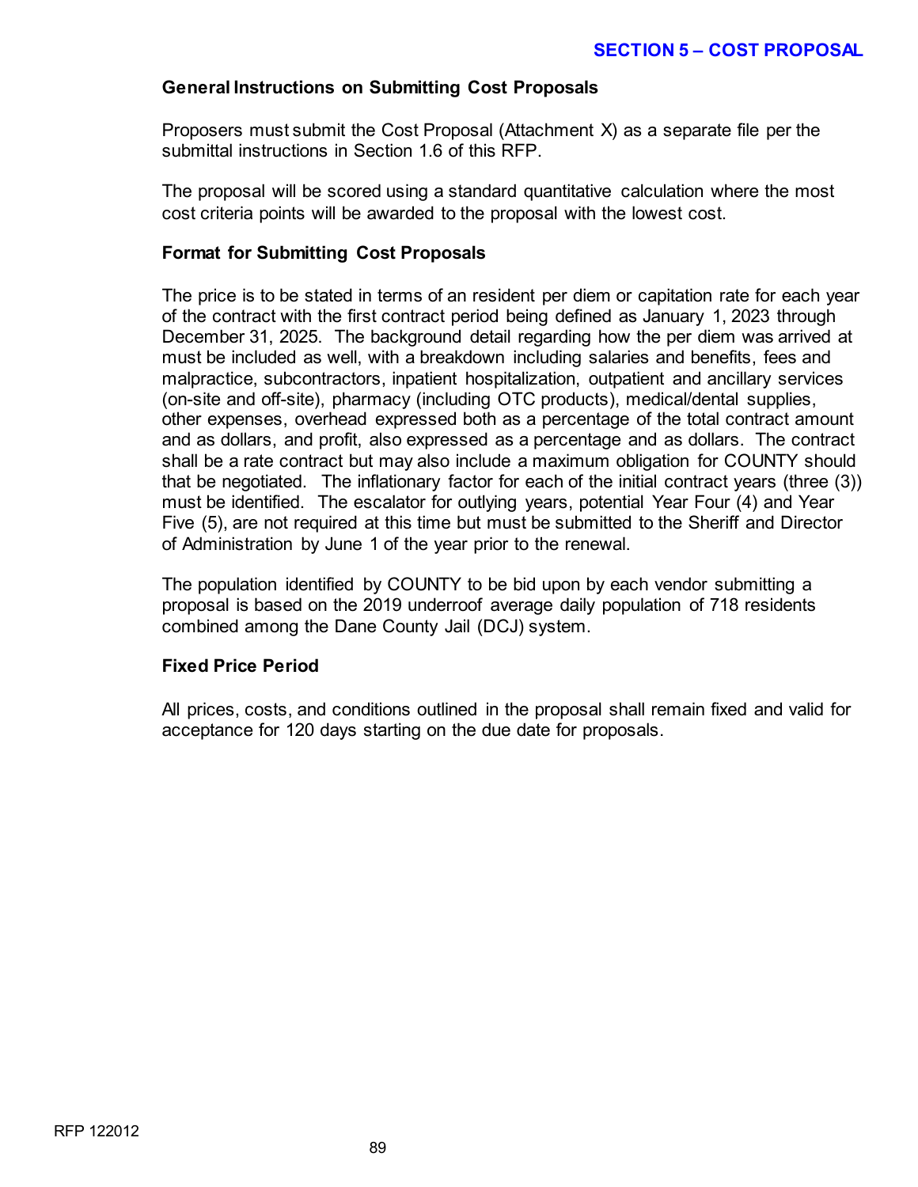# SECTION 5 – COST PROPOSAL

**General Instructions on Submitting Cost Proposals**

Proposers must submit the Cost Proposal (Attachment X) as a separate file per the submittal instructions in Section 1.6 of this RFP.

The proposal will be scored using a standard quantitative calculation where the most cost criteria points will be awarded to the proposal with the lowest cost.

**Format for Submitting Cost Proposals**

The price is to be stated in terms of an resident per diem or capitation rate for each year of the contract with the first contract period being defined as January 1, 2023 through December 31, 2025. The background detail regarding how the per diem was arrived at must be included as well, with a breakdown including salaries and benefits, fees and malpractice, subcontractors, inpatient hospitalization, outpatient and ancillary services (on-site and off-site), pharmacy (including OTC products), medical/dental supplies, other expenses, overhead expressed both as a percentage of the total contract amount and as dollars, and profit, also expressed as a percentage and as dollars. The contract shall be a rate contract but may also include a maximum obligation for COUNTY should that be negotiated. The inflationary factor for each of the initial contract years (three (3)) must be identified. The escalator for outlying years, potential Year Four (4) and Year Five (5), are not required at this time but must be submitted to the Sheriff and Director of Administration by June 1 of the year prior to the renewal.

The population identified by COUNTY to be bid upon by each vendor submitting a proposal is based on the 2019 underroof average daily population of 718 residents combined among the Dane County Jail (DCJ) system.

**Fixed Price Period**

All prices, costs, and conditions outlined in the proposal shall remain fixed and valid for acceptance for 120 days starting on the due date for proposals.